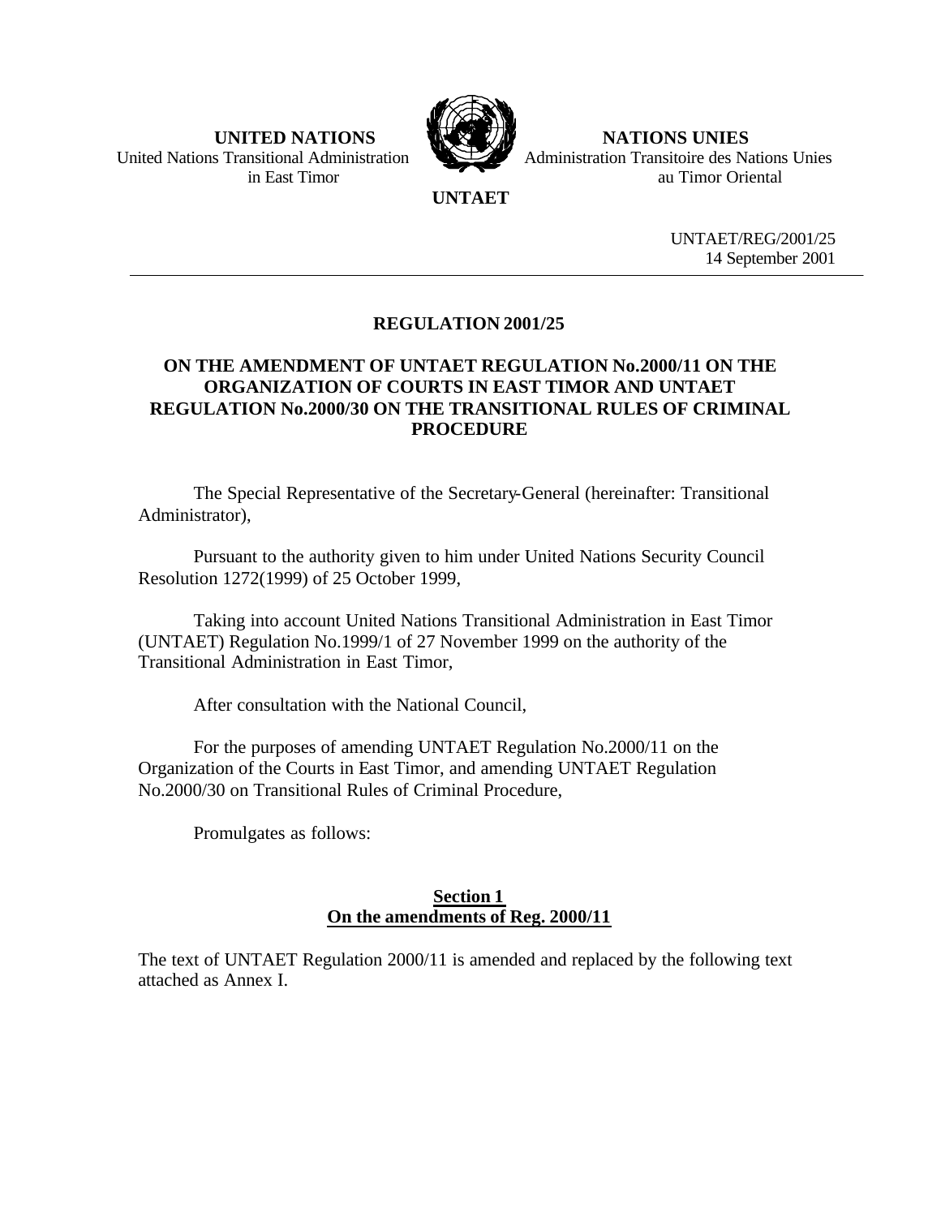**UNITED NATIONS**
United Nations Transitional Administration in East Timor

**NATIONS UNIES**
Administration Transitoire des Nations Unies au Timor Oriental

**UNTAET**

UNTAET/REG/2001/25
14 September 2001

---

# REGULATION 2001/25

## ON THE AMENDMENT OF UNTAET REGULATION No.2000/11 ON THE ORGANIZATION OF COURTS IN EAST TIMOR AND UNTAET REGULATION No.2000/30 ON THE TRANSITIONAL RULES OF CRIMINAL PROCEDURE

The Special Representative of the Secretary-General (hereinafter: Transitional Administrator),

Pursuant to the authority given to him under United Nations Security Council Resolution 1272(1999) of 25 October 1999,

Taking into account United Nations Transitional Administration in East Timor (UNTAET) Regulation No.1999/1 of 27 November 1999 on the authority of the Transitional Administration in East Timor,

After consultation with the National Council,

For the purposes of amending UNTAET Regulation No.2000/11 on the Organization of the Courts in East Timor, and amending UNTAET Regulation No.2000/30 on Transitional Rules of Criminal Procedure,

Promulgates as follows:

### Section 1
### On the amendments of Reg. 2000/11

The text of UNTAET Regulation 2000/11 is amended and replaced by the following text attached as Annex I.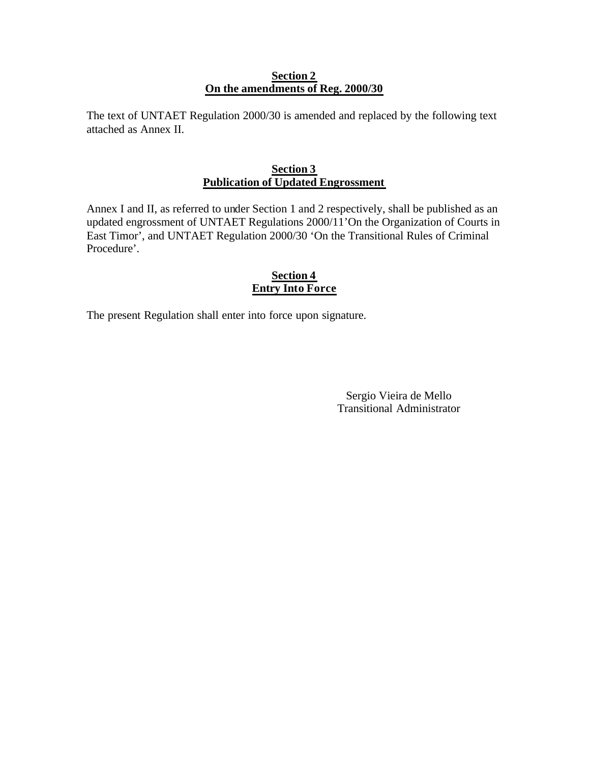**Section 2**
**On the amendments of Reg. 2000/30**

The text of UNTAET Regulation 2000/30 is amended and replaced by the following text attached as Annex II.

**Section 3**
**Publication of Updated Engrossment**

Annex I and II, as referred to under Section 1 and 2 respectively, shall be published as an updated engrossment of UNTAET Regulations 2000/11'On the Organization of Courts in East Timor', and UNTAET Regulation 2000/30 'On the Transitional Rules of Criminal Procedure'.

**Section 4**
**Entry Into Force**

The present Regulation shall enter into force upon signature.

Sergio Vieira de Mello
Transitional Administrator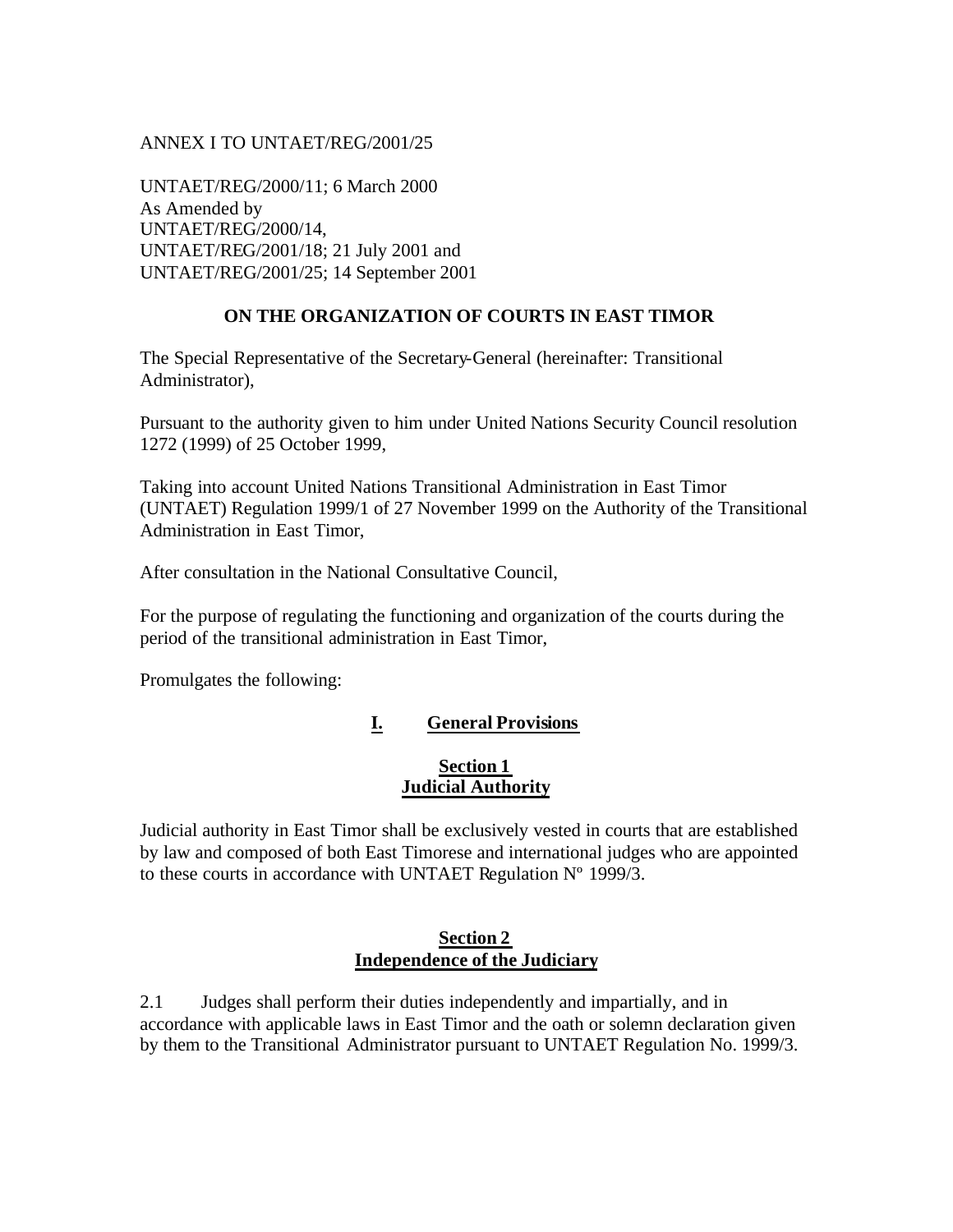ANNEX I TO UNTAET/REG/2001/25

UNTAET/REG/2000/11; 6 March 2000
As Amended by
UNTAET/REG/2000/14,
UNTAET/REG/2001/18; 21 July 2001 and
UNTAET/REG/2001/25; 14 September 2001

# ON THE ORGANIZATION OF COURTS IN EAST TIMOR

The Special Representative of the Secretary-General (hereinafter: Transitional Administrator),

Pursuant to the authority given to him under United Nations Security Council resolution 1272 (1999) of 25 October 1999,

Taking into account United Nations Transitional Administration in East Timor (UNTAET) Regulation 1999/1 of 27 November 1999 on the Authority of the Transitional Administration in East Timor,

After consultation in the National Consultative Council,

For the purpose of regulating the functioning and organization of the courts during the period of the transitional administration in East Timor,

Promulgates the following:

## I. General Provisions

### Section 1 Judicial Authority

Judicial authority in East Timor shall be exclusively vested in courts that are established by law and composed of both East Timorese and international judges who are appointed to these courts in accordance with UNTAET Regulation Nº 1999/3.

### Section 2 Independence of the Judiciary

2.1 Judges shall perform their duties independently and impartially, and in accordance with applicable laws in East Timor and the oath or solemn declaration given by them to the Transitional Administrator pursuant to UNTAET Regulation No. 1999/3.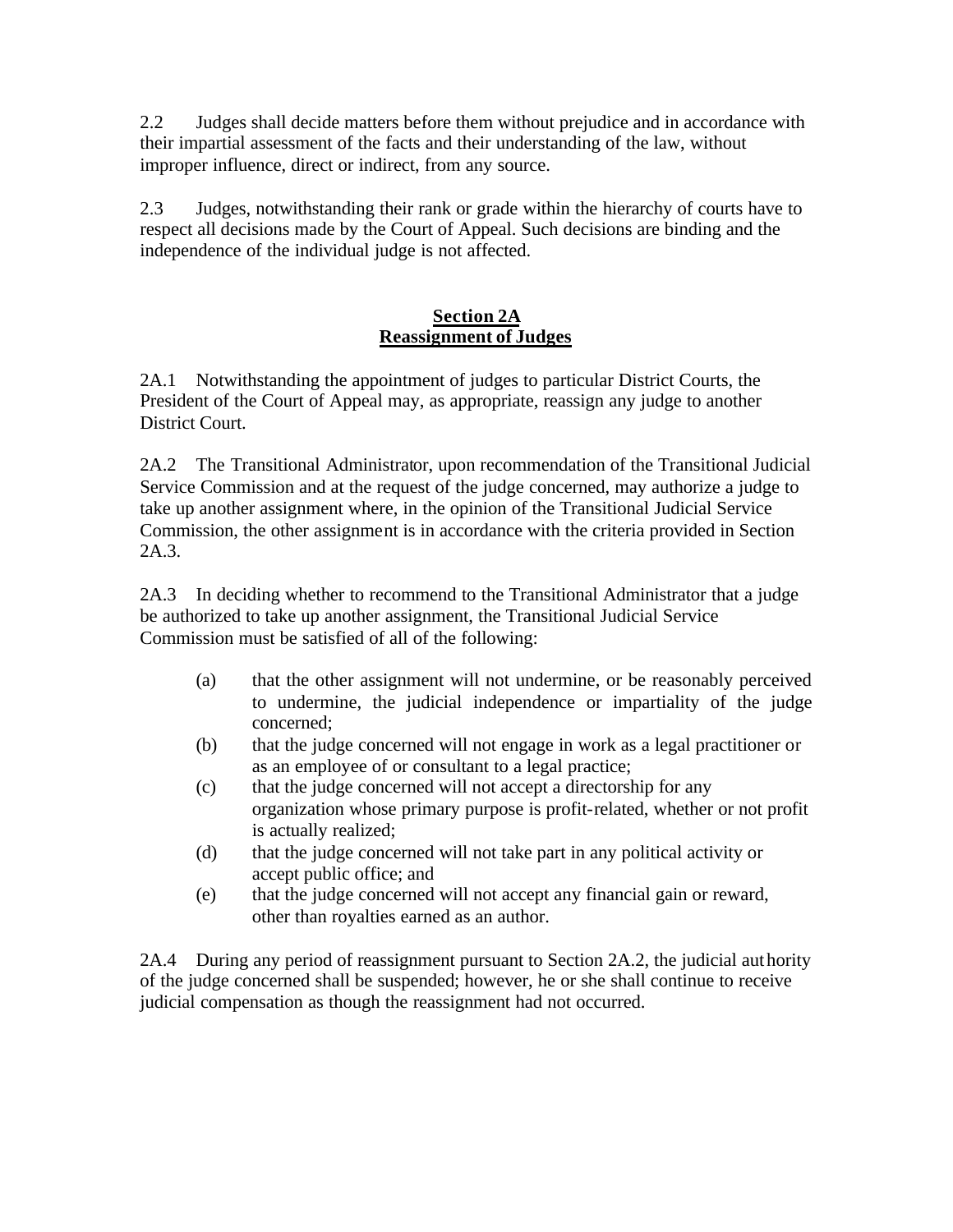2.2 Judges shall decide matters before them without prejudice and in accordance with their impartial assessment of the facts and their understanding of the law, without improper influence, direct or indirect, from any source.

2.3 Judges, notwithstanding their rank or grade within the hierarchy of courts have to respect all decisions made by the Court of Appeal. Such decisions are binding and the independence of the individual judge is not affected.

## Section 2A
## Reassignment of Judges

2A.1 Notwithstanding the appointment of judges to particular District Courts, the President of the Court of Appeal may, as appropriate, reassign any judge to another District Court.

2A.2 The Transitional Administrator, upon recommendation of the Transitional Judicial Service Commission and at the request of the judge concerned, may authorize a judge to take up another assignment where, in the opinion of the Transitional Judicial Service Commission, the other assignment is in accordance with the criteria provided in Section 2A.3.

2A.3 In deciding whether to recommend to the Transitional Administrator that a judge be authorized to take up another assignment, the Transitional Judicial Service Commission must be satisfied of all of the following:

(a) that the other assignment will not undermine, or be reasonably perceived to undermine, the judicial independence or impartiality of the judge concerned;

(b) that the judge concerned will not engage in work as a legal practitioner or as an employee of or consultant to a legal practice;

(c) that the judge concerned will not accept a directorship for any organization whose primary purpose is profit-related, whether or not profit is actually realized;

(d) that the judge concerned will not take part in any political activity or accept public office; and

(e) that the judge concerned will not accept any financial gain or reward, other than royalties earned as an author.

2A.4 During any period of reassignment pursuant to Section 2A.2, the judicial authority of the judge concerned shall be suspended; however, he or she shall continue to receive judicial compensation as though the reassignment had not occurred.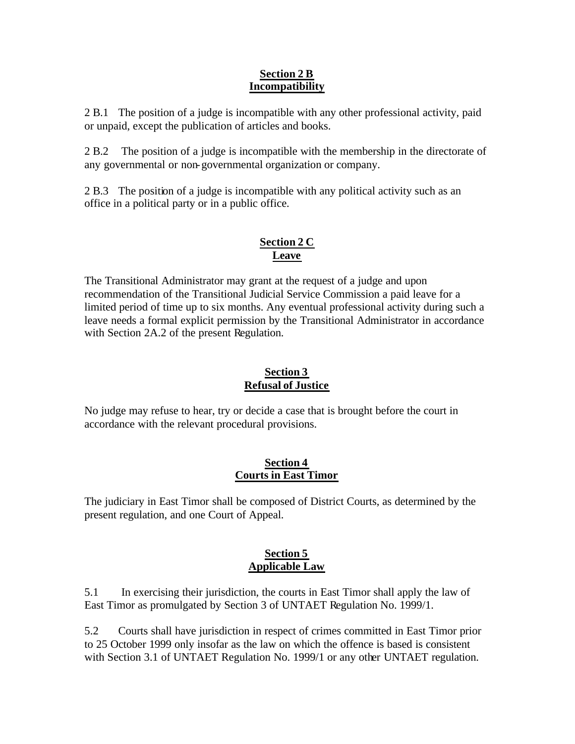## Section 2 B
## Incompatibility

2 B.1 The position of a judge is incompatible with any other professional activity, paid or unpaid, except the publication of articles and books.

2 B.2 The position of a judge is incompatible with the membership in the directorate of any governmental or non-governmental organization or company.

2 B.3 The position of a judge is incompatible with any political activity such as an office in a political party or in a public office.

## Section 2 C
## Leave

The Transitional Administrator may grant at the request of a judge and upon recommendation of the Transitional Judicial Service Commission a paid leave for a limited period of time up to six months. Any eventual professional activity during such a leave needs a formal explicit permission by the Transitional Administrator in accordance with Section 2A.2 of the present Regulation.

## Section 3
## Refusal of Justice

No judge may refuse to hear, try or decide a case that is brought before the court in accordance with the relevant procedural provisions.

## Section 4
## Courts in East Timor

The judiciary in East Timor shall be composed of District Courts, as determined by the present regulation, and one Court of Appeal.

## Section 5
## Applicable Law

5.1 In exercising their jurisdiction, the courts in East Timor shall apply the law of East Timor as promulgated by Section 3 of UNTAET Regulation No. 1999/1.

5.2 Courts shall have jurisdiction in respect of crimes committed in East Timor prior to 25 October 1999 only insofar as the law on which the offence is based is consistent with Section 3.1 of UNTAET Regulation No. 1999/1 or any other UNTAET regulation.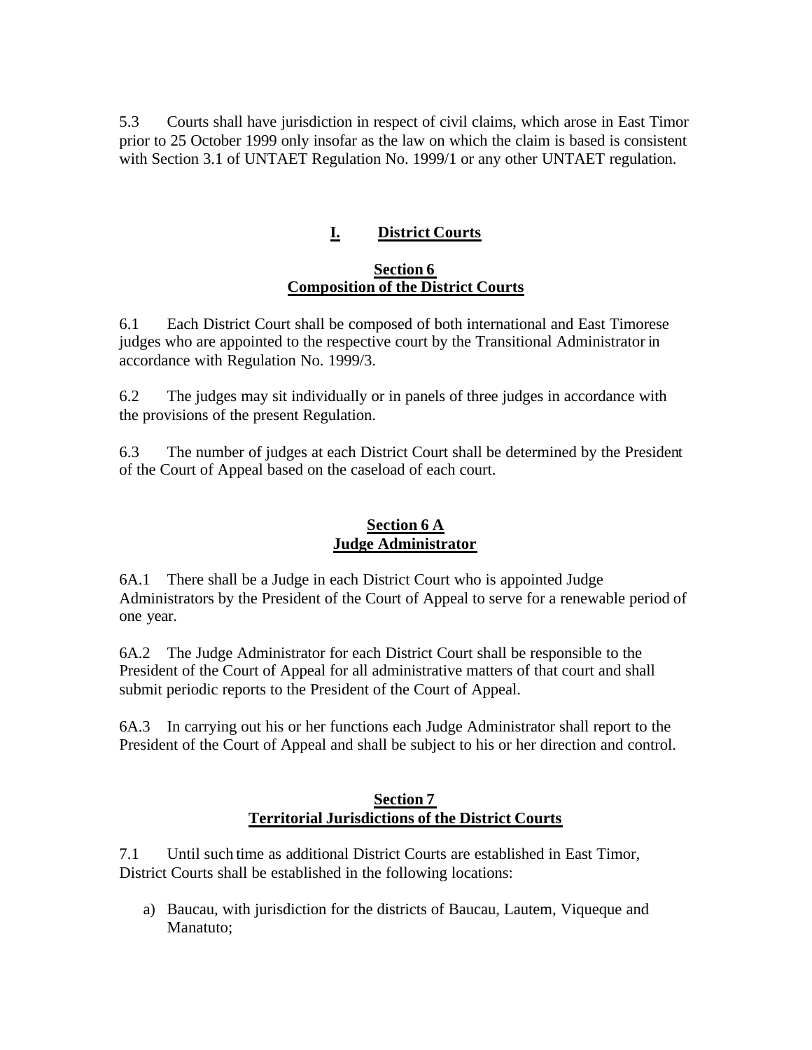5.3 Courts shall have jurisdiction in respect of civil claims, which arose in East Timor prior to 25 October 1999 only insofar as the law on which the claim is based is consistent with Section 3.1 of UNTAET Regulation No. 1999/1 or any other UNTAET regulation.

## I. District Courts

### Section 6
### Composition of the District Courts

6.1 Each District Court shall be composed of both international and East Timorese judges who are appointed to the respective court by the Transitional Administrator in accordance with Regulation No. 1999/3.

6.2 The judges may sit individually or in panels of three judges in accordance with the provisions of the present Regulation.

6.3 The number of judges at each District Court shall be determined by the President of the Court of Appeal based on the caseload of each court.

### Section 6 A
### Judge Administrator

6A.1 There shall be a Judge in each District Court who is appointed Judge Administrators by the President of the Court of Appeal to serve for a renewable period of one year.

6A.2 The Judge Administrator for each District Court shall be responsible to the President of the Court of Appeal for all administrative matters of that court and shall submit periodic reports to the President of the Court of Appeal.

6A.3 In carrying out his or her functions each Judge Administrator shall report to the President of the Court of Appeal and shall be subject to his or her direction and control.

### Section 7
### Territorial Jurisdictions of the District Courts

7.1 Until such time as additional District Courts are established in East Timor, District Courts shall be established in the following locations:

a) Baucau, with jurisdiction for the districts of Baucau, Lautem, Viqueque and Manatuto;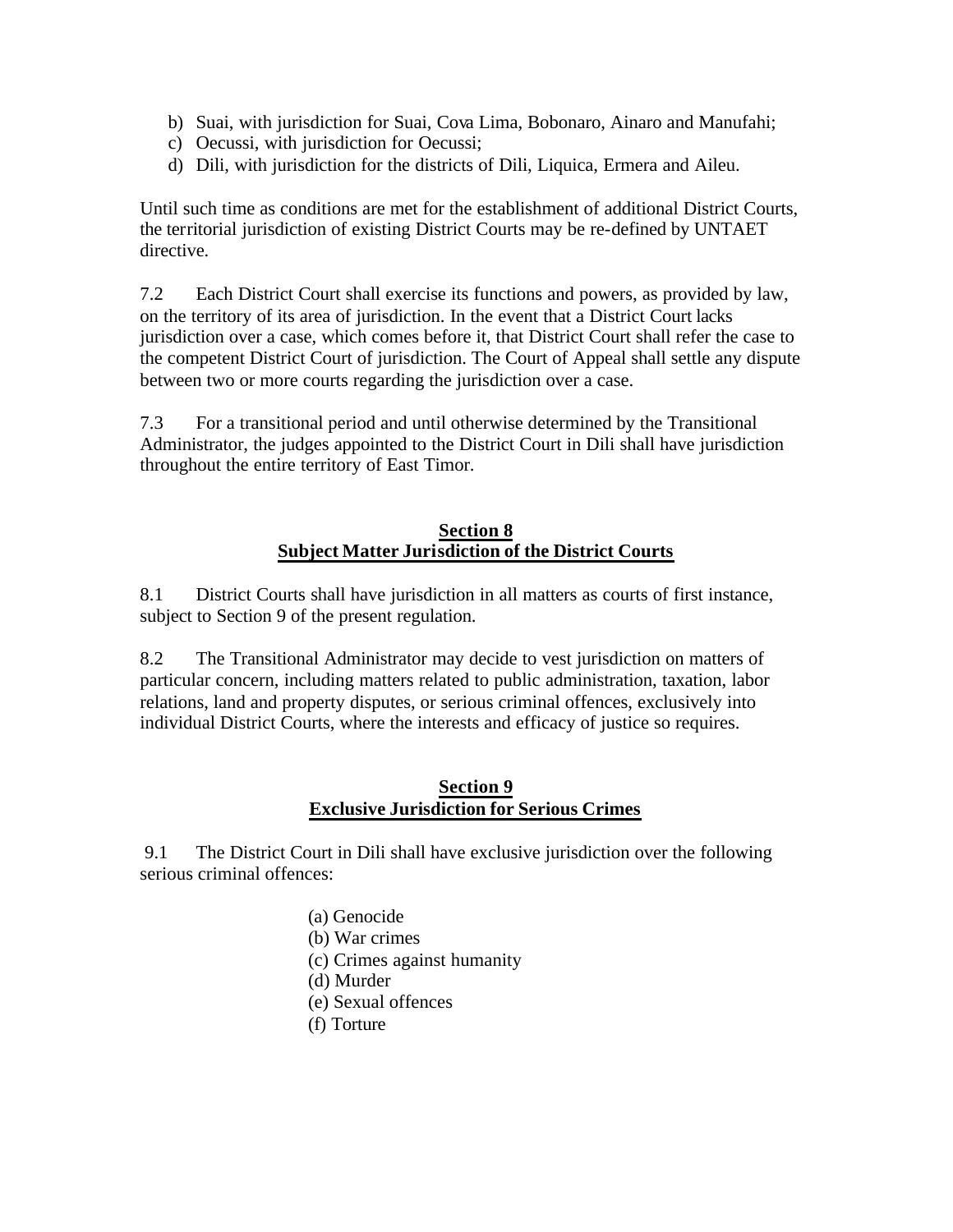b) Suai, with jurisdiction for Suai, Cova Lima, Bobonaro, Ainaro and Manufahi;
c) Oecussi, with jurisdiction for Oecussi;
d) Dili, with jurisdiction for the districts of Dili, Liquica, Ermera and Aileu.

Until such time as conditions are met for the establishment of additional District Courts, the territorial jurisdiction of existing District Courts may be re-defined by UNTAET directive.

7.2 Each District Court shall exercise its functions and powers, as provided by law, on the territory of its area of jurisdiction. In the event that a District Court lacks jurisdiction over a case, which comes before it, that District Court shall refer the case to the competent District Court of jurisdiction. The Court of Appeal shall settle any dispute between two or more courts regarding the jurisdiction over a case.

7.3 For a transitional period and until otherwise determined by the Transitional Administrator, the judges appointed to the District Court in Dili shall have jurisdiction throughout the entire territory of East Timor.

## Section 8
## Subject Matter Jurisdiction of the District Courts

8.1 District Courts shall have jurisdiction in all matters as courts of first instance, subject to Section 9 of the present regulation.

8.2 The Transitional Administrator may decide to vest jurisdiction on matters of particular concern, including matters related to public administration, taxation, labor relations, land and property disputes, or serious criminal offences, exclusively into individual District Courts, where the interests and efficacy of justice so requires.

## Section 9
## Exclusive Jurisdiction for Serious Crimes

9.1 The District Court in Dili shall have exclusive jurisdiction over the following serious criminal offences:

(a) Genocide
(b) War crimes
(c) Crimes against humanity
(d) Murder
(e) Sexual offences
(f) Torture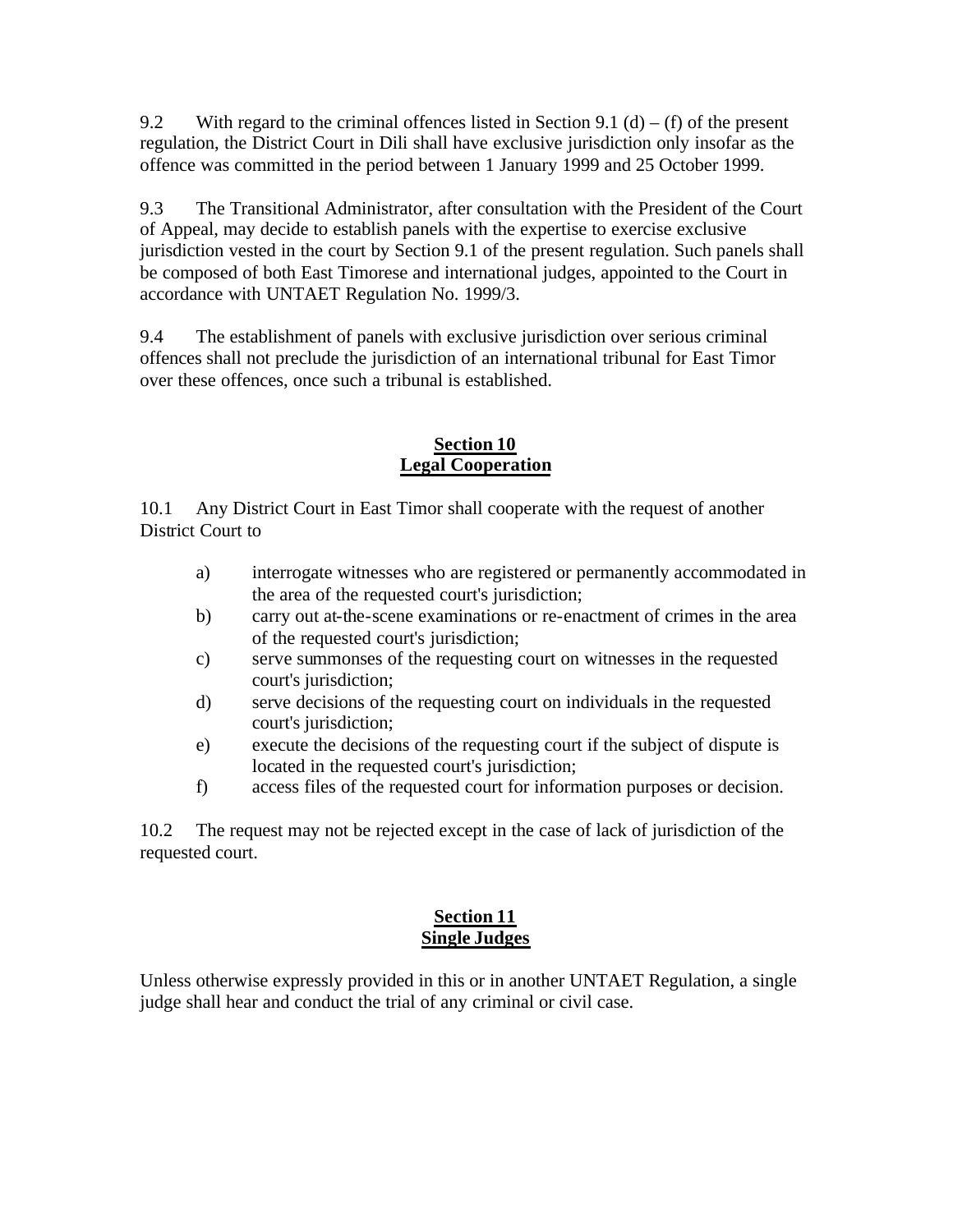9.2 With regard to the criminal offences listed in Section 9.1 (d) – (f) of the present regulation, the District Court in Dili shall have exclusive jurisdiction only insofar as the offence was committed in the period between 1 January 1999 and 25 October 1999.

9.3 The Transitional Administrator, after consultation with the President of the Court of Appeal, may decide to establish panels with the expertise to exercise exclusive jurisdiction vested in the court by Section 9.1 of the present regulation. Such panels shall be composed of both East Timorese and international judges, appointed to the Court in accordance with UNTAET Regulation No. 1999/3.

9.4 The establishment of panels with exclusive jurisdiction over serious criminal offences shall not preclude the jurisdiction of an international tribunal for East Timor over these offences, once such a tribunal is established.

## Section 10
## Legal Cooperation

10.1 Any District Court in East Timor shall cooperate with the request of another District Court to

- a) interrogate witnesses who are registered or permanently accommodated in the area of the requested court's jurisdiction;
- b) carry out at-the-scene examinations or re-enactment of crimes in the area of the requested court's jurisdiction;
- c) serve summonses of the requesting court on witnesses in the requested court's jurisdiction;
- d) serve decisions of the requesting court on individuals in the requested court's jurisdiction;
- e) execute the decisions of the requesting court if the subject of dispute is located in the requested court's jurisdiction;
- f) access files of the requested court for information purposes or decision.

10.2 The request may not be rejected except in the case of lack of jurisdiction of the requested court.

## Section 11
## Single Judges

Unless otherwise expressly provided in this or in another UNTAET Regulation, a single judge shall hear and conduct the trial of any criminal or civil case.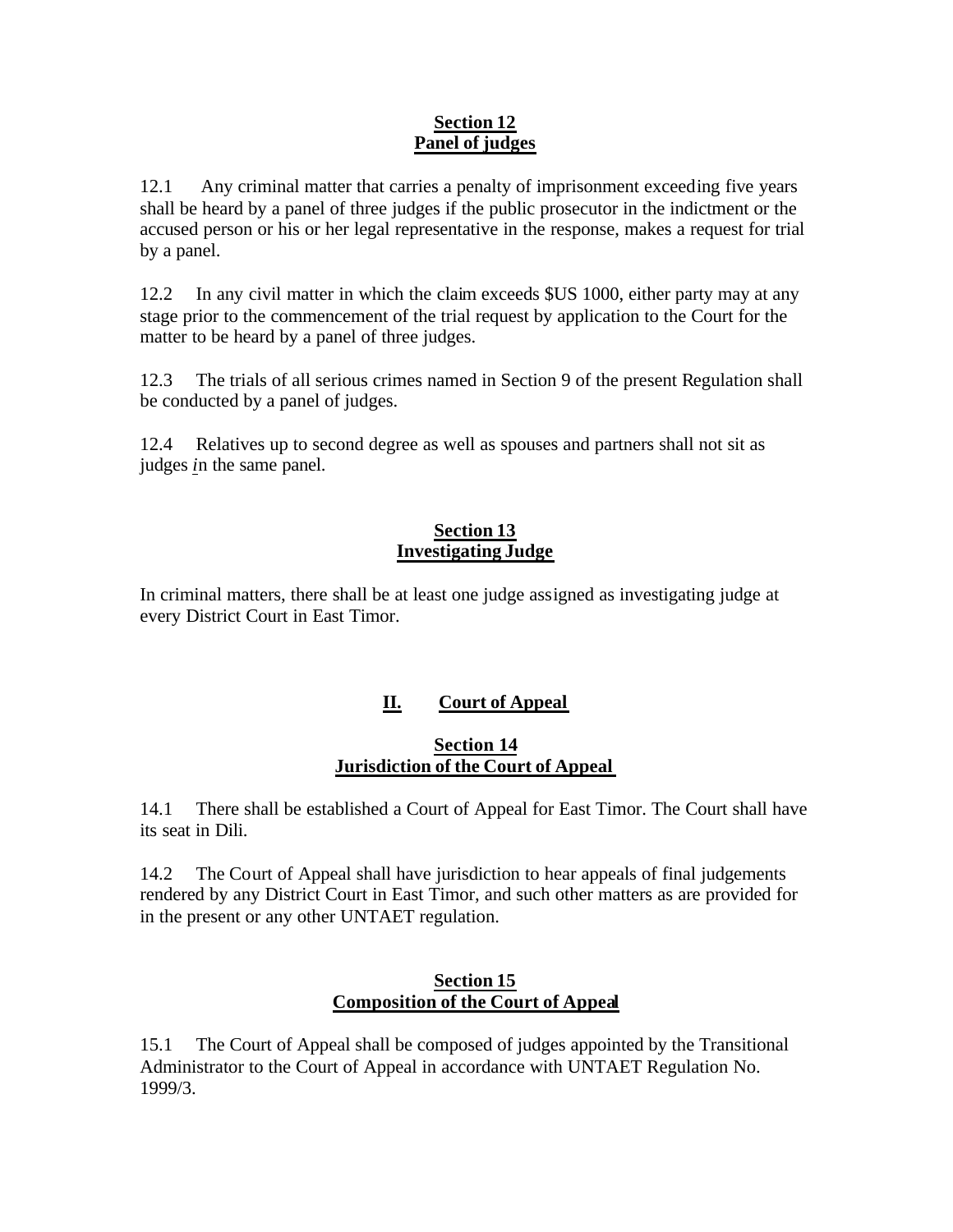**Section 12**
**Panel of judges**

12.1 Any criminal matter that carries a penalty of imprisonment exceeding five years shall be heard by a panel of three judges if the public prosecutor in the indictment or the accused person or his or her legal representative in the response, makes a request for trial by a panel.

12.2 In any civil matter in which the claim exceeds $US 1000, either party may at any stage prior to the commencement of the trial request by application to the Court for the matter to be heard by a panel of three judges.

12.3 The trials of all serious crimes named in Section 9 of the present Regulation shall be conducted by a panel of judges.

12.4 Relatives up to second degree as well as spouses and partners shall not sit as judges in the same panel.

**Section 13**
**Investigating Judge**

In criminal matters, there shall be at least one judge assigned as investigating judge at every District Court in East Timor.

## II. Court of Appeal

**Section 14**
**Jurisdiction of the Court of Appeal**

14.1 There shall be established a Court of Appeal for East Timor. The Court shall have its seat in Dili.

14.2 The Court of Appeal shall have jurisdiction to hear appeals of final judgements rendered by any District Court in East Timor, and such other matters as are provided for in the present or any other UNTAET regulation.

**Section 15**
**Composition of the Court of Appeal**

15.1 The Court of Appeal shall be composed of judges appointed by the Transitional Administrator to the Court of Appeal in accordance with UNTAET Regulation No. 1999/3.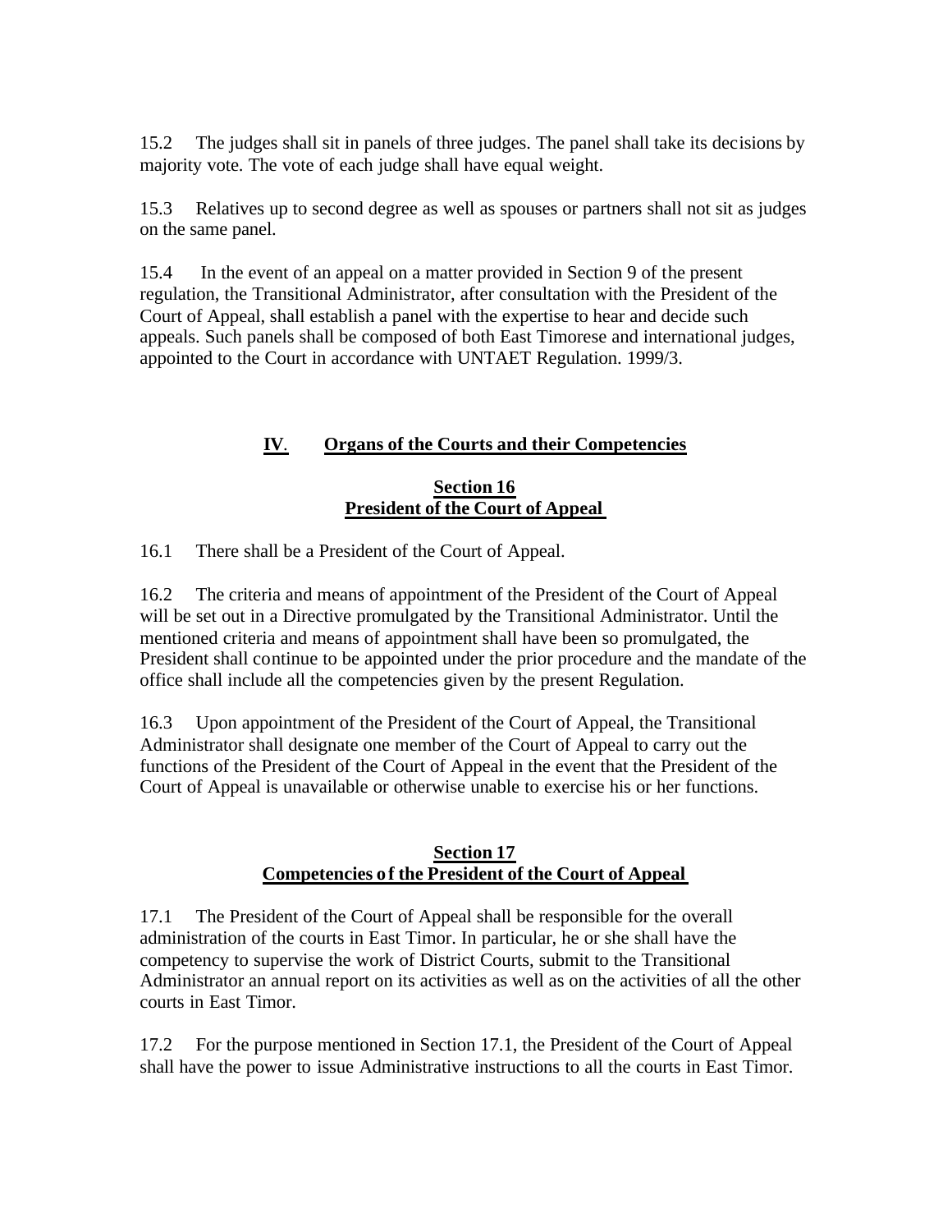15.2 The judges shall sit in panels of three judges. The panel shall take its decisions by majority vote. The vote of each judge shall have equal weight.

15.3 Relatives up to second degree as well as spouses or partners shall not sit as judges on the same panel.

15.4 In the event of an appeal on a matter provided in Section 9 of the present regulation, the Transitional Administrator, after consultation with the President of the Court of Appeal, shall establish a panel with the expertise to hear and decide such appeals. Such panels shall be composed of both East Timorese and international judges, appointed to the Court in accordance with UNTAET Regulation. 1999/3.

## IV. Organs of the Courts and their Competencies

### Section 16
### President of the Court of Appeal

16.1 There shall be a President of the Court of Appeal.

16.2 The criteria and means of appointment of the President of the Court of Appeal will be set out in a Directive promulgated by the Transitional Administrator. Until the mentioned criteria and means of appointment shall have been so promulgated, the President shall continue to be appointed under the prior procedure and the mandate of the office shall include all the competencies given by the present Regulation.

16.3 Upon appointment of the President of the Court of Appeal, the Transitional Administrator shall designate one member of the Court of Appeal to carry out the functions of the President of the Court of Appeal in the event that the President of the Court of Appeal is unavailable or otherwise unable to exercise his or her functions.

### Section 17
### Competencies of the President of the Court of Appeal

17.1 The President of the Court of Appeal shall be responsible for the overall administration of the courts in East Timor. In particular, he or she shall have the competency to supervise the work of District Courts, submit to the Transitional Administrator an annual report on its activities as well as on the activities of all the other courts in East Timor.

17.2 For the purpose mentioned in Section 17.1, the President of the Court of Appeal shall have the power to issue Administrative instructions to all the courts in East Timor.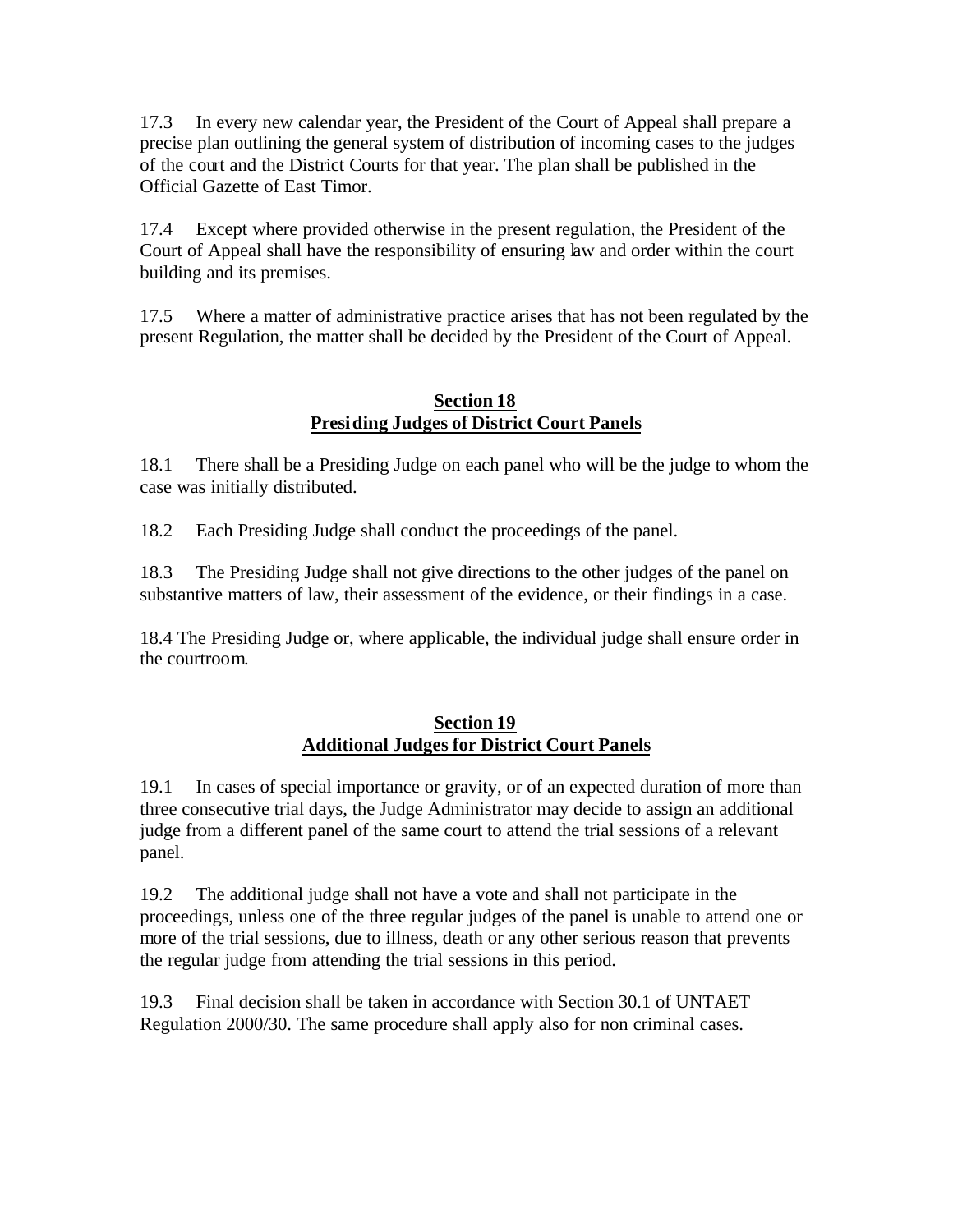17.3 In every new calendar year, the President of the Court of Appeal shall prepare a precise plan outlining the general system of distribution of incoming cases to the judges of the court and the District Courts for that year. The plan shall be published in the Official Gazette of East Timor.

17.4 Except where provided otherwise in the present regulation, the President of the Court of Appeal shall have the responsibility of ensuring law and order within the court building and its premises.

17.5 Where a matter of administrative practice arises that has not been regulated by the present Regulation, the matter shall be decided by the President of the Court of Appeal.

## Section 18
## Presiding Judges of District Court Panels

18.1 There shall be a Presiding Judge on each panel who will be the judge to whom the case was initially distributed.

18.2 Each Presiding Judge shall conduct the proceedings of the panel.

18.3 The Presiding Judge shall not give directions to the other judges of the panel on substantive matters of law, their assessment of the evidence, or their findings in a case.

18.4 The Presiding Judge or, where applicable, the individual judge shall ensure order in the courtroom.

## Section 19
## Additional Judges for District Court Panels

19.1 In cases of special importance or gravity, or of an expected duration of more than three consecutive trial days, the Judge Administrator may decide to assign an additional judge from a different panel of the same court to attend the trial sessions of a relevant panel.

19.2 The additional judge shall not have a vote and shall not participate in the proceedings, unless one of the three regular judges of the panel is unable to attend one or more of the trial sessions, due to illness, death or any other serious reason that prevents the regular judge from attending the trial sessions in this period.

19.3 Final decision shall be taken in accordance with Section 30.1 of UNTAET Regulation 2000/30. The same procedure shall apply also for non criminal cases.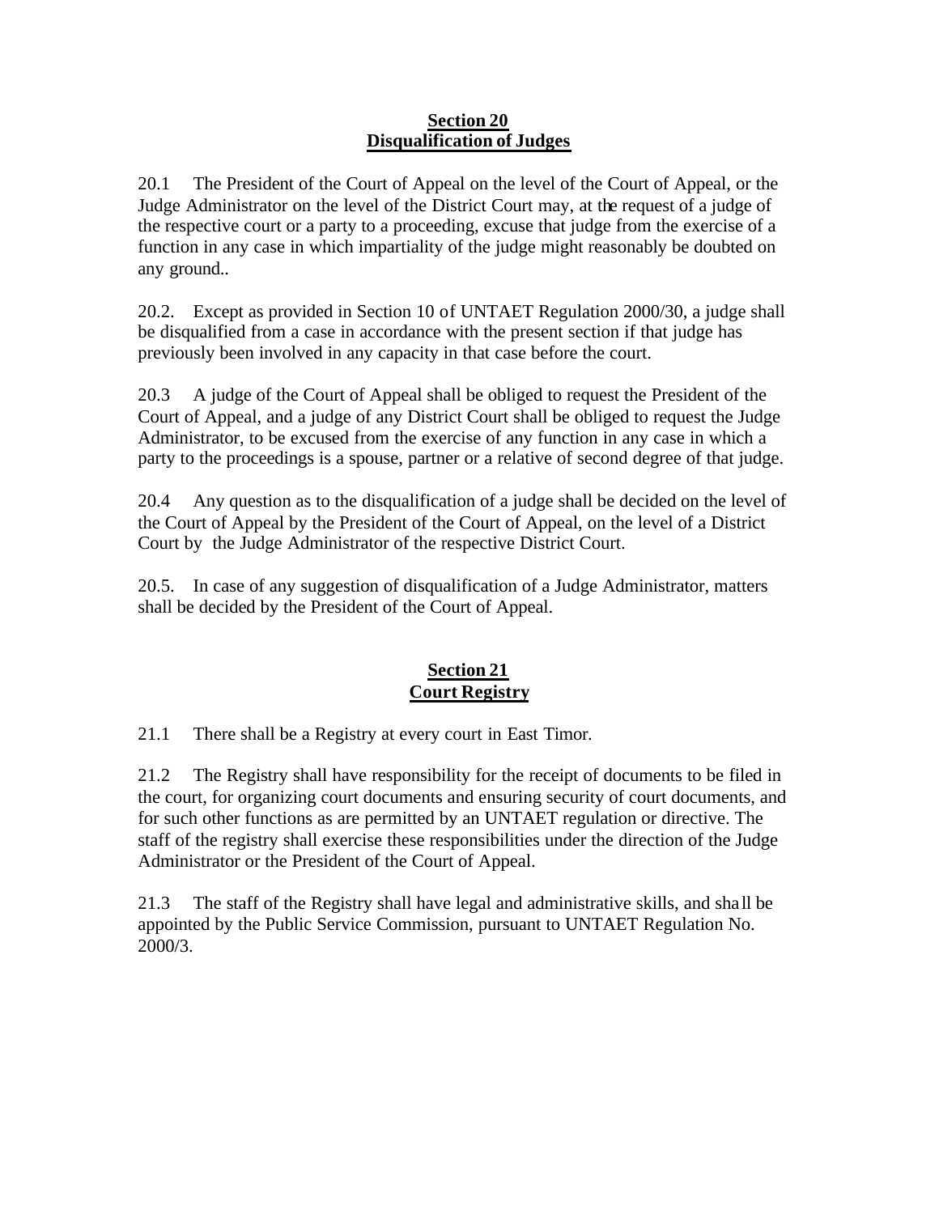## Section 20
## Disqualification of Judges

20.1 The President of the Court of Appeal on the level of the Court of Appeal, or the Judge Administrator on the level of the District Court may, at the request of a judge of the respective court or a party to a proceeding, excuse that judge from the exercise of a function in any case in which impartiality of the judge might reasonably be doubted on any ground..

20.2. Except as provided in Section 10 of UNTAET Regulation 2000/30, a judge shall be disqualified from a case in accordance with the present section if that judge has previously been involved in any capacity in that case before the court.

20.3 A judge of the Court of Appeal shall be obliged to request the President of the Court of Appeal, and a judge of any District Court shall be obliged to request the Judge Administrator, to be excused from the exercise of any function in any case in which a party to the proceedings is a spouse, partner or a relative of second degree of that judge.

20.4 Any question as to the disqualification of a judge shall be decided on the level of the Court of Appeal by the President of the Court of Appeal, on the level of a District Court by the Judge Administrator of the respective District Court.

20.5. In case of any suggestion of disqualification of a Judge Administrator, matters shall be decided by the President of the Court of Appeal.

## Section 21
## Court Registry

21.1 There shall be a Registry at every court in East Timor.

21.2 The Registry shall have responsibility for the receipt of documents to be filed in the court, for organizing court documents and ensuring security of court documents, and for such other functions as are permitted by an UNTAET regulation or directive. The staff of the registry shall exercise these responsibilities under the direction of the Judge Administrator or the President of the Court of Appeal.

21.3 The staff of the Registry shall have legal and administrative skills, and shall be appointed by the Public Service Commission, pursuant to UNTAET Regulation No. 2000/3.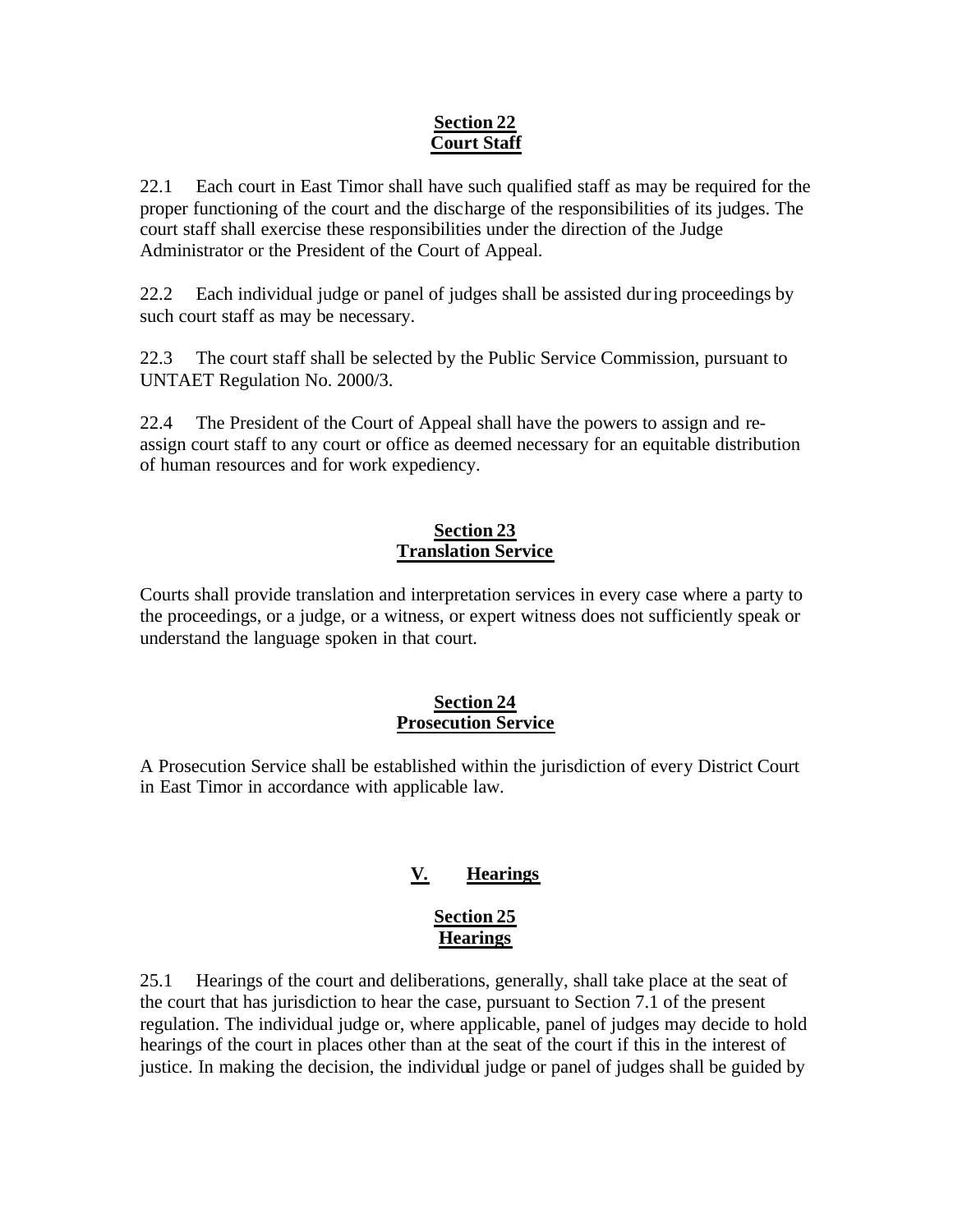## Section 22
## Court Staff

22.1 Each court in East Timor shall have such qualified staff as may be required for the proper functioning of the court and the discharge of the responsibilities of its judges. The court staff shall exercise these responsibilities under the direction of the Judge Administrator or the President of the Court of Appeal.

22.2 Each individual judge or panel of judges shall be assisted during proceedings by such court staff as may be necessary.

22.3 The court staff shall be selected by the Public Service Commission, pursuant to UNTAET Regulation No. 2000/3.

22.4 The President of the Court of Appeal shall have the powers to assign and re-assign court staff to any court or office as deemed necessary for an equitable distribution of human resources and for work expediency.

## Section 23
## Translation Service

Courts shall provide translation and interpretation services in every case where a party to the proceedings, or a judge, or a witness, or expert witness does not sufficiently speak or understand the language spoken in that court.

## Section 24
## Prosecution Service

A Prosecution Service shall be established within the jurisdiction of every District Court in East Timor in accordance with applicable law.

# V. Hearings

## Section 25
## Hearings

25.1 Hearings of the court and deliberations, generally, shall take place at the seat of the court that has jurisdiction to hear the case, pursuant to Section 7.1 of the present regulation. The individual judge or, where applicable, panel of judges may decide to hold hearings of the court in places other than at the seat of the court if this in the interest of justice. In making the decision, the individual judge or panel of judges shall be guided by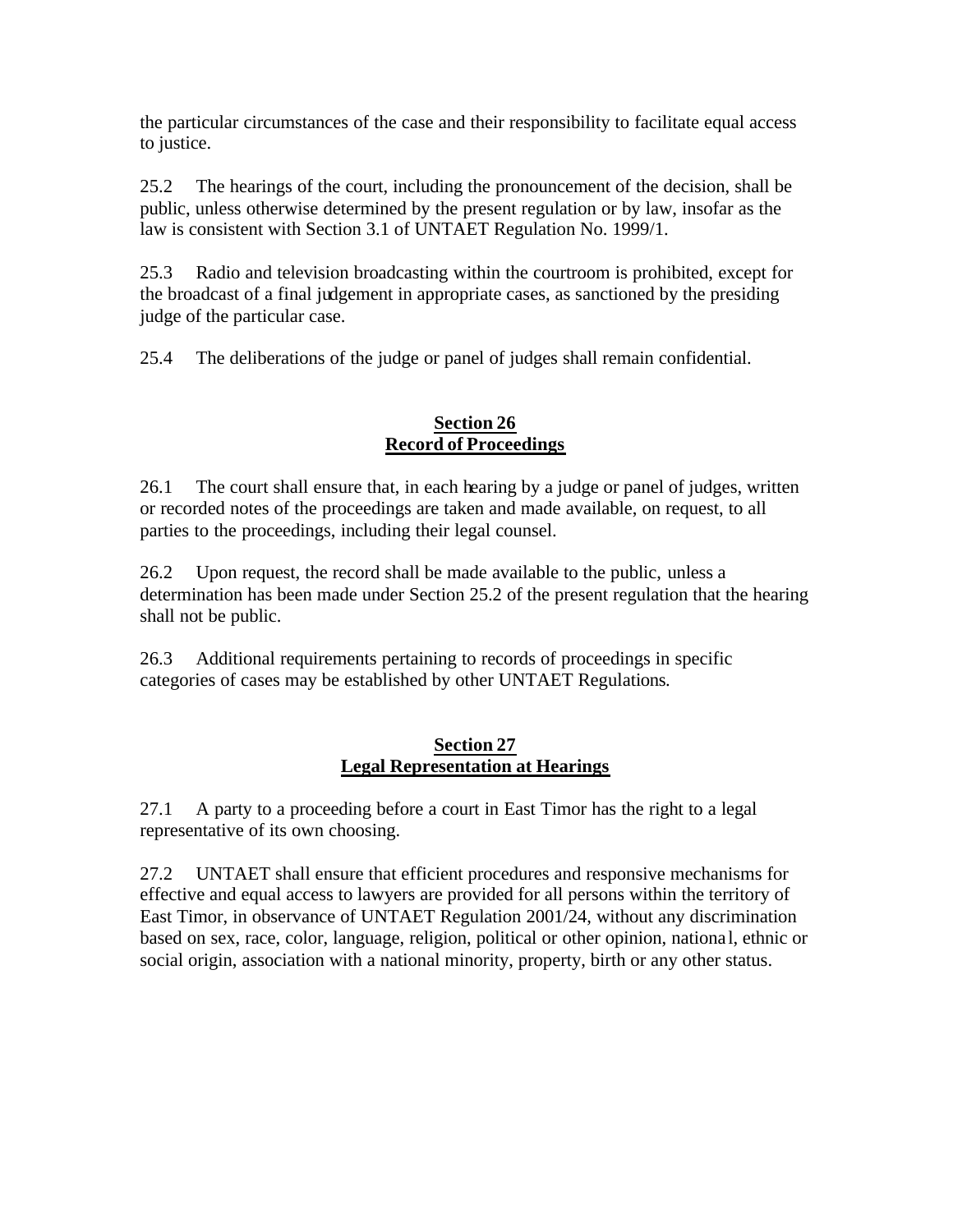the particular circumstances of the case and their responsibility to facilitate equal access to justice.

25.2 The hearings of the court, including the pronouncement of the decision, shall be public, unless otherwise determined by the present regulation or by law, insofar as the law is consistent with Section 3.1 of UNTAET Regulation No. 1999/1.

25.3 Radio and television broadcasting within the courtroom is prohibited, except for the broadcast of a final judgement in appropriate cases, as sanctioned by the presiding judge of the particular case.

25.4 The deliberations of the judge or panel of judges shall remain confidential.

## Section 26
## Record of Proceedings

26.1 The court shall ensure that, in each hearing by a judge or panel of judges, written or recorded notes of the proceedings are taken and made available, on request, to all parties to the proceedings, including their legal counsel.

26.2 Upon request, the record shall be made available to the public, unless a determination has been made under Section 25.2 of the present regulation that the hearing shall not be public.

26.3 Additional requirements pertaining to records of proceedings in specific categories of cases may be established by other UNTAET Regulations.

## Section 27
## Legal Representation at Hearings

27.1 A party to a proceeding before a court in East Timor has the right to a legal representative of its own choosing.

27.2 UNTAET shall ensure that efficient procedures and responsive mechanisms for effective and equal access to lawyers are provided for all persons within the territory of East Timor, in observance of UNTAET Regulation 2001/24, without any discrimination based on sex, race, color, language, religion, political or other opinion, national, ethnic or social origin, association with a national minority, property, birth or any other status.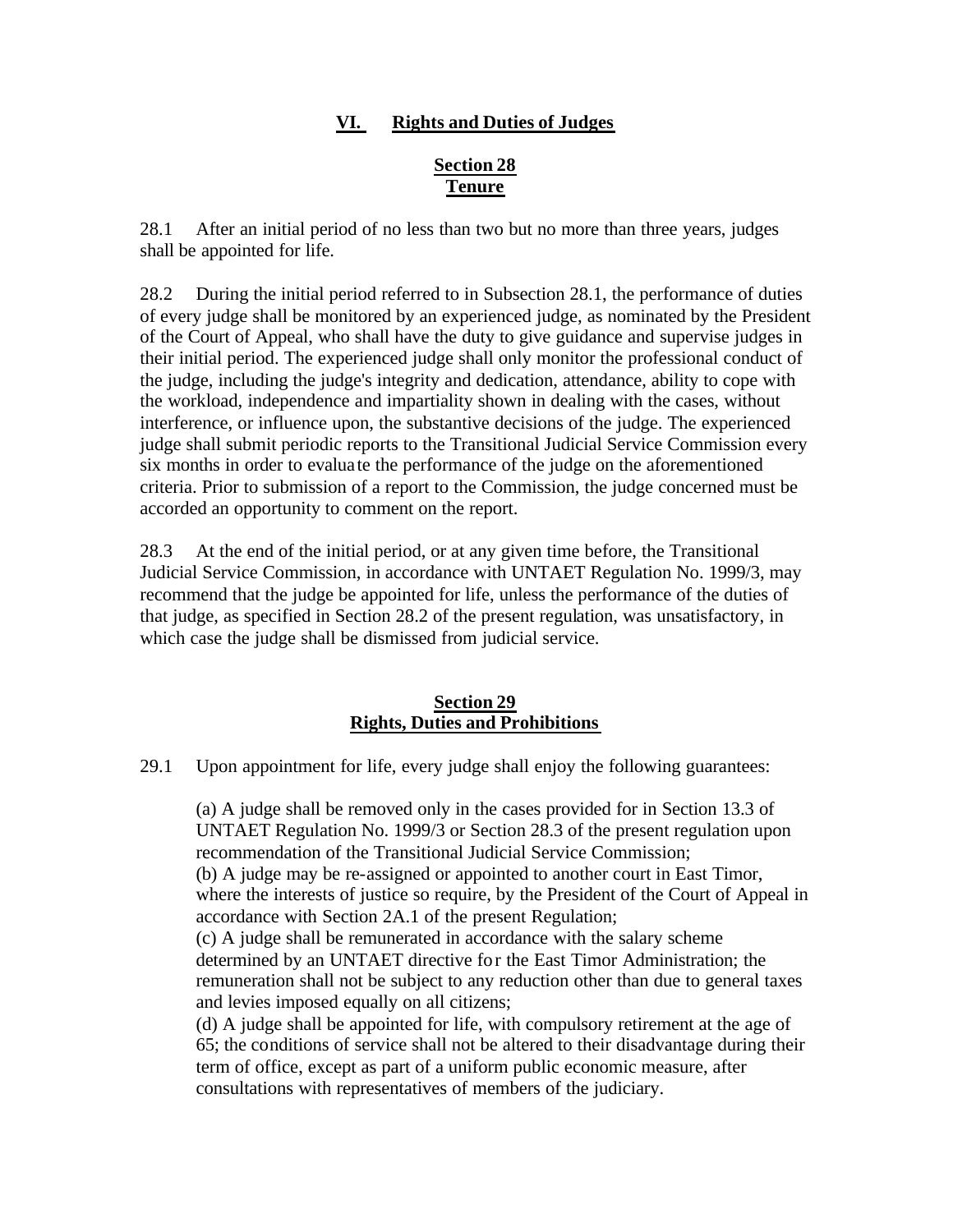## VI. Rights and Duties of Judges

### Section 28
### Tenure

28.1 After an initial period of no less than two but no more than three years, judges shall be appointed for life.

28.2 During the initial period referred to in Subsection 28.1, the performance of duties of every judge shall be monitored by an experienced judge, as nominated by the President of the Court of Appeal, who shall have the duty to give guidance and supervise judges in their initial period. The experienced judge shall only monitor the professional conduct of the judge, including the judge's integrity and dedication, attendance, ability to cope with the workload, independence and impartiality shown in dealing with the cases, without interference, or influence upon, the substantive decisions of the judge. The experienced judge shall submit periodic reports to the Transitional Judicial Service Commission every six months in order to evaluate the performance of the judge on the aforementioned criteria. Prior to submission of a report to the Commission, the judge concerned must be accorded an opportunity to comment on the report.

28.3 At the end of the initial period, or at any given time before, the Transitional Judicial Service Commission, in accordance with UNTAET Regulation No. 1999/3, may recommend that the judge be appointed for life, unless the performance of the duties of that judge, as specified in Section 28.2 of the present regulation, was unsatisfactory, in which case the judge shall be dismissed from judicial service.

### Section 29
### Rights, Duties and Prohibitions

29.1 Upon appointment for life, every judge shall enjoy the following guarantees:

(a) A judge shall be removed only in the cases provided for in Section 13.3 of UNTAET Regulation No. 1999/3 or Section 28.3 of the present regulation upon recommendation of the Transitional Judicial Service Commission;
(b) A judge may be re-assigned or appointed to another court in East Timor, where the interests of justice so require, by the President of the Court of Appeal in accordance with Section 2A.1 of the present Regulation;
(c) A judge shall be remunerated in accordance with the salary scheme determined by an UNTAET directive for the East Timor Administration; the remuneration shall not be subject to any reduction other than due to general taxes and levies imposed equally on all citizens;
(d) A judge shall be appointed for life, with compulsory retirement at the age of 65; the conditions of service shall not be altered to their disadvantage during their term of office, except as part of a uniform public economic measure, after consultations with representatives of members of the judiciary.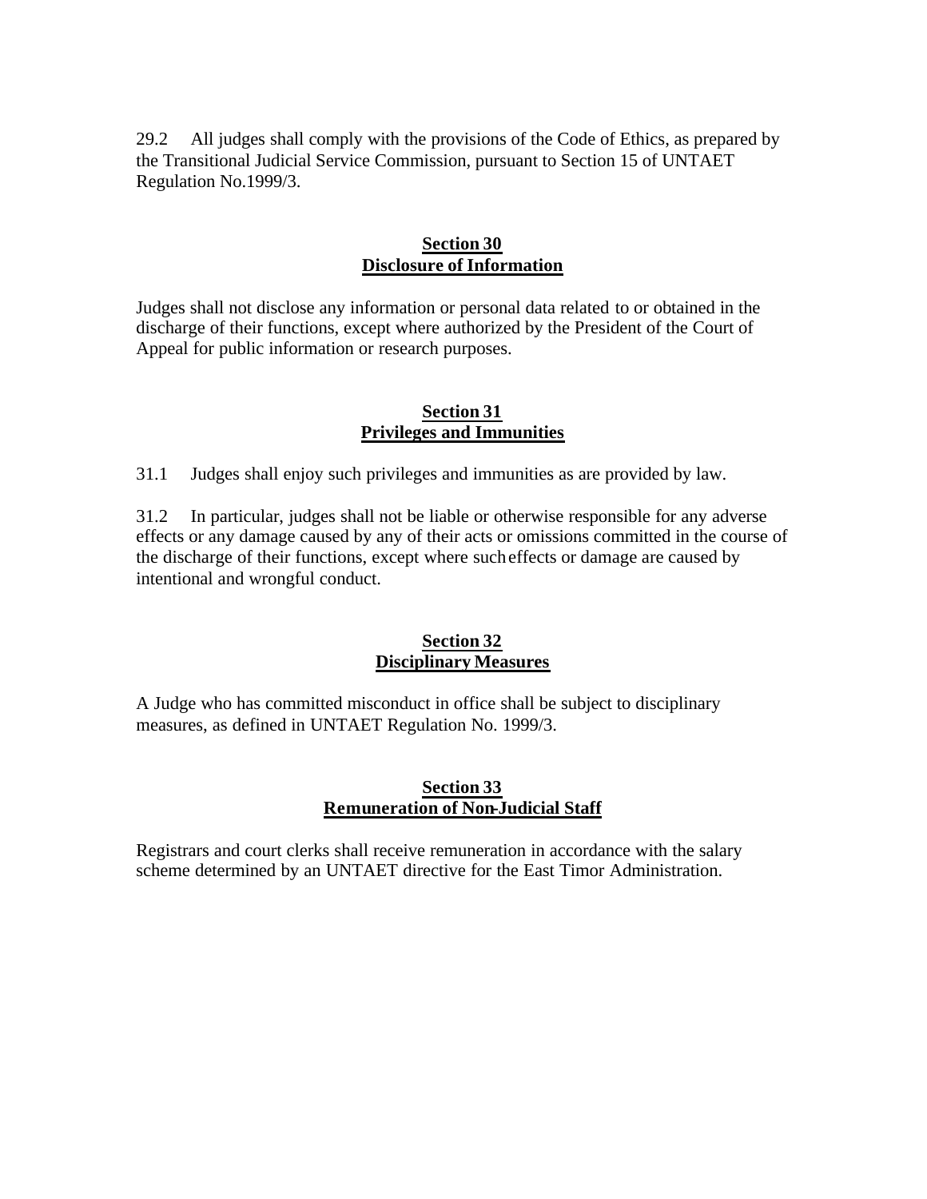29.2 All judges shall comply with the provisions of the Code of Ethics, as prepared by the Transitional Judicial Service Commission, pursuant to Section 15 of UNTAET Regulation No.1999/3.

### Section 30
### Disclosure of Information

Judges shall not disclose any information or personal data related to or obtained in the discharge of their functions, except where authorized by the President of the Court of Appeal for public information or research purposes.

### Section 31
### Privileges and Immunities

31.1 Judges shall enjoy such privileges and immunities as are provided by law.

31.2 In particular, judges shall not be liable or otherwise responsible for any adverse effects or any damage caused by any of their acts or omissions committed in the course of the discharge of their functions, except where such effects or damage are caused by intentional and wrongful conduct.

### Section 32
### Disciplinary Measures

A Judge who has committed misconduct in office shall be subject to disciplinary measures, as defined in UNTAET Regulation No. 1999/3.

### Section 33
### Remuneration of Non-Judicial Staff

Registrars and court clerks shall receive remuneration in accordance with the salary scheme determined by an UNTAET directive for the East Timor Administration.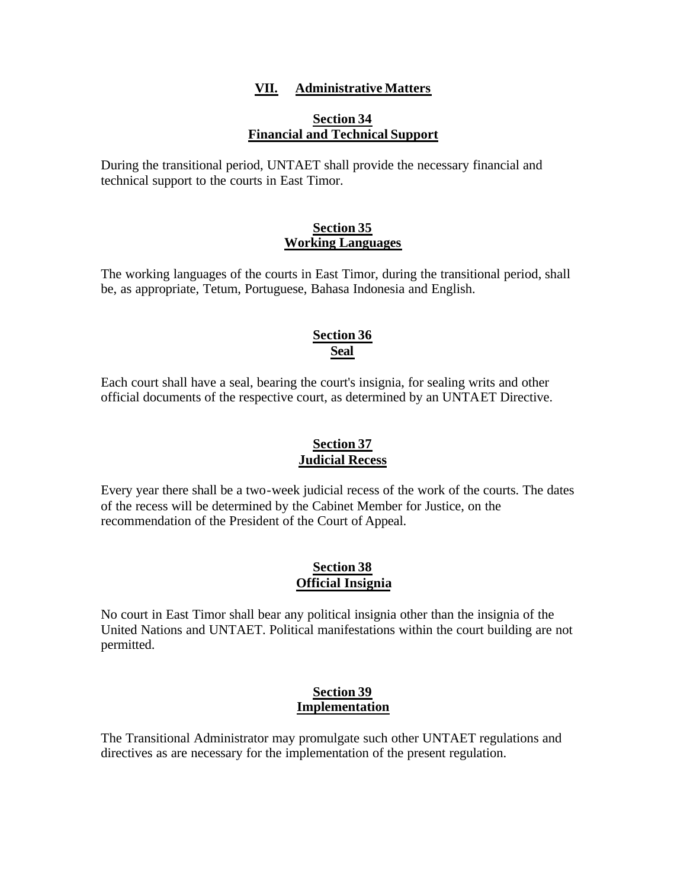## VII. Administrative Matters

### Section 34
### Financial and Technical Support

During the transitional period, UNTAET shall provide the necessary financial and technical support to the courts in East Timor.

### Section 35
### Working Languages

The working languages of the courts in East Timor, during the transitional period, shall be, as appropriate, Tetum, Portuguese, Bahasa Indonesia and English.

### Section 36
### Seal

Each court shall have a seal, bearing the court's insignia, for sealing writs and other official documents of the respective court, as determined by an UNTAET Directive.

### Section 37
### Judicial Recess

Every year there shall be a two-week judicial recess of the work of the courts. The dates of the recess will be determined by the Cabinet Member for Justice, on the recommendation of the President of the Court of Appeal.

### Section 38
### Official Insignia

No court in East Timor shall bear any political insignia other than the insignia of the United Nations and UNTAET. Political manifestations within the court building are not permitted.

### Section 39
### Implementation

The Transitional Administrator may promulgate such other UNTAET regulations and directives as are necessary for the implementation of the present regulation.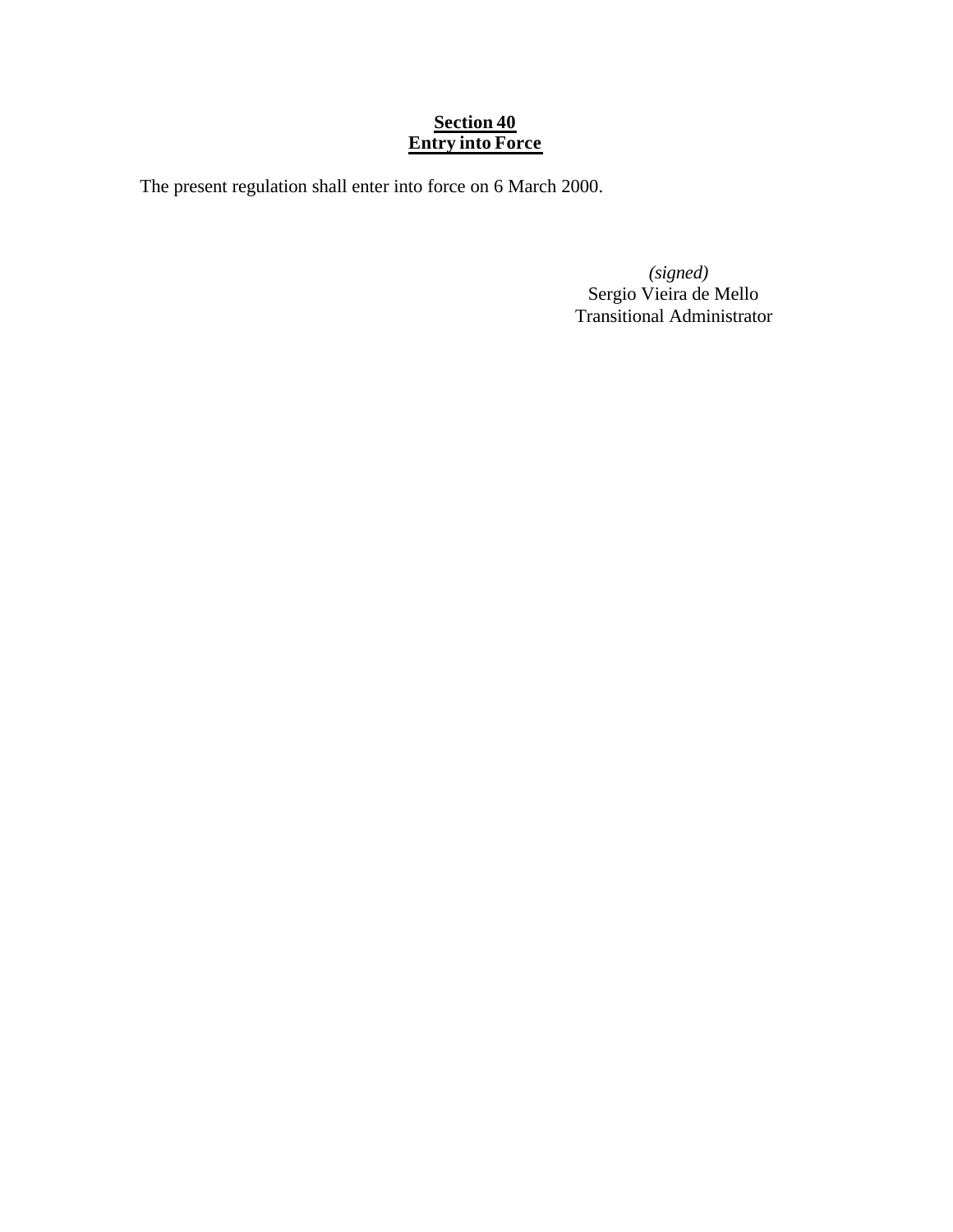**Section 40**
**Entry into Force**

The present regulation shall enter into force on 6 March 2000.

*(signed)*
Sergio Vieira de Mello
Transitional Administrator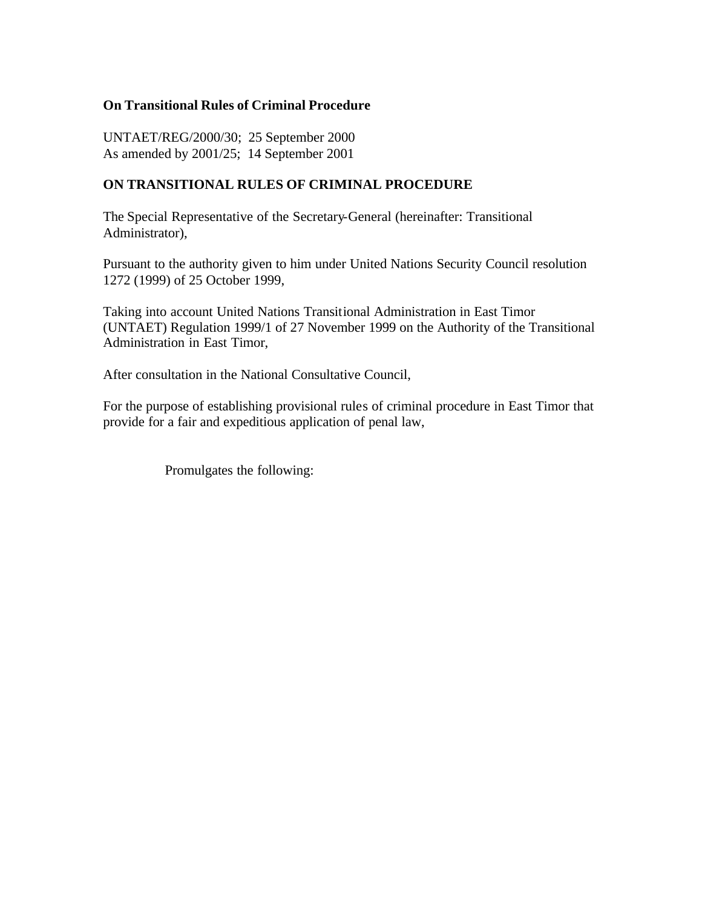**On Transitional Rules of Criminal Procedure**

UNTAET/REG/2000/30; 25 September 2000
As amended by 2001/25; 14 September 2001

**ON TRANSITIONAL RULES OF CRIMINAL PROCEDURE**

The Special Representative of the Secretary-General (hereinafter: Transitional Administrator),

Pursuant to the authority given to him under United Nations Security Council resolution 1272 (1999) of 25 October 1999,

Taking into account United Nations Transitional Administration in East Timor (UNTAET) Regulation 1999/1 of 27 November 1999 on the Authority of the Transitional Administration in East Timor,

After consultation in the National Consultative Council,

For the purpose of establishing provisional rules of criminal procedure in East Timor that provide for a fair and expeditious application of penal law,

Promulgates the following: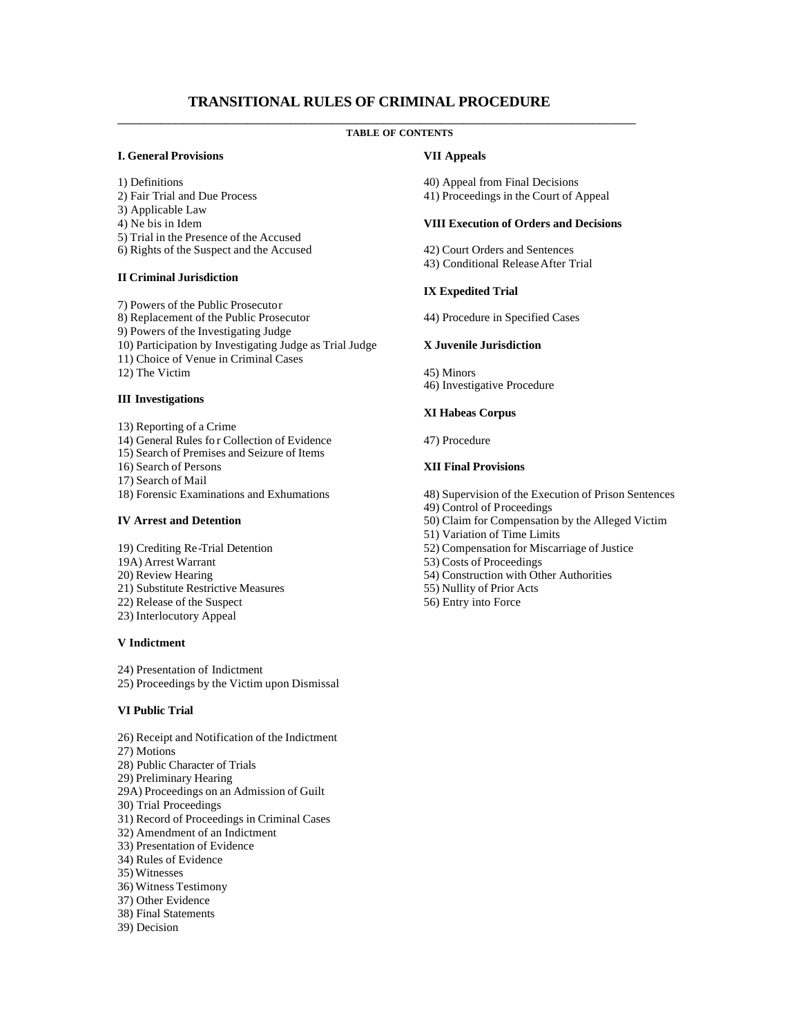# TRANSITIONAL RULES OF CRIMINAL PROCEDURE

**TABLE OF CONTENTS**

**I. General Provisions**

1) Definitions
2) Fair Trial and Due Process
3) Applicable Law
4) Ne bis in Idem
5) Trial in the Presence of the Accused
6) Rights of the Suspect and the Accused

**II Criminal Jurisdiction**

7) Powers of the Public Prosecutor
8) Replacement of the Public Prosecutor
9) Powers of the Investigating Judge
10) Participation by Investigating Judge as Trial Judge
11) Choice of Venue in Criminal Cases
12) The Victim

**III Investigations**

13) Reporting of a Crime
14) General Rules for Collection of Evidence
15) Search of Premises and Seizure of Items
16) Search of Persons
17) Search of Mail
18) Forensic Examinations and Exhumations

**IV Arrest and Detention**

19) Crediting Re-Trial Detention
19A) Arrest Warrant
20) Review Hearing
21) Substitute Restrictive Measures
22) Release of the Suspect
23) Interlocutory Appeal

**V Indictment**

24) Presentation of Indictment
25) Proceedings by the Victim upon Dismissal

**VI Public Trial**

26) Receipt and Notification of the Indictment
27) Motions
28) Public Character of Trials
29) Preliminary Hearing
29A) Proceedings on an Admission of Guilt
30) Trial Proceedings
31) Record of Proceedings in Criminal Cases
32) Amendment of an Indictment
33) Presentation of Evidence
34) Rules of Evidence
35) Witnesses
36) Witness Testimony
37) Other Evidence
38) Final Statements
39) Decision

**VII Appeals**

40) Appeal from Final Decisions
41) Proceedings in the Court of Appeal

**VIII Execution of Orders and Decisions**

42) Court Orders and Sentences
43) Conditional Release After Trial

**IX Expedited Trial**

44) Procedure in Specified Cases

**X Juvenile Jurisdiction**

45) Minors
46) Investigative Procedure

**XI Habeas Corpus**

47) Procedure

**XII Final Provisions**

48) Supervision of the Execution of Prison Sentences
49) Control of Proceedings
50) Claim for Compensation by the Alleged Victim
51) Variation of Time Limits
52) Compensation for Miscarriage of Justice
53) Costs of Proceedings
54) Construction with Other Authorities
55) Nullity of Prior Acts
56) Entry into Force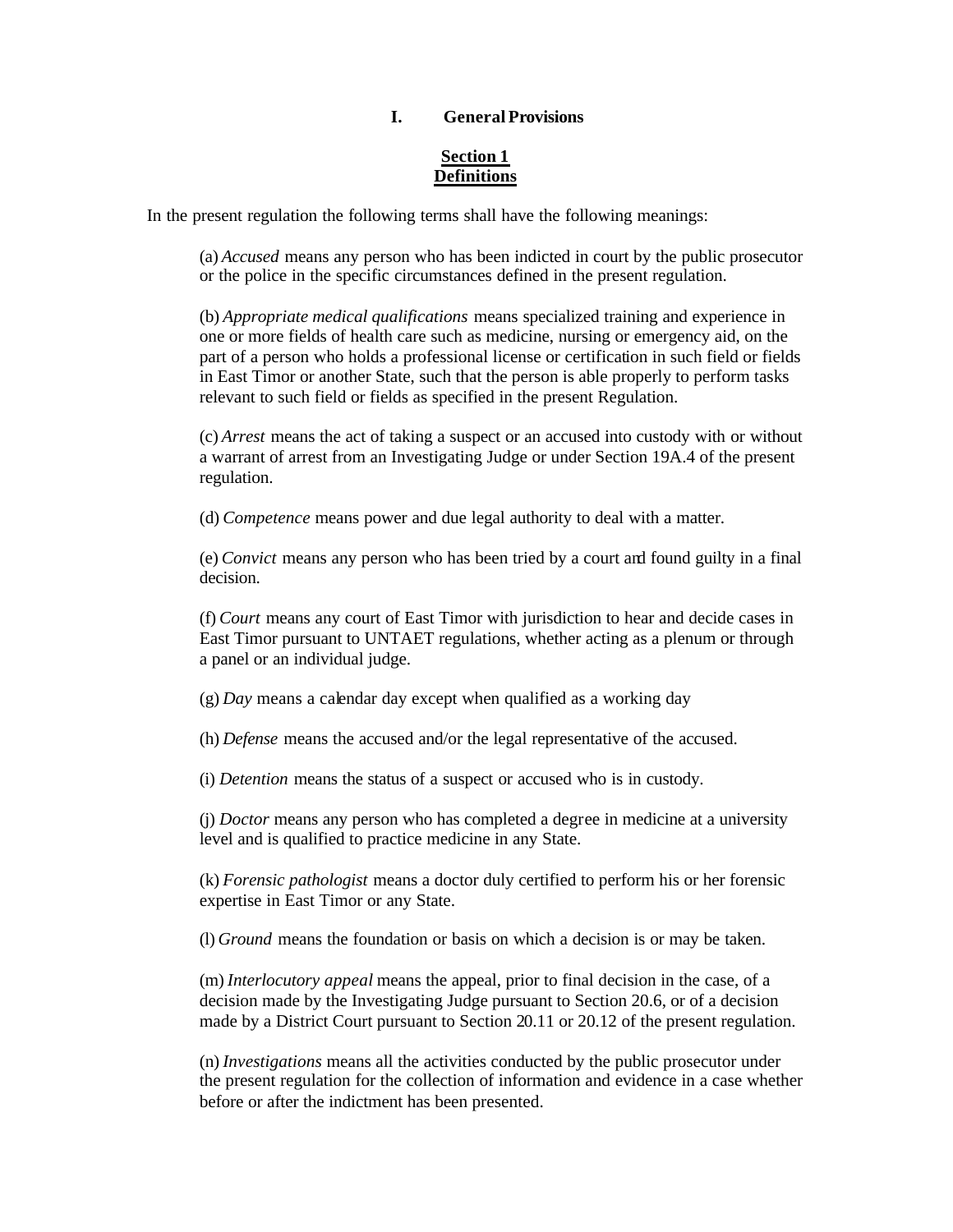## I. General Provisions

### Section 1
### Definitions

In the present regulation the following terms shall have the following meanings:

(a) *Accused* means any person who has been indicted in court by the public prosecutor or the police in the specific circumstances defined in the present regulation.

(b) *Appropriate medical qualifications* means specialized training and experience in one or more fields of health care such as medicine, nursing or emergency aid, on the part of a person who holds a professional license or certification in such field or fields in East Timor or another State, such that the person is able properly to perform tasks relevant to such field or fields as specified in the present Regulation.

(c) *Arrest* means the act of taking a suspect or an accused into custody with or without a warrant of arrest from an Investigating Judge or under Section 19A.4 of the present regulation.

(d) *Competence* means power and due legal authority to deal with a matter.

(e) *Convict* means any person who has been tried by a court and found guilty in a final decision.

(f) *Court* means any court of East Timor with jurisdiction to hear and decide cases in East Timor pursuant to UNTAET regulations, whether acting as a plenum or through a panel or an individual judge.

(g) *Day* means a calendar day except when qualified as a working day

(h) *Defense* means the accused and/or the legal representative of the accused.

(i) *Detention* means the status of a suspect or accused who is in custody.

(j) *Doctor* means any person who has completed a degree in medicine at a university level and is qualified to practice medicine in any State.

(k) *Forensic pathologist* means a doctor duly certified to perform his or her forensic expertise in East Timor or any State.

(l) *Ground* means the foundation or basis on which a decision is or may be taken.

(m) *Interlocutory appeal* means the appeal, prior to final decision in the case, of a decision made by the Investigating Judge pursuant to Section 20.6, or of a decision made by a District Court pursuant to Section 20.11 or 20.12 of the present regulation.

(n) *Investigations* means all the activities conducted by the public prosecutor under the present regulation for the collection of information and evidence in a case whether before or after the indictment has been presented.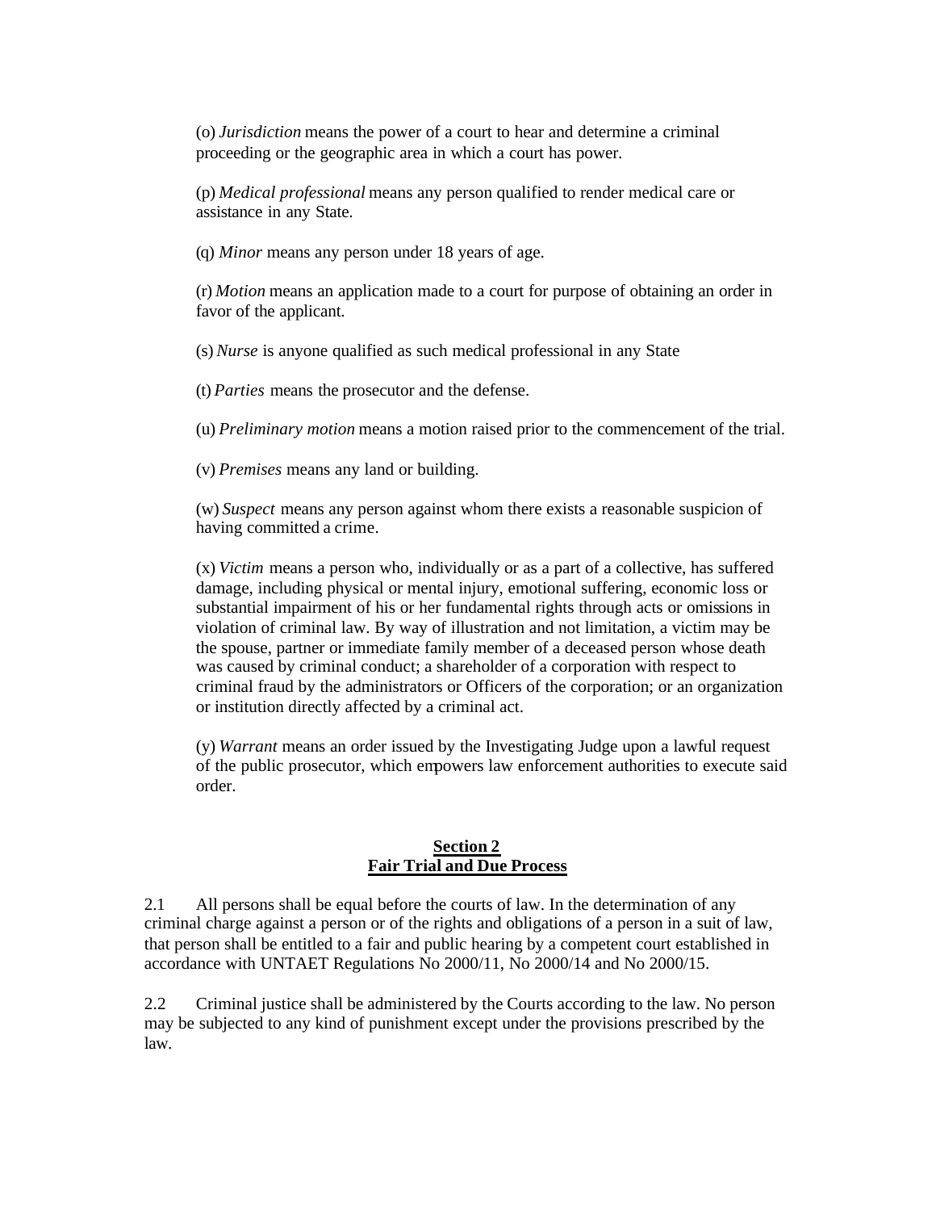(o) *Jurisdiction* means the power of a court to hear and determine a criminal proceeding or the geographic area in which a court has power.

(p) *Medical professional* means any person qualified to render medical care or assistance in any State.

(q) *Minor* means any person under 18 years of age.

(r) *Motion* means an application made to a court for purpose of obtaining an order in favor of the applicant.

(s) *Nurse* is anyone qualified as such medical professional in any State

(t) *Parties* means the prosecutor and the defense.

(u) *Preliminary motion* means a motion raised prior to the commencement of the trial.

(v) *Premises* means any land or building.

(w) *Suspect* means any person against whom there exists a reasonable suspicion of having committed a crime.

(x) *Victim* means a person who, individually or as a part of a collective, has suffered damage, including physical or mental injury, emotional suffering, economic loss or substantial impairment of his or her fundamental rights through acts or omissions in violation of criminal law. By way of illustration and not limitation, a victim may be the spouse, partner or immediate family member of a deceased person whose death was caused by criminal conduct; a shareholder of a corporation with respect to criminal fraud by the administrators or Officers of the corporation; or an organization or institution directly affected by a criminal act.

(y) *Warrant* means an order issued by the Investigating Judge upon a lawful request of the public prosecutor, which empowers law enforcement authorities to execute said order.

## Section 2
## Fair Trial and Due Process

2.1 All persons shall be equal before the courts of law. In the determination of any criminal charge against a person or of the rights and obligations of a person in a suit of law, that person shall be entitled to a fair and public hearing by a competent court established in accordance with UNTAET Regulations No 2000/11, No 2000/14 and No 2000/15.

2.2 Criminal justice shall be administered by the Courts according to the law. No person may be subjected to any kind of punishment except under the provisions prescribed by the law.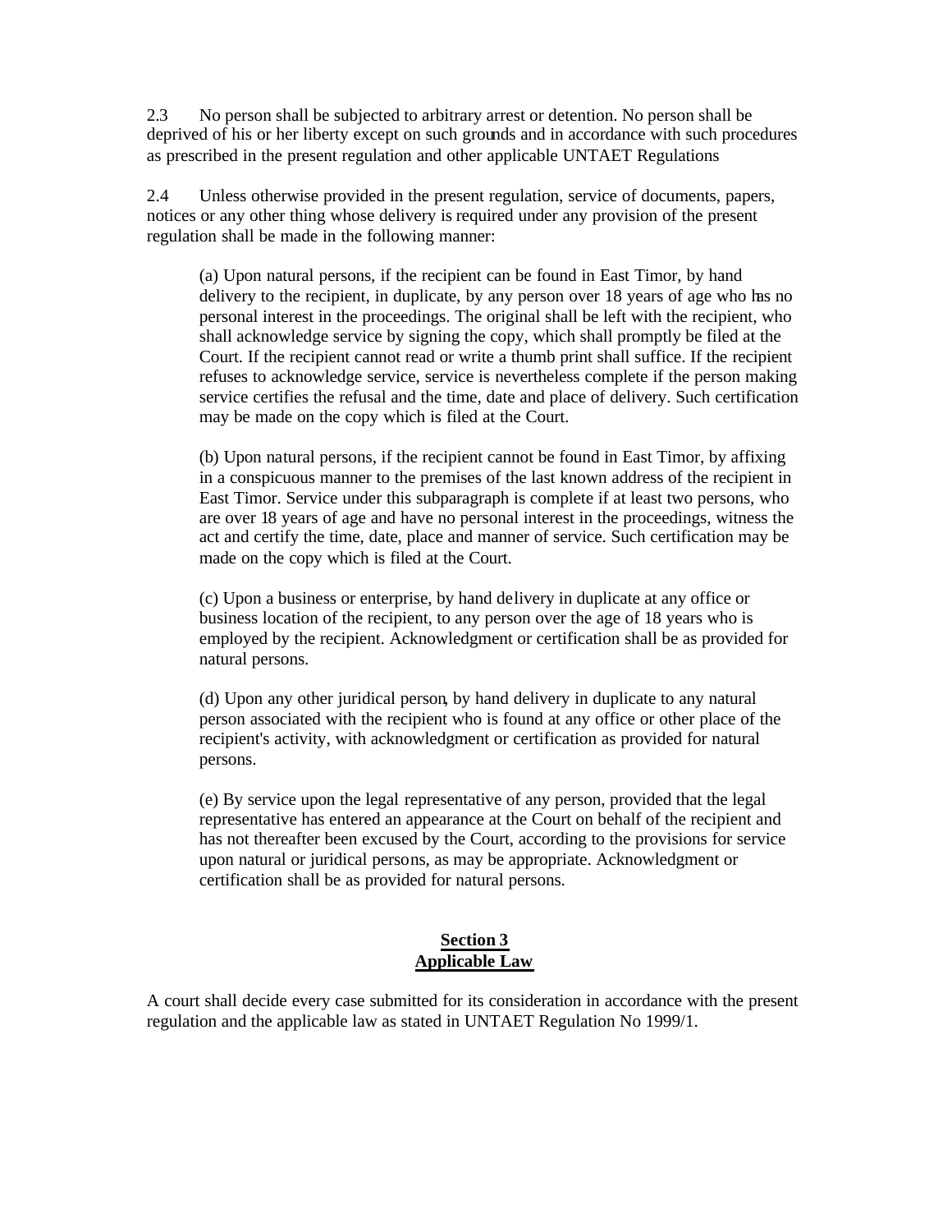2.3 No person shall be subjected to arbitrary arrest or detention. No person shall be deprived of his or her liberty except on such grounds and in accordance with such procedures as prescribed in the present regulation and other applicable UNTAET Regulations

2.4 Unless otherwise provided in the present regulation, service of documents, papers, notices or any other thing whose delivery is required under any provision of the present regulation shall be made in the following manner:

> (a) Upon natural persons, if the recipient can be found in East Timor, by hand delivery to the recipient, in duplicate, by any person over 18 years of age who has no personal interest in the proceedings. The original shall be left with the recipient, who shall acknowledge service by signing the copy, which shall promptly be filed at the Court. If the recipient cannot read or write a thumb print shall suffice. If the recipient refuses to acknowledge service, service is nevertheless complete if the person making service certifies the refusal and the time, date and place of delivery. Such certification may be made on the copy which is filed at the Court.
>
> (b) Upon natural persons, if the recipient cannot be found in East Timor, by affixing in a conspicuous manner to the premises of the last known address of the recipient in East Timor. Service under this subparagraph is complete if at least two persons, who are over 18 years of age and have no personal interest in the proceedings, witness the act and certify the time, date, place and manner of service. Such certification may be made on the copy which is filed at the Court.
>
> (c) Upon a business or enterprise, by hand delivery in duplicate at any office or business location of the recipient, to any person over the age of 18 years who is employed by the recipient. Acknowledgment or certification shall be as provided for natural persons.
>
> (d) Upon any other juridical person, by hand delivery in duplicate to any natural person associated with the recipient who is found at any office or other place of the recipient's activity, with acknowledgment or certification as provided for natural persons.
>
> (e) By service upon the legal representative of any person, provided that the legal representative has entered an appearance at the Court on behalf of the recipient and has not thereafter been excused by the Court, according to the provisions for service upon natural or juridical persons, as may be appropriate. Acknowledgment or certification shall be as provided for natural persons.

## Section 3
## Applicable Law

A court shall decide every case submitted for its consideration in accordance with the present regulation and the applicable law as stated in UNTAET Regulation No 1999/1.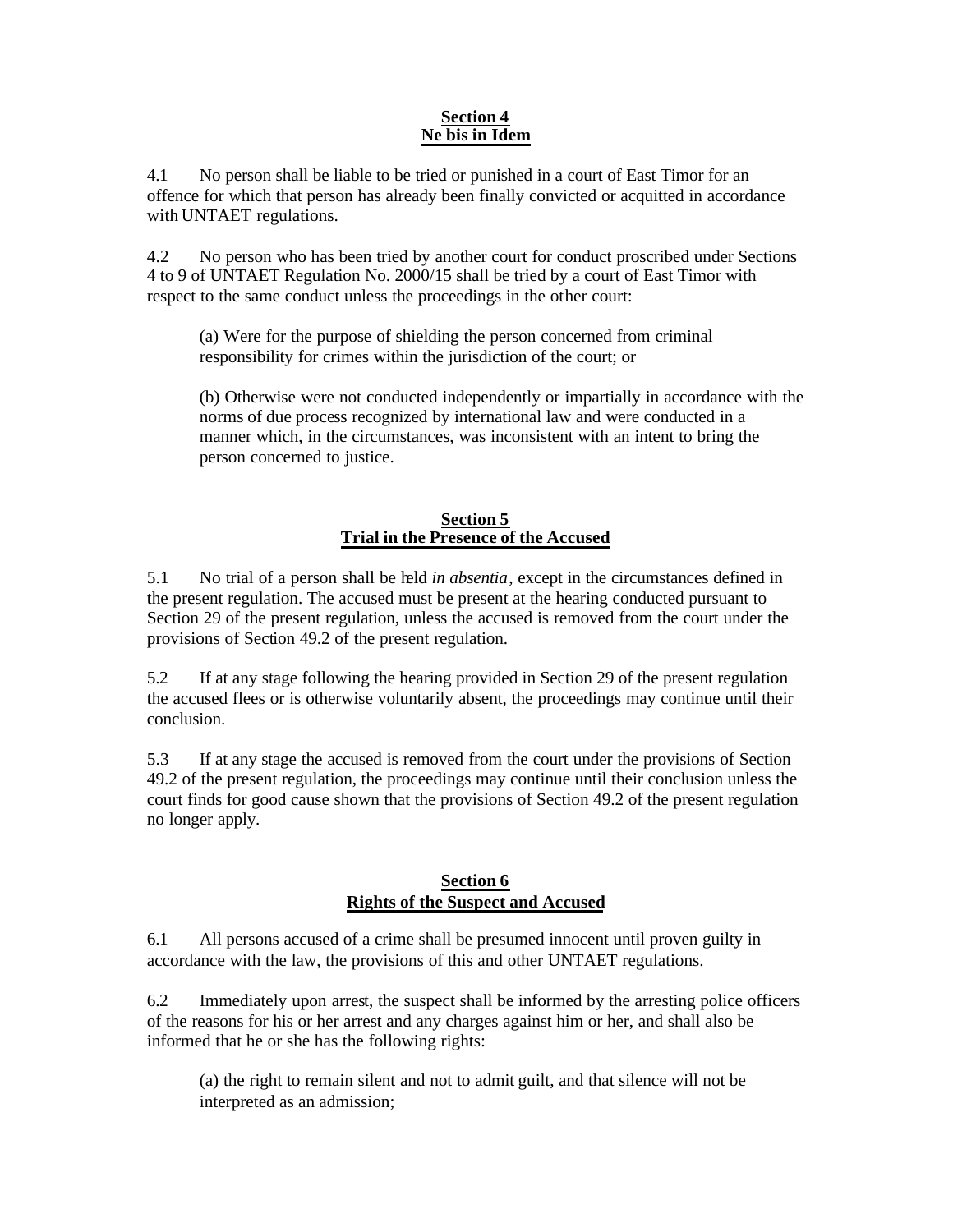## Section 4
## Ne bis in Idem

4.1 No person shall be liable to be tried or punished in a court of East Timor for an offence for which that person has already been finally convicted or acquitted in accordance with UNTAET regulations.

4.2 No person who has been tried by another court for conduct proscribed under Sections 4 to 9 of UNTAET Regulation No. 2000/15 shall be tried by a court of East Timor with respect to the same conduct unless the proceedings in the other court:

(a) Were for the purpose of shielding the person concerned from criminal responsibility for crimes within the jurisdiction of the court; or

(b) Otherwise were not conducted independently or impartially in accordance with the norms of due process recognized by international law and were conducted in a manner which, in the circumstances, was inconsistent with an intent to bring the person concerned to justice.

## Section 5
## Trial in the Presence of the Accused

5.1 No trial of a person shall be held *in absentia*, except in the circumstances defined in the present regulation. The accused must be present at the hearing conducted pursuant to Section 29 of the present regulation, unless the accused is removed from the court under the provisions of Section 49.2 of the present regulation.

5.2 If at any stage following the hearing provided in Section 29 of the present regulation the accused flees or is otherwise voluntarily absent, the proceedings may continue until their conclusion.

5.3 If at any stage the accused is removed from the court under the provisions of Section 49.2 of the present regulation, the proceedings may continue until their conclusion unless the court finds for good cause shown that the provisions of Section 49.2 of the present regulation no longer apply.

## Section 6
## Rights of the Suspect and Accused

6.1 All persons accused of a crime shall be presumed innocent until proven guilty in accordance with the law, the provisions of this and other UNTAET regulations.

6.2 Immediately upon arrest, the suspect shall be informed by the arresting police officers of the reasons for his or her arrest and any charges against him or her, and shall also be informed that he or she has the following rights:

(a) the right to remain silent and not to admit guilt, and that silence will not be interpreted as an admission;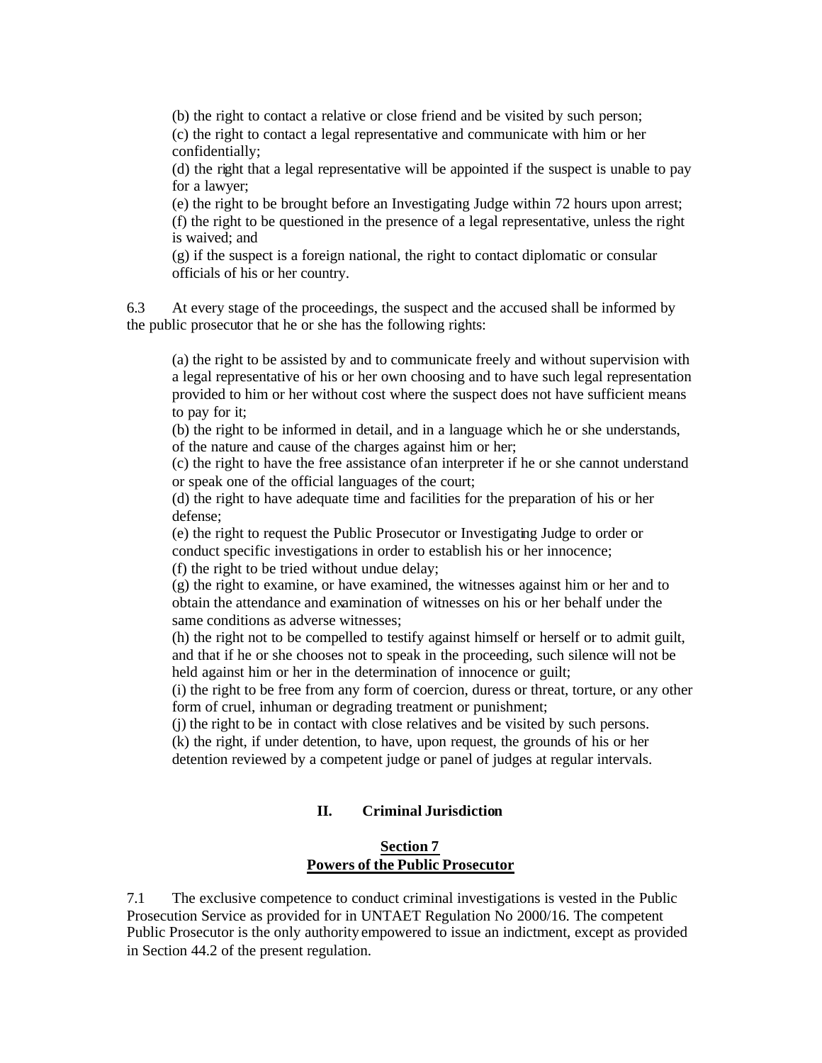(b) the right to contact a relative or close friend and be visited by such person;
(c) the right to contact a legal representative and communicate with him or her confidentially;
(d) the right that a legal representative will be appointed if the suspect is unable to pay for a lawyer;
(e) the right to be brought before an Investigating Judge within 72 hours upon arrest;
(f) the right to be questioned in the presence of a legal representative, unless the right is waived; and
(g) if the suspect is a foreign national, the right to contact diplomatic or consular officials of his or her country.

6.3 At every stage of the proceedings, the suspect and the accused shall be informed by the public prosecutor that he or she has the following rights:

(a) the right to be assisted by and to communicate freely and without supervision with a legal representative of his or her own choosing and to have such legal representation provided to him or her without cost where the suspect does not have sufficient means to pay for it;
(b) the right to be informed in detail, and in a language which he or she understands, of the nature and cause of the charges against him or her;
(c) the right to have the free assistance of an interpreter if he or she cannot understand or speak one of the official languages of the court;
(d) the right to have adequate time and facilities for the preparation of his or her defense;
(e) the right to request the Public Prosecutor or Investigating Judge to order or conduct specific investigations in order to establish his or her innocence;
(f) the right to be tried without undue delay;
(g) the right to examine, or have examined, the witnesses against him or her and to obtain the attendance and examination of witnesses on his or her behalf under the same conditions as adverse witnesses;
(h) the right not to be compelled to testify against himself or herself or to admit guilt, and that if he or she chooses not to speak in the proceeding, such silence will not be held against him or her in the determination of innocence or guilt;
(i) the right to be free from any form of coercion, duress or threat, torture, or any other form of cruel, inhuman or degrading treatment or punishment;
(j) the right to be in contact with close relatives and be visited by such persons.
(k) the right, if under detention, to have, upon request, the grounds of his or her detention reviewed by a competent judge or panel of judges at regular intervals.

## II. Criminal Jurisdiction

### Section 7
### Powers of the Public Prosecutor

7.1 The exclusive competence to conduct criminal investigations is vested in the Public Prosecution Service as provided for in UNTAET Regulation No 2000/16. The competent Public Prosecutor is the only authority empowered to issue an indictment, except as provided in Section 44.2 of the present regulation.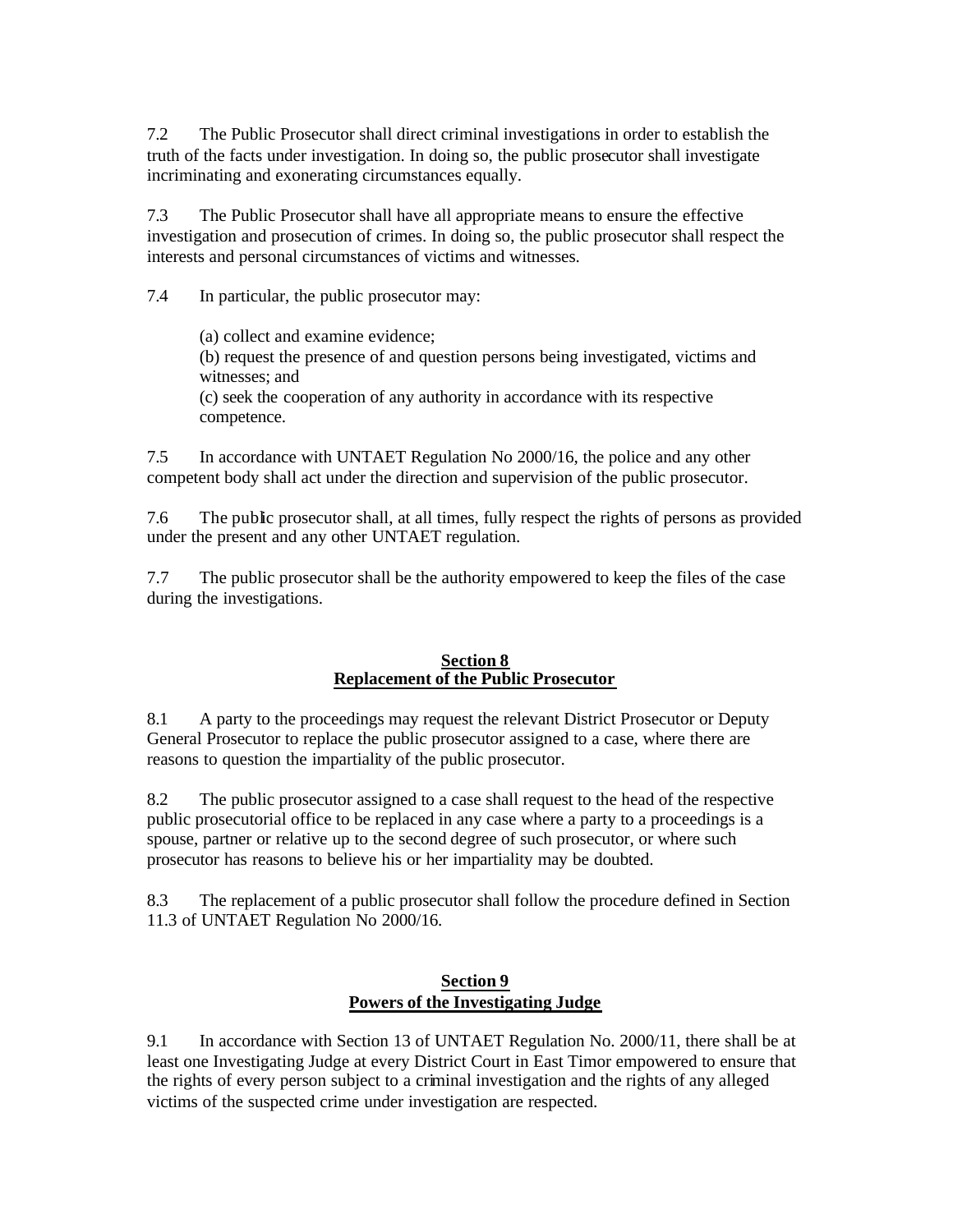7.2 The Public Prosecutor shall direct criminal investigations in order to establish the truth of the facts under investigation. In doing so, the public prosecutor shall investigate incriminating and exonerating circumstances equally.

7.3 The Public Prosecutor shall have all appropriate means to ensure the effective investigation and prosecution of crimes. In doing so, the public prosecutor shall respect the interests and personal circumstances of victims and witnesses.

7.4 In particular, the public prosecutor may:

(a) collect and examine evidence;
(b) request the presence of and question persons being investigated, victims and witnesses; and
(c) seek the cooperation of any authority in accordance with its respective competence.

7.5 In accordance with UNTAET Regulation No 2000/16, the police and any other competent body shall act under the direction and supervision of the public prosecutor.

7.6 The public prosecutor shall, at all times, fully respect the rights of persons as provided under the present and any other UNTAET regulation.

7.7 The public prosecutor shall be the authority empowered to keep the files of the case during the investigations.

## Section 8
## Replacement of the Public Prosecutor

8.1 A party to the proceedings may request the relevant District Prosecutor or Deputy General Prosecutor to replace the public prosecutor assigned to a case, where there are reasons to question the impartiality of the public prosecutor.

8.2 The public prosecutor assigned to a case shall request to the head of the respective public prosecutorial office to be replaced in any case where a party to a proceedings is a spouse, partner or relative up to the second degree of such prosecutor, or where such prosecutor has reasons to believe his or her impartiality may be doubted.

8.3 The replacement of a public prosecutor shall follow the procedure defined in Section 11.3 of UNTAET Regulation No 2000/16.

## Section 9
## Powers of the Investigating Judge

9.1 In accordance with Section 13 of UNTAET Regulation No. 2000/11, there shall be at least one Investigating Judge at every District Court in East Timor empowered to ensure that the rights of every person subject to a criminal investigation and the rights of any alleged victims of the suspected crime under investigation are respected.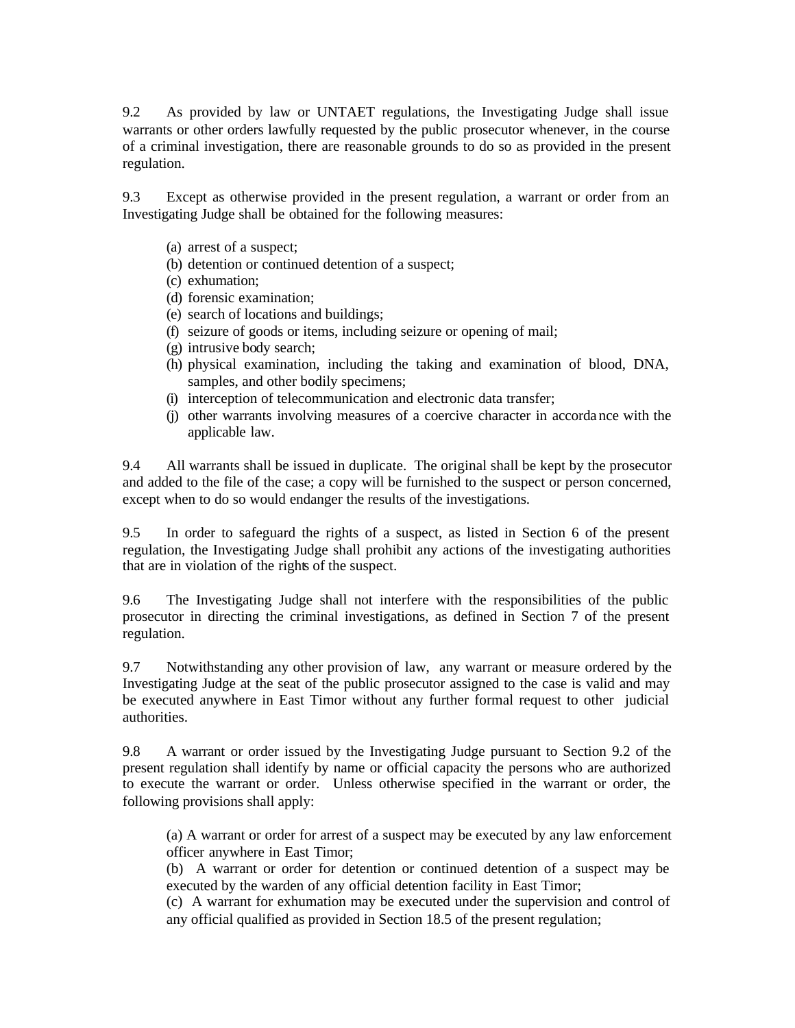9.2 As provided by law or UNTAET regulations, the Investigating Judge shall issue warrants or other orders lawfully requested by the public prosecutor whenever, in the course of a criminal investigation, there are reasonable grounds to do so as provided in the present regulation.

9.3 Except as otherwise provided in the present regulation, a warrant or order from an Investigating Judge shall be obtained for the following measures:

(a) arrest of a suspect;
(b) detention or continued detention of a suspect;
(c) exhumation;
(d) forensic examination;
(e) search of locations and buildings;
(f) seizure of goods or items, including seizure or opening of mail;
(g) intrusive body search;
(h) physical examination, including the taking and examination of blood, DNA, samples, and other bodily specimens;
(i) interception of telecommunication and electronic data transfer;
(j) other warrants involving measures of a coercive character in accordance with the applicable law.

9.4 All warrants shall be issued in duplicate. The original shall be kept by the prosecutor and added to the file of the case; a copy will be furnished to the suspect or person concerned, except when to do so would endanger the results of the investigations.

9.5 In order to safeguard the rights of a suspect, as listed in Section 6 of the present regulation, the Investigating Judge shall prohibit any actions of the investigating authorities that are in violation of the rights of the suspect.

9.6 The Investigating Judge shall not interfere with the responsibilities of the public prosecutor in directing the criminal investigations, as defined in Section 7 of the present regulation.

9.7 Notwithstanding any other provision of law, any warrant or measure ordered by the Investigating Judge at the seat of the public prosecutor assigned to the case is valid and may be executed anywhere in East Timor without any further formal request to other judicial authorities.

9.8 A warrant or order issued by the Investigating Judge pursuant to Section 9.2 of the present regulation shall identify by name or official capacity the persons who are authorized to execute the warrant or order. Unless otherwise specified in the warrant or order, the following provisions shall apply:

(a) A warrant or order for arrest of a suspect may be executed by any law enforcement officer anywhere in East Timor;
(b) A warrant or order for detention or continued detention of a suspect may be executed by the warden of any official detention facility in East Timor;
(c) A warrant for exhumation may be executed under the supervision and control of any official qualified as provided in Section 18.5 of the present regulation;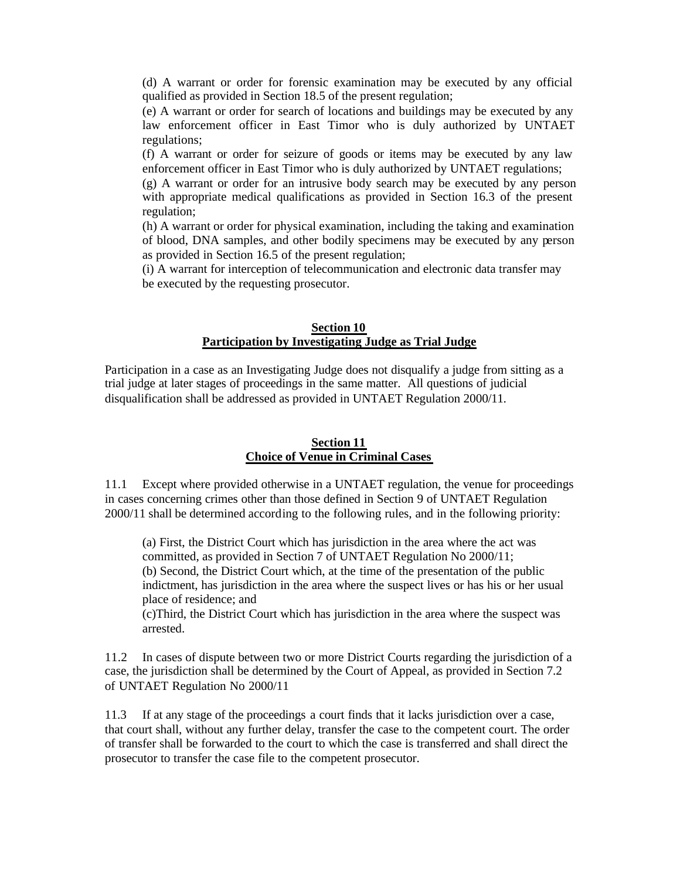(d) A warrant or order for forensic examination may be executed by any official qualified as provided in Section 18.5 of the present regulation;

(e) A warrant or order for search of locations and buildings may be executed by any law enforcement officer in East Timor who is duly authorized by UNTAET regulations;

(f) A warrant or order for seizure of goods or items may be executed by any law enforcement officer in East Timor who is duly authorized by UNTAET regulations;

(g) A warrant or order for an intrusive body search may be executed by any person with appropriate medical qualifications as provided in Section 16.3 of the present regulation;

(h) A warrant or order for physical examination, including the taking and examination of blood, DNA samples, and other bodily specimens may be executed by any person as provided in Section 16.5 of the present regulation;

(i) A warrant for interception of telecommunication and electronic data transfer may be executed by the requesting prosecutor.

## Section 10
## Participation by Investigating Judge as Trial Judge

Participation in a case as an Investigating Judge does not disqualify a judge from sitting as a trial judge at later stages of proceedings in the same matter. All questions of judicial disqualification shall be addressed as provided in UNTAET Regulation 2000/11.

## Section 11
## Choice of Venue in Criminal Cases

11.1 Except where provided otherwise in a UNTAET regulation, the venue for proceedings in cases concerning crimes other than those defined in Section 9 of UNTAET Regulation 2000/11 shall be determined according to the following rules, and in the following priority:

(a) First, the District Court which has jurisdiction in the area where the act was committed, as provided in Section 7 of UNTAET Regulation No 2000/11;

(b) Second, the District Court which, at the time of the presentation of the public indictment, has jurisdiction in the area where the suspect lives or has his or her usual place of residence; and

(c)Third, the District Court which has jurisdiction in the area where the suspect was arrested.

11.2 In cases of dispute between two or more District Courts regarding the jurisdiction of a case, the jurisdiction shall be determined by the Court of Appeal, as provided in Section 7.2 of UNTAET Regulation No 2000/11

11.3 If at any stage of the proceedings a court finds that it lacks jurisdiction over a case, that court shall, without any further delay, transfer the case to the competent court. The order of transfer shall be forwarded to the court to which the case is transferred and shall direct the prosecutor to transfer the case file to the competent prosecutor.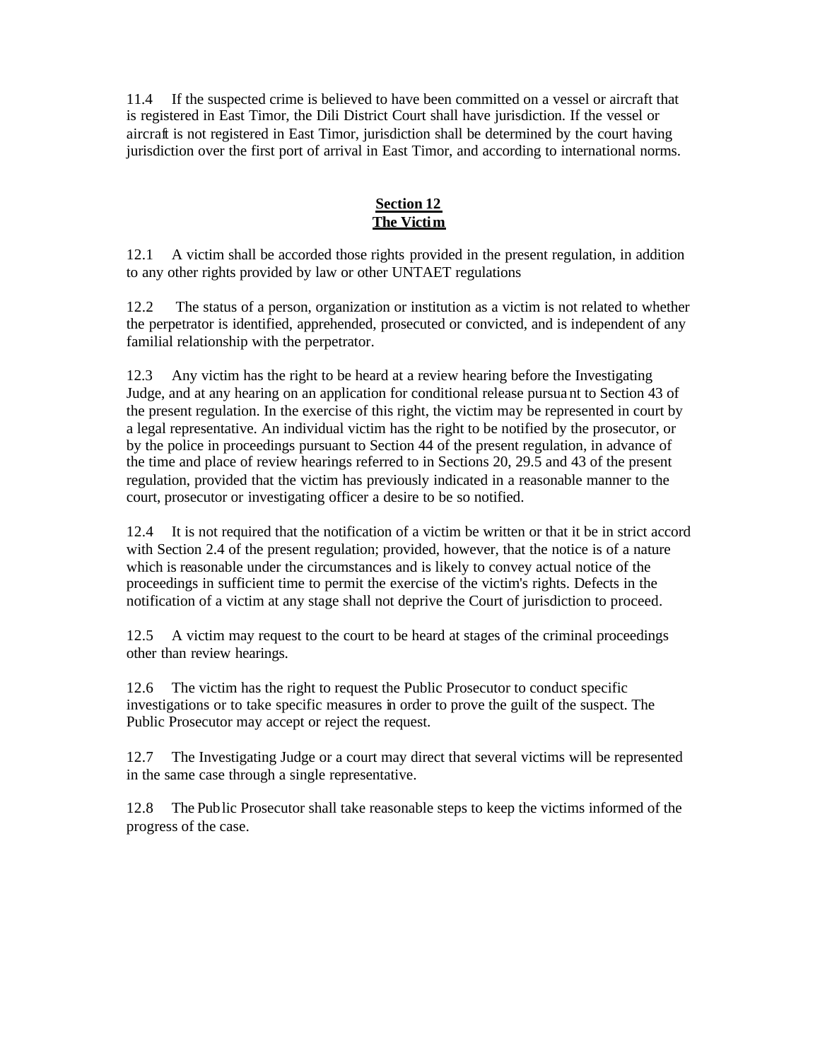11.4 If the suspected crime is believed to have been committed on a vessel or aircraft that is registered in East Timor, the Dili District Court shall have jurisdiction. If the vessel or aircraft is not registered in East Timor, jurisdiction shall be determined by the court having jurisdiction over the first port of arrival in East Timor, and according to international norms.

## Section 12
## The Victim

12.1 A victim shall be accorded those rights provided in the present regulation, in addition to any other rights provided by law or other UNTAET regulations

12.2 The status of a person, organization or institution as a victim is not related to whether the perpetrator is identified, apprehended, prosecuted or convicted, and is independent of any familial relationship with the perpetrator.

12.3 Any victim has the right to be heard at a review hearing before the Investigating Judge, and at any hearing on an application for conditional release pursuant to Section 43 of the present regulation. In the exercise of this right, the victim may be represented in court by a legal representative. An individual victim has the right to be notified by the prosecutor, or by the police in proceedings pursuant to Section 44 of the present regulation, in advance of the time and place of review hearings referred to in Sections 20, 29.5 and 43 of the present regulation, provided that the victim has previously indicated in a reasonable manner to the court, prosecutor or investigating officer a desire to be so notified.

12.4 It is not required that the notification of a victim be written or that it be in strict accord with Section 2.4 of the present regulation; provided, however, that the notice is of a nature which is reasonable under the circumstances and is likely to convey actual notice of the proceedings in sufficient time to permit the exercise of the victim's rights. Defects in the notification of a victim at any stage shall not deprive the Court of jurisdiction to proceed.

12.5 A victim may request to the court to be heard at stages of the criminal proceedings other than review hearings.

12.6 The victim has the right to request the Public Prosecutor to conduct specific investigations or to take specific measures in order to prove the guilt of the suspect. The Public Prosecutor may accept or reject the request.

12.7 The Investigating Judge or a court may direct that several victims will be represented in the same case through a single representative.

12.8 The Public Prosecutor shall take reasonable steps to keep the victims informed of the progress of the case.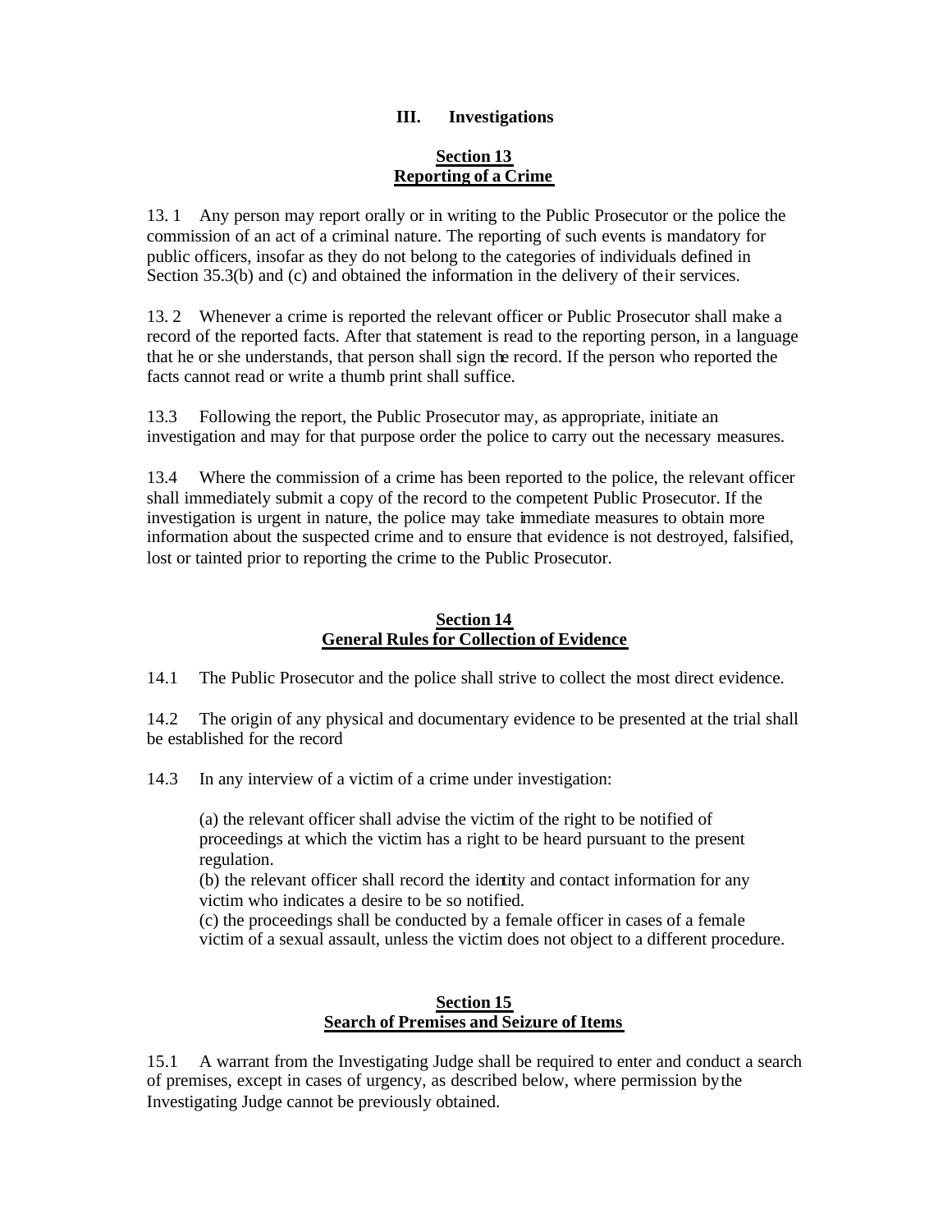## III. Investigations

### Section 13
### Reporting of a Crime

13.1 Any person may report orally or in writing to the Public Prosecutor or the police the commission of an act of a criminal nature. The reporting of such events is mandatory for public officers, insofar as they do not belong to the categories of individuals defined in Section 35.3(b) and (c) and obtained the information in the delivery of their services.

13.2 Whenever a crime is reported the relevant officer or Public Prosecutor shall make a record of the reported facts. After that statement is read to the reporting person, in a language that he or she understands, that person shall sign the record. If the person who reported the facts cannot read or write a thumb print shall suffice.

13.3 Following the report, the Public Prosecutor may, as appropriate, initiate an investigation and may for that purpose order the police to carry out the necessary measures.

13.4 Where the commission of a crime has been reported to the police, the relevant officer shall immediately submit a copy of the record to the competent Public Prosecutor. If the investigation is urgent in nature, the police may take immediate measures to obtain more information about the suspected crime and to ensure that evidence is not destroyed, falsified, lost or tainted prior to reporting the crime to the Public Prosecutor.

### Section 14
### General Rules for Collection of Evidence

14.1 The Public Prosecutor and the police shall strive to collect the most direct evidence.

14.2 The origin of any physical and documentary evidence to be presented at the trial shall be established for the record

14.3 In any interview of a victim of a crime under investigation:

(a) the relevant officer shall advise the victim of the right to be notified of proceedings at which the victim has a right to be heard pursuant to the present regulation.
(b) the relevant officer shall record the identity and contact information for any victim who indicates a desire to be so notified.
(c) the proceedings shall be conducted by a female officer in cases of a female victim of a sexual assault, unless the victim does not object to a different procedure.

### Section 15
### Search of Premises and Seizure of Items

15.1 A warrant from the Investigating Judge shall be required to enter and conduct a search of premises, except in cases of urgency, as described below, where permission by the Investigating Judge cannot be previously obtained.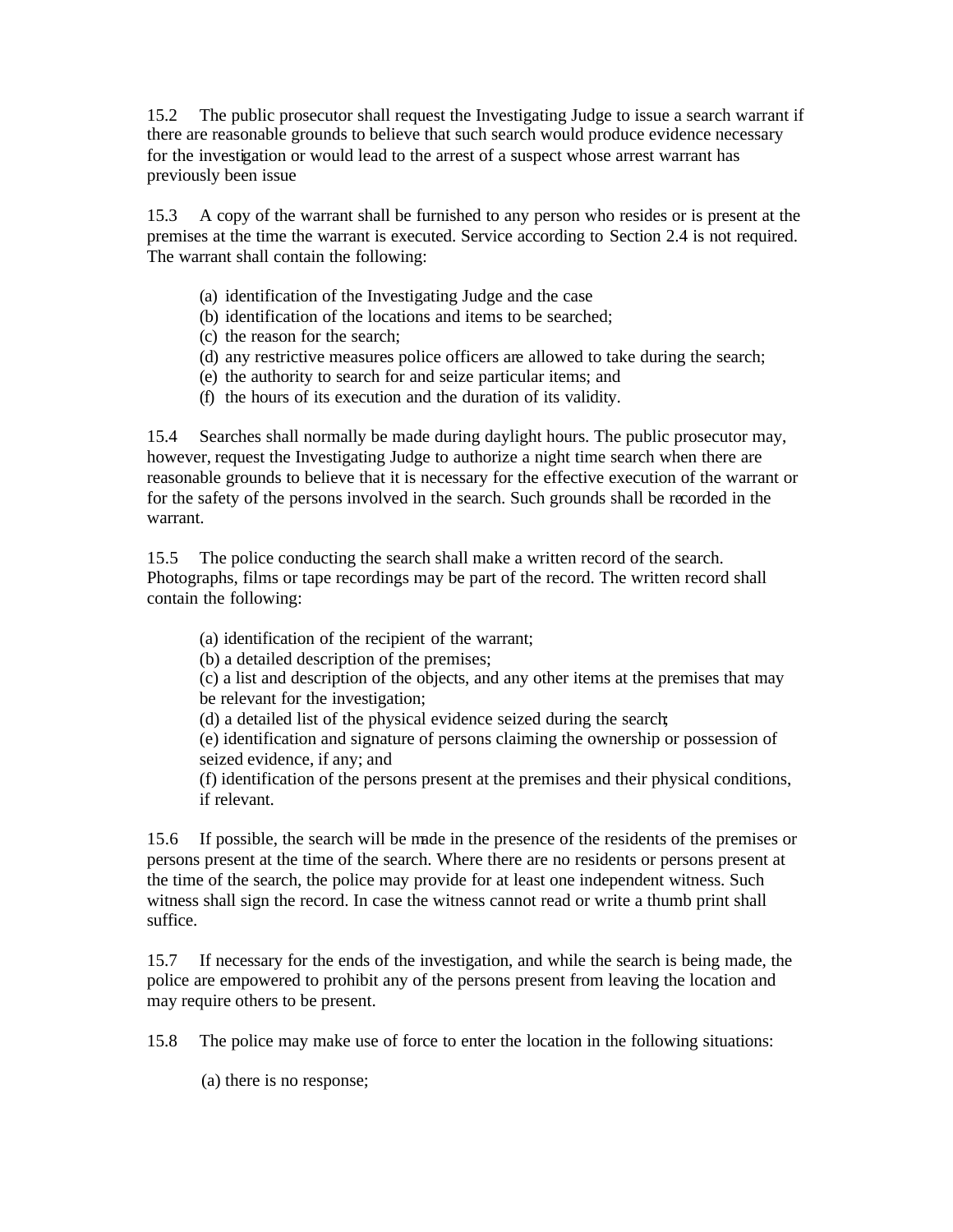15.2 The public prosecutor shall request the Investigating Judge to issue a search warrant if there are reasonable grounds to believe that such search would produce evidence necessary for the investigation or would lead to the arrest of a suspect whose arrest warrant has previously been issue

15.3 A copy of the warrant shall be furnished to any person who resides or is present at the premises at the time the warrant is executed. Service according to Section 2.4 is not required. The warrant shall contain the following:

(a) identification of the Investigating Judge and the case
(b) identification of the locations and items to be searched;
(c) the reason for the search;
(d) any restrictive measures police officers are allowed to take during the search;
(e) the authority to search for and seize particular items; and
(f) the hours of its execution and the duration of its validity.

15.4 Searches shall normally be made during daylight hours. The public prosecutor may, however, request the Investigating Judge to authorize a night time search when there are reasonable grounds to believe that it is necessary for the effective execution of the warrant or for the safety of the persons involved in the search. Such grounds shall be recorded in the warrant.

15.5 The police conducting the search shall make a written record of the search. Photographs, films or tape recordings may be part of the record. The written record shall contain the following:

(a) identification of the recipient of the warrant;
(b) a detailed description of the premises;
(c) a list and description of the objects, and any other items at the premises that may be relevant for the investigation;
(d) a detailed list of the physical evidence seized during the search;
(e) identification and signature of persons claiming the ownership or possession of seized evidence, if any; and
(f) identification of the persons present at the premises and their physical conditions, if relevant.

15.6 If possible, the search will be made in the presence of the residents of the premises or persons present at the time of the search. Where there are no residents or persons present at the time of the search, the police may provide for at least one independent witness. Such witness shall sign the record. In case the witness cannot read or write a thumb print shall suffice.

15.7 If necessary for the ends of the investigation, and while the search is being made, the police are empowered to prohibit any of the persons present from leaving the location and may require others to be present.

15.8 The police may make use of force to enter the location in the following situations:

(a) there is no response;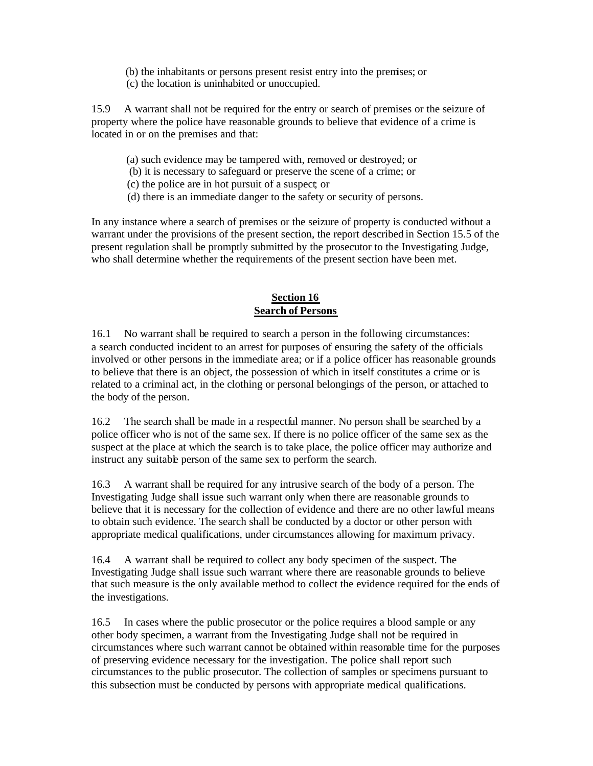(b) the inhabitants or persons present resist entry into the premises; or
(c) the location is uninhabited or unoccupied.

15.9 A warrant shall not be required for the entry or search of premises or the seizure of property where the police have reasonable grounds to believe that evidence of a crime is located in or on the premises and that:

(a) such evidence may be tampered with, removed or destroyed; or
(b) it is necessary to safeguard or preserve the scene of a crime; or
(c) the police are in hot pursuit of a suspect; or
(d) there is an immediate danger to the safety or security of persons.

In any instance where a search of premises or the seizure of property is conducted without a warrant under the provisions of the present section, the report described in Section 15.5 of the present regulation shall be promptly submitted by the prosecutor to the Investigating Judge, who shall determine whether the requirements of the present section have been met.

## Section 16
## Search of Persons

16.1 No warrant shall be required to search a person in the following circumstances: a search conducted incident to an arrest for purposes of ensuring the safety of the officials involved or other persons in the immediate area; or if a police officer has reasonable grounds to believe that there is an object, the possession of which in itself constitutes a crime or is related to a criminal act, in the clothing or personal belongings of the person, or attached to the body of the person.

16.2 The search shall be made in a respectful manner. No person shall be searched by a police officer who is not of the same sex. If there is no police officer of the same sex as the suspect at the place at which the search is to take place, the police officer may authorize and instruct any suitable person of the same sex to perform the search.

16.3 A warrant shall be required for any intrusive search of the body of a person. The Investigating Judge shall issue such warrant only when there are reasonable grounds to believe that it is necessary for the collection of evidence and there are no other lawful means to obtain such evidence. The search shall be conducted by a doctor or other person with appropriate medical qualifications, under circumstances allowing for maximum privacy.

16.4 A warrant shall be required to collect any body specimen of the suspect. The Investigating Judge shall issue such warrant where there are reasonable grounds to believe that such measure is the only available method to collect the evidence required for the ends of the investigations.

16.5 In cases where the public prosecutor or the police requires a blood sample or any other body specimen, a warrant from the Investigating Judge shall not be required in circumstances where such warrant cannot be obtained within reasonable time for the purposes of preserving evidence necessary for the investigation. The police shall report such circumstances to the public prosecutor. The collection of samples or specimens pursuant to this subsection must be conducted by persons with appropriate medical qualifications.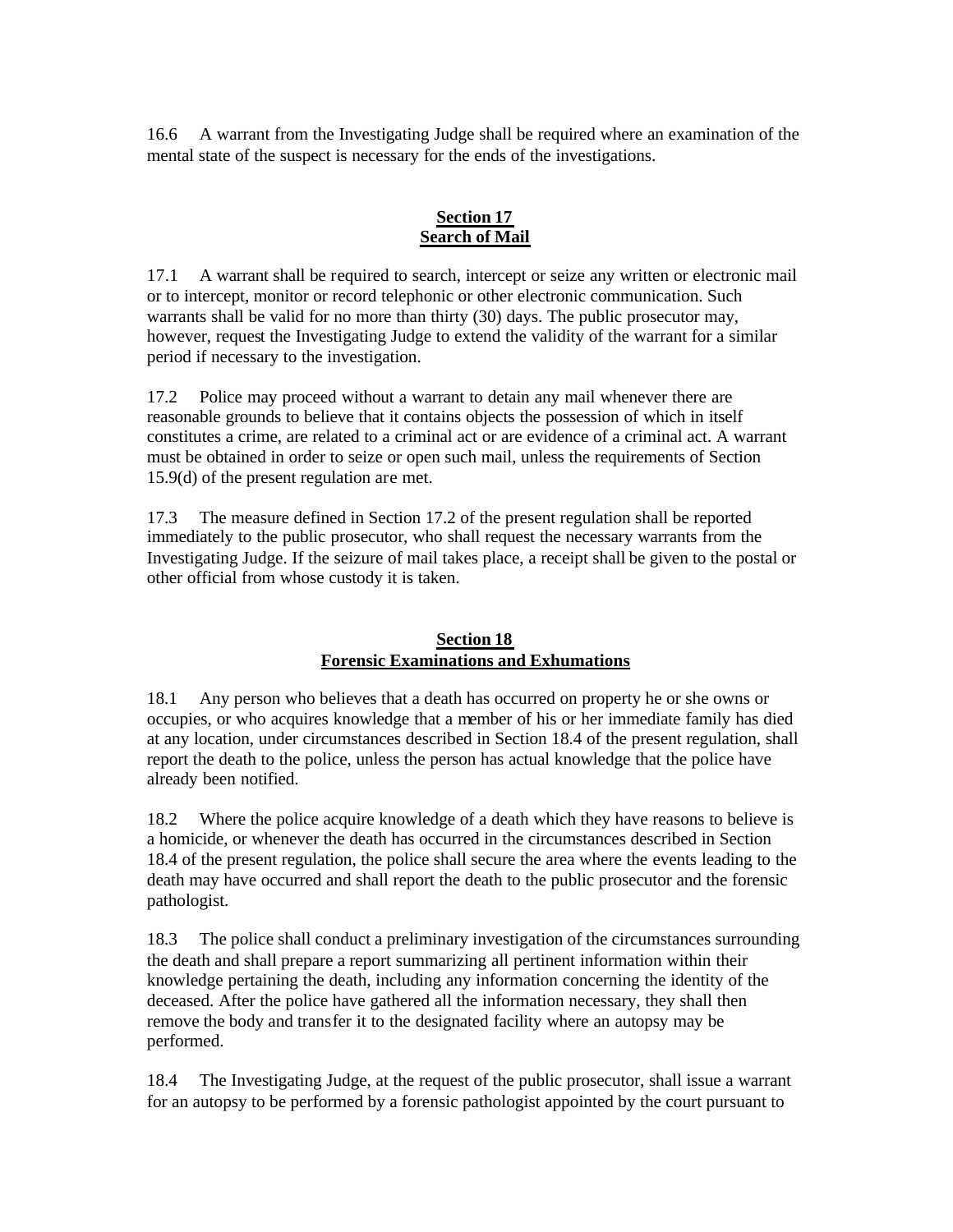16.6 A warrant from the Investigating Judge shall be required where an examination of the mental state of the suspect is necessary for the ends of the investigations.

## Section 17
## Search of Mail

17.1 A warrant shall be required to search, intercept or seize any written or electronic mail or to intercept, monitor or record telephonic or other electronic communication. Such warrants shall be valid for no more than thirty (30) days. The public prosecutor may, however, request the Investigating Judge to extend the validity of the warrant for a similar period if necessary to the investigation.

17.2 Police may proceed without a warrant to detain any mail whenever there are reasonable grounds to believe that it contains objects the possession of which in itself constitutes a crime, are related to a criminal act or are evidence of a criminal act. A warrant must be obtained in order to seize or open such mail, unless the requirements of Section 15.9(d) of the present regulation are met.

17.3 The measure defined in Section 17.2 of the present regulation shall be reported immediately to the public prosecutor, who shall request the necessary warrants from the Investigating Judge. If the seizure of mail takes place, a receipt shall be given to the postal or other official from whose custody it is taken.

## Section 18
## Forensic Examinations and Exhumations

18.1 Any person who believes that a death has occurred on property he or she owns or occupies, or who acquires knowledge that a member of his or her immediate family has died at any location, under circumstances described in Section 18.4 of the present regulation, shall report the death to the police, unless the person has actual knowledge that the police have already been notified.

18.2 Where the police acquire knowledge of a death which they have reasons to believe is a homicide, or whenever the death has occurred in the circumstances described in Section 18.4 of the present regulation, the police shall secure the area where the events leading to the death may have occurred and shall report the death to the public prosecutor and the forensic pathologist.

18.3 The police shall conduct a preliminary investigation of the circumstances surrounding the death and shall prepare a report summarizing all pertinent information within their knowledge pertaining the death, including any information concerning the identity of the deceased. After the police have gathered all the information necessary, they shall then remove the body and transfer it to the designated facility where an autopsy may be performed.

18.4 The Investigating Judge, at the request of the public prosecutor, shall issue a warrant for an autopsy to be performed by a forensic pathologist appointed by the court pursuant to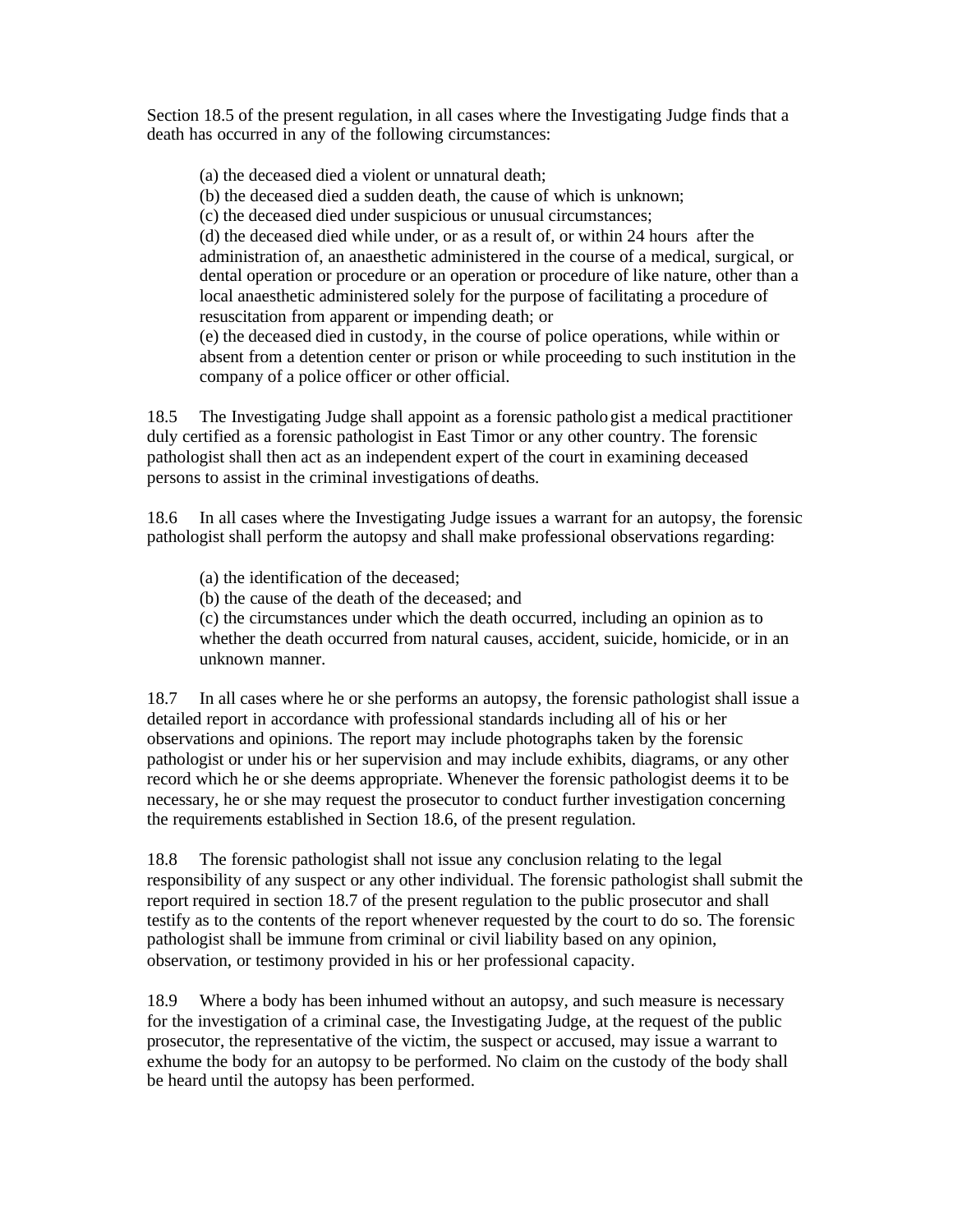Section 18.5 of the present regulation, in all cases where the Investigating Judge finds that a death has occurred in any of the following circumstances:

(a) the deceased died a violent or unnatural death;
(b) the deceased died a sudden death, the cause of which is unknown;
(c) the deceased died under suspicious or unusual circumstances;
(d) the deceased died while under, or as a result of, or within 24 hours after the administration of, an anaesthetic administered in the course of a medical, surgical, or dental operation or procedure or an operation or procedure of like nature, other than a local anaesthetic administered solely for the purpose of facilitating a procedure of resuscitation from apparent or impending death; or
(e) the deceased died in custody, in the course of police operations, while within or absent from a detention center or prison or while proceeding to such institution in the company of a police officer or other official.

18.5 The Investigating Judge shall appoint as a forensic pathologist a medical practitioner duly certified as a forensic pathologist in East Timor or any other country. The forensic pathologist shall then act as an independent expert of the court in examining deceased persons to assist in the criminal investigations of deaths.

18.6 In all cases where the Investigating Judge issues a warrant for an autopsy, the forensic pathologist shall perform the autopsy and shall make professional observations regarding:

(a) the identification of the deceased;
(b) the cause of the death of the deceased; and
(c) the circumstances under which the death occurred, including an opinion as to whether the death occurred from natural causes, accident, suicide, homicide, or in an unknown manner.

18.7 In all cases where he or she performs an autopsy, the forensic pathologist shall issue a detailed report in accordance with professional standards including all of his or her observations and opinions. The report may include photographs taken by the forensic pathologist or under his or her supervision and may include exhibits, diagrams, or any other record which he or she deems appropriate. Whenever the forensic pathologist deems it to be necessary, he or she may request the prosecutor to conduct further investigation concerning the requirements established in Section 18.6, of the present regulation.

18.8 The forensic pathologist shall not issue any conclusion relating to the legal responsibility of any suspect or any other individual. The forensic pathologist shall submit the report required in section 18.7 of the present regulation to the public prosecutor and shall testify as to the contents of the report whenever requested by the court to do so. The forensic pathologist shall be immune from criminal or civil liability based on any opinion, observation, or testimony provided in his or her professional capacity.

18.9 Where a body has been inhumed without an autopsy, and such measure is necessary for the investigation of a criminal case, the Investigating Judge, at the request of the public prosecutor, the representative of the victim, the suspect or accused, may issue a warrant to exhume the body for an autopsy to be performed. No claim on the custody of the body shall be heard until the autopsy has been performed.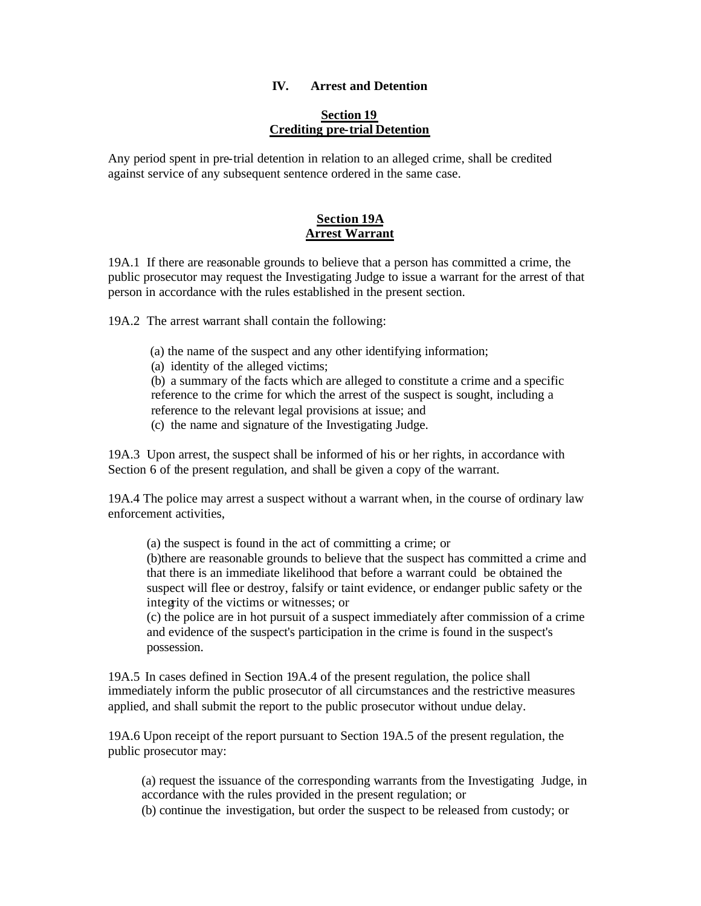## IV. Arrest and Detention

### Section 19
### Crediting pre-trial Detention

Any period spent in pre-trial detention in relation to an alleged crime, shall be credited against service of any subsequent sentence ordered in the same case.

### Section 19A
### Arrest Warrant

19A.1 If there are reasonable grounds to believe that a person has committed a crime, the public prosecutor may request the Investigating Judge to issue a warrant for the arrest of that person in accordance with the rules established in the present section.

19A.2 The arrest warrant shall contain the following:

(a) the name of the suspect and any other identifying information;
(a) identity of the alleged victims;
(b) a summary of the facts which are alleged to constitute a crime and a specific reference to the crime for which the arrest of the suspect is sought, including a reference to the relevant legal provisions at issue; and
(c) the name and signature of the Investigating Judge.

19A.3 Upon arrest, the suspect shall be informed of his or her rights, in accordance with Section 6 of the present regulation, and shall be given a copy of the warrant.

19A.4 The police may arrest a suspect without a warrant when, in the course of ordinary law enforcement activities,

(a) the suspect is found in the act of committing a crime; or
(b)there are reasonable grounds to believe that the suspect has committed a crime and that there is an immediate likelihood that before a warrant could be obtained the suspect will flee or destroy, falsify or taint evidence, or endanger public safety or the integrity of the victims or witnesses; or
(c) the police are in hot pursuit of a suspect immediately after commission of a crime and evidence of the suspect's participation in the crime is found in the suspect's possession.

19A.5 In cases defined in Section 19A.4 of the present regulation, the police shall immediately inform the public prosecutor of all circumstances and the restrictive measures applied, and shall submit the report to the public prosecutor without undue delay.

19A.6 Upon receipt of the report pursuant to Section 19A.5 of the present regulation, the public prosecutor may:

(a) request the issuance of the corresponding warrants from the Investigating Judge, in accordance with the rules provided in the present regulation; or
(b) continue the investigation, but order the suspect to be released from custody; or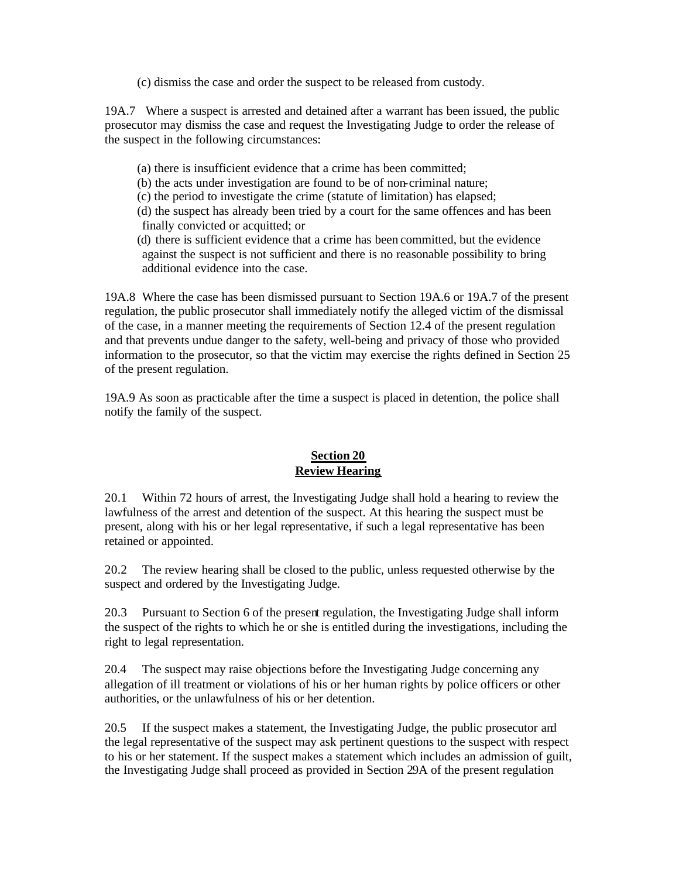(c) dismiss the case and order the suspect to be released from custody.

19A.7 Where a suspect is arrested and detained after a warrant has been issued, the public prosecutor may dismiss the case and request the Investigating Judge to order the release of the suspect in the following circumstances:

(a) there is insufficient evidence that a crime has been committed;
(b) the acts under investigation are found to be of non-criminal nature;
(c) the period to investigate the crime (statute of limitation) has elapsed;
(d) the suspect has already been tried by a court for the same offences and has been finally convicted or acquitted; or
(d) there is sufficient evidence that a crime has been committed, but the evidence against the suspect is not sufficient and there is no reasonable possibility to bring additional evidence into the case.

19A.8 Where the case has been dismissed pursuant to Section 19A.6 or 19A.7 of the present regulation, the public prosecutor shall immediately notify the alleged victim of the dismissal of the case, in a manner meeting the requirements of Section 12.4 of the present regulation and that prevents undue danger to the safety, well-being and privacy of those who provided information to the prosecutor, so that the victim may exercise the rights defined in Section 25 of the present regulation.

19A.9 As soon as practicable after the time a suspect is placed in detention, the police shall notify the family of the suspect.

## Section 20
## Review Hearing

20.1 Within 72 hours of arrest, the Investigating Judge shall hold a hearing to review the lawfulness of the arrest and detention of the suspect. At this hearing the suspect must be present, along with his or her legal representative, if such a legal representative has been retained or appointed.

20.2 The review hearing shall be closed to the public, unless requested otherwise by the suspect and ordered by the Investigating Judge.

20.3 Pursuant to Section 6 of the present regulation, the Investigating Judge shall inform the suspect of the rights to which he or she is entitled during the investigations, including the right to legal representation.

20.4 The suspect may raise objections before the Investigating Judge concerning any allegation of ill treatment or violations of his or her human rights by police officers or other authorities, or the unlawfulness of his or her detention.

20.5 If the suspect makes a statement, the Investigating Judge, the public prosecutor and the legal representative of the suspect may ask pertinent questions to the suspect with respect to his or her statement. If the suspect makes a statement which includes an admission of guilt, the Investigating Judge shall proceed as provided in Section 29A of the present regulation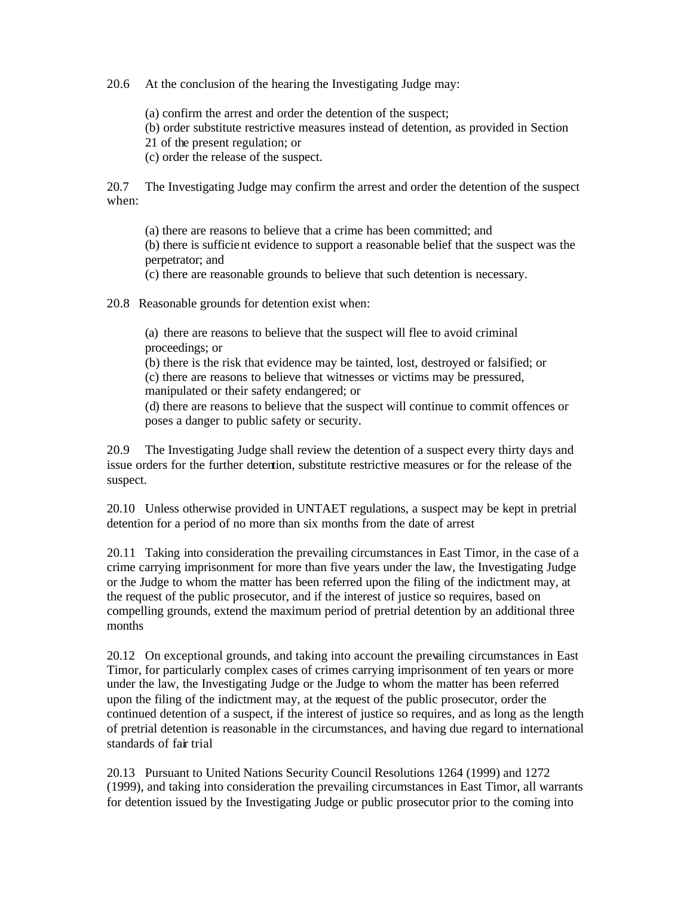20.6 At the conclusion of the hearing the Investigating Judge may:

(a) confirm the arrest and order the detention of the suspect;
(b) order substitute restrictive measures instead of detention, as provided in Section 21 of the present regulation; or
(c) order the release of the suspect.

20.7 The Investigating Judge may confirm the arrest and order the detention of the suspect when:

(a) there are reasons to believe that a crime has been committed; and
(b) there is sufficient evidence to support a reasonable belief that the suspect was the perpetrator; and
(c) there are reasonable grounds to believe that such detention is necessary.

20.8 Reasonable grounds for detention exist when:

(a) there are reasons to believe that the suspect will flee to avoid criminal proceedings; or
(b) there is the risk that evidence may be tainted, lost, destroyed or falsified; or
(c) there are reasons to believe that witnesses or victims may be pressured, manipulated or their safety endangered; or
(d) there are reasons to believe that the suspect will continue to commit offences or poses a danger to public safety or security.

20.9 The Investigating Judge shall review the detention of a suspect every thirty days and issue orders for the further detention, substitute restrictive measures or for the release of the suspect.

20.10 Unless otherwise provided in UNTAET regulations, a suspect may be kept in pretrial detention for a period of no more than six months from the date of arrest

20.11 Taking into consideration the prevailing circumstances in East Timor, in the case of a crime carrying imprisonment for more than five years under the law, the Investigating Judge or the Judge to whom the matter has been referred upon the filing of the indictment may, at the request of the public prosecutor, and if the interest of justice so requires, based on compelling grounds, extend the maximum period of pretrial detention by an additional three months

20.12 On exceptional grounds, and taking into account the prevailing circumstances in East Timor, for particularly complex cases of crimes carrying imprisonment of ten years or more under the law, the Investigating Judge or the Judge to whom the matter has been referred upon the filing of the indictment may, at the request of the public prosecutor, order the continued detention of a suspect, if the interest of justice so requires, and as long as the length of pretrial detention is reasonable in the circumstances, and having due regard to international standards of fair trial

20.13 Pursuant to United Nations Security Council Resolutions 1264 (1999) and 1272 (1999), and taking into consideration the prevailing circumstances in East Timor, all warrants for detention issued by the Investigating Judge or public prosecutor prior to the coming into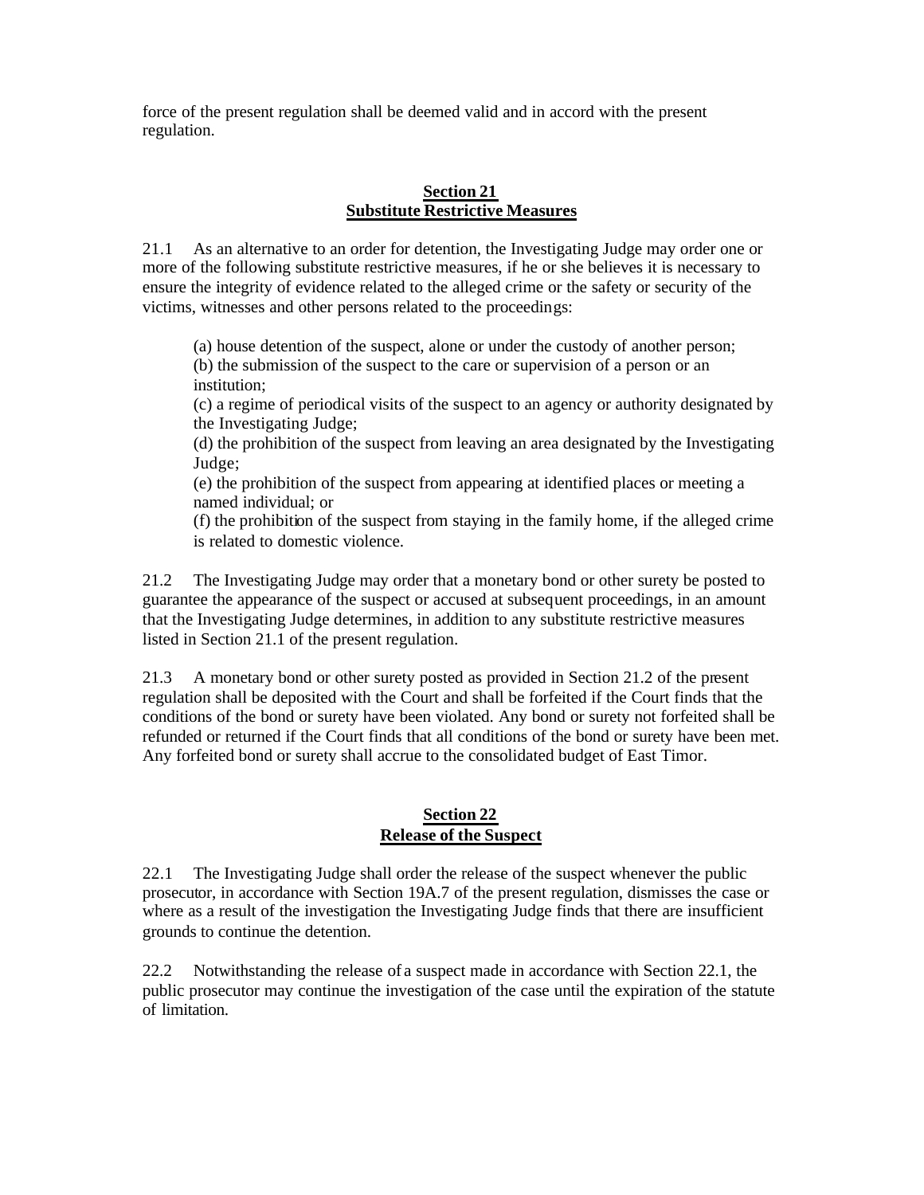force of the present regulation shall be deemed valid and in accord with the present regulation.

## Section 21
## Substitute Restrictive Measures

21.1 As an alternative to an order for detention, the Investigating Judge may order one or more of the following substitute restrictive measures, if he or she believes it is necessary to ensure the integrity of evidence related to the alleged crime or the safety or security of the victims, witnesses and other persons related to the proceedings:

(a) house detention of the suspect, alone or under the custody of another person;
(b) the submission of the suspect to the care or supervision of a person or an institution;
(c) a regime of periodical visits of the suspect to an agency or authority designated by the Investigating Judge;
(d) the prohibition of the suspect from leaving an area designated by the Investigating Judge;
(e) the prohibition of the suspect from appearing at identified places or meeting a named individual; or
(f) the prohibition of the suspect from staying in the family home, if the alleged crime is related to domestic violence.

21.2 The Investigating Judge may order that a monetary bond or other surety be posted to guarantee the appearance of the suspect or accused at subsequent proceedings, in an amount that the Investigating Judge determines, in addition to any substitute restrictive measures listed in Section 21.1 of the present regulation.

21.3 A monetary bond or other surety posted as provided in Section 21.2 of the present regulation shall be deposited with the Court and shall be forfeited if the Court finds that the conditions of the bond or surety have been violated. Any bond or surety not forfeited shall be refunded or returned if the Court finds that all conditions of the bond or surety have been met. Any forfeited bond or surety shall accrue to the consolidated budget of East Timor.

## Section 22
## Release of the Suspect

22.1 The Investigating Judge shall order the release of the suspect whenever the public prosecutor, in accordance with Section 19A.7 of the present regulation, dismisses the case or where as a result of the investigation the Investigating Judge finds that there are insufficient grounds to continue the detention.

22.2 Notwithstanding the release of a suspect made in accordance with Section 22.1, the public prosecutor may continue the investigation of the case until the expiration of the statute of limitation.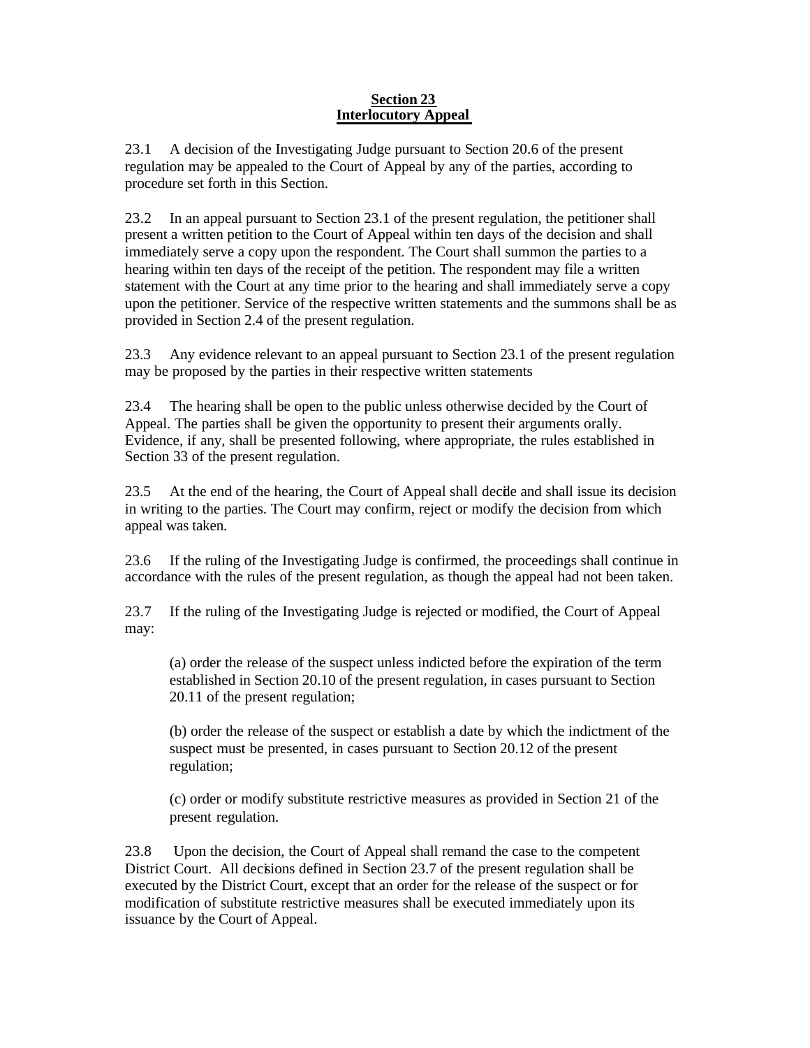## Section 23
## Interlocutory Appeal

23.1 A decision of the Investigating Judge pursuant to Section 20.6 of the present regulation may be appealed to the Court of Appeal by any of the parties, according to procedure set forth in this Section.

23.2 In an appeal pursuant to Section 23.1 of the present regulation, the petitioner shall present a written petition to the Court of Appeal within ten days of the decision and shall immediately serve a copy upon the respondent. The Court shall summon the parties to a hearing within ten days of the receipt of the petition. The respondent may file a written statement with the Court at any time prior to the hearing and shall immediately serve a copy upon the petitioner. Service of the respective written statements and the summons shall be as provided in Section 2.4 of the present regulation.

23.3 Any evidence relevant to an appeal pursuant to Section 23.1 of the present regulation may be proposed by the parties in their respective written statements

23.4 The hearing shall be open to the public unless otherwise decided by the Court of Appeal. The parties shall be given the opportunity to present their arguments orally. Evidence, if any, shall be presented following, where appropriate, the rules established in Section 33 of the present regulation.

23.5 At the end of the hearing, the Court of Appeal shall decide and shall issue its decision in writing to the parties. The Court may confirm, reject or modify the decision from which appeal was taken.

23.6 If the ruling of the Investigating Judge is confirmed, the proceedings shall continue in accordance with the rules of the present regulation, as though the appeal had not been taken.

23.7 If the ruling of the Investigating Judge is rejected or modified, the Court of Appeal may:

(a) order the release of the suspect unless indicted before the expiration of the term established in Section 20.10 of the present regulation, in cases pursuant to Section 20.11 of the present regulation;

(b) order the release of the suspect or establish a date by which the indictment of the suspect must be presented, in cases pursuant to Section 20.12 of the present regulation;

(c) order or modify substitute restrictive measures as provided in Section 21 of the present regulation.

23.8 Upon the decision, the Court of Appeal shall remand the case to the competent District Court. All decisions defined in Section 23.7 of the present regulation shall be executed by the District Court, except that an order for the release of the suspect or for modification of substitute restrictive measures shall be executed immediately upon its issuance by the Court of Appeal.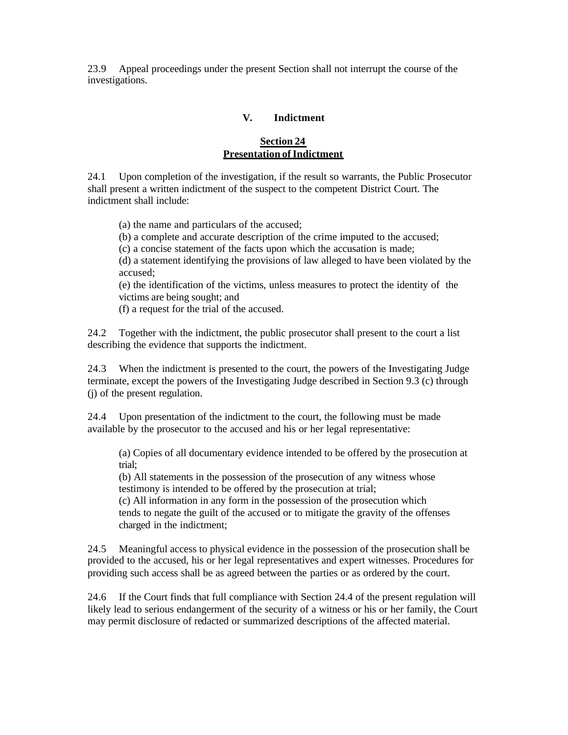23.9 Appeal proceedings under the present Section shall not interrupt the course of the investigations.

## V. Indictment

### Section 24
### Presentation of Indictment

24.1 Upon completion of the investigation, if the result so warrants, the Public Prosecutor shall present a written indictment of the suspect to the competent District Court. The indictment shall include:

(a) the name and particulars of the accused;
(b) a complete and accurate description of the crime imputed to the accused;
(c) a concise statement of the facts upon which the accusation is made;
(d) a statement identifying the provisions of law alleged to have been violated by the accused;
(e) the identification of the victims, unless measures to protect the identity of the victims are being sought; and
(f) a request for the trial of the accused.

24.2 Together with the indictment, the public prosecutor shall present to the court a list describing the evidence that supports the indictment.

24.3 When the indictment is presented to the court, the powers of the Investigating Judge terminate, except the powers of the Investigating Judge described in Section 9.3 (c) through (j) of the present regulation.

24.4 Upon presentation of the indictment to the court, the following must be made available by the prosecutor to the accused and his or her legal representative:

(a) Copies of all documentary evidence intended to be offered by the prosecution at trial;
(b) All statements in the possession of the prosecution of any witness whose testimony is intended to be offered by the prosecution at trial;
(c) All information in any form in the possession of the prosecution which tends to negate the guilt of the accused or to mitigate the gravity of the offenses charged in the indictment;

24.5 Meaningful access to physical evidence in the possession of the prosecution shall be provided to the accused, his or her legal representatives and expert witnesses. Procedures for providing such access shall be as agreed between the parties or as ordered by the court.

24.6 If the Court finds that full compliance with Section 24.4 of the present regulation will likely lead to serious endangerment of the security of a witness or his or her family, the Court may permit disclosure of redacted or summarized descriptions of the affected material.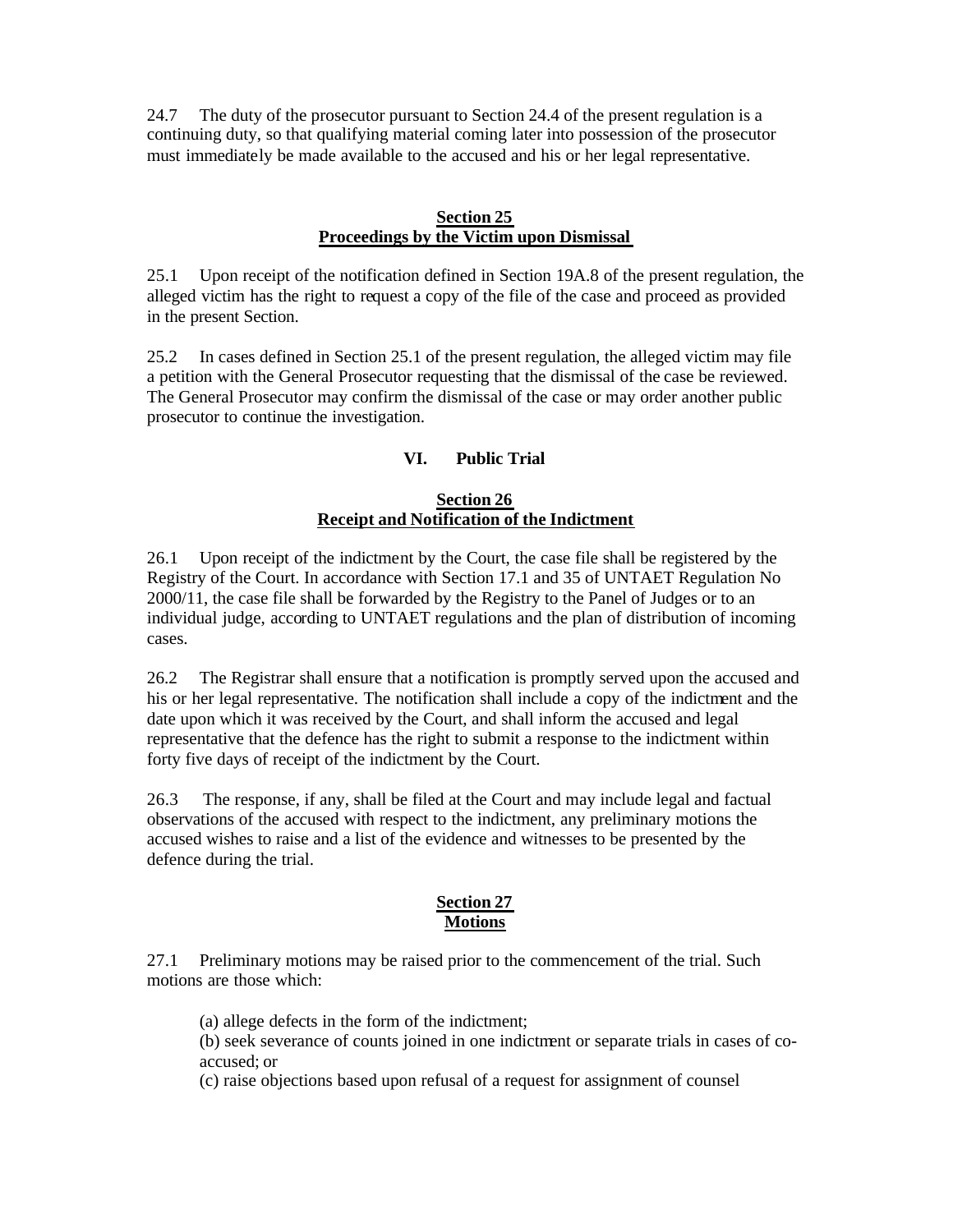24.7 The duty of the prosecutor pursuant to Section 24.4 of the present regulation is a continuing duty, so that qualifying material coming later into possession of the prosecutor must immediately be made available to the accused and his or her legal representative.

### Section 25
### Proceedings by the Victim upon Dismissal

25.1 Upon receipt of the notification defined in Section 19A.8 of the present regulation, the alleged victim has the right to request a copy of the file of the case and proceed as provided in the present Section.

25.2 In cases defined in Section 25.1 of the present regulation, the alleged victim may file a petition with the General Prosecutor requesting that the dismissal of the case be reviewed. The General Prosecutor may confirm the dismissal of the case or may order another public prosecutor to continue the investigation.

## VI. Public Trial

### Section 26
### Receipt and Notification of the Indictment

26.1 Upon receipt of the indictment by the Court, the case file shall be registered by the Registry of the Court. In accordance with Section 17.1 and 35 of UNTAET Regulation No 2000/11, the case file shall be forwarded by the Registry to the Panel of Judges or to an individual judge, according to UNTAET regulations and the plan of distribution of incoming cases.

26.2 The Registrar shall ensure that a notification is promptly served upon the accused and his or her legal representative. The notification shall include a copy of the indictment and the date upon which it was received by the Court, and shall inform the accused and legal representative that the defence has the right to submit a response to the indictment within forty five days of receipt of the indictment by the Court.

26.3 The response, if any, shall be filed at the Court and may include legal and factual observations of the accused with respect to the indictment, any preliminary motions the accused wishes to raise and a list of the evidence and witnesses to be presented by the defence during the trial.

### Section 27
### Motions

27.1 Preliminary motions may be raised prior to the commencement of the trial. Such motions are those which:

(a) allege defects in the form of the indictment;
(b) seek severance of counts joined in one indictment or separate trials in cases of co-accused; or
(c) raise objections based upon refusal of a request for assignment of counsel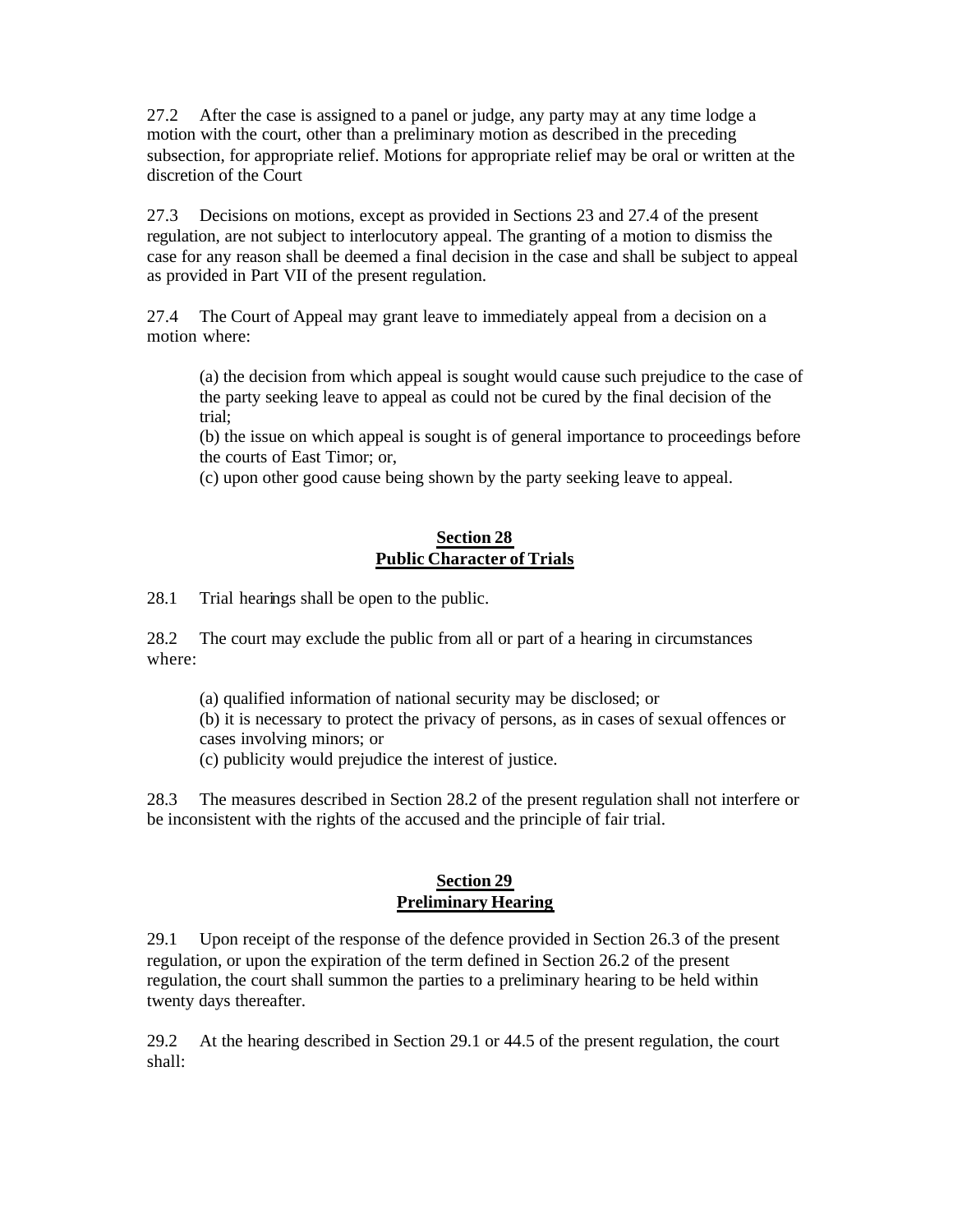27.2 After the case is assigned to a panel or judge, any party may at any time lodge a motion with the court, other than a preliminary motion as described in the preceding subsection, for appropriate relief. Motions for appropriate relief may be oral or written at the discretion of the Court

27.3 Decisions on motions, except as provided in Sections 23 and 27.4 of the present regulation, are not subject to interlocutory appeal. The granting of a motion to dismiss the case for any reason shall be deemed a final decision in the case and shall be subject to appeal as provided in Part VII of the present regulation.

27.4 The Court of Appeal may grant leave to immediately appeal from a decision on a motion where:

> (a) the decision from which appeal is sought would cause such prejudice to the case of the party seeking leave to appeal as could not be cured by the final decision of the trial;
> (b) the issue on which appeal is sought is of general importance to proceedings before the courts of East Timor; or,
> (c) upon other good cause being shown by the party seeking leave to appeal.

## Section 28
## Public Character of Trials

28.1 Trial hearings shall be open to the public.

28.2 The court may exclude the public from all or part of a hearing in circumstances where:

> (a) qualified information of national security may be disclosed; or
> (b) it is necessary to protect the privacy of persons, as in cases of sexual offences or cases involving minors; or
> (c) publicity would prejudice the interest of justice.

28.3 The measures described in Section 28.2 of the present regulation shall not interfere or be inconsistent with the rights of the accused and the principle of fair trial.

## Section 29
## Preliminary Hearing

29.1 Upon receipt of the response of the defence provided in Section 26.3 of the present regulation, or upon the expiration of the term defined in Section 26.2 of the present regulation, the court shall summon the parties to a preliminary hearing to be held within twenty days thereafter.

29.2 At the hearing described in Section 29.1 or 44.5 of the present regulation, the court shall: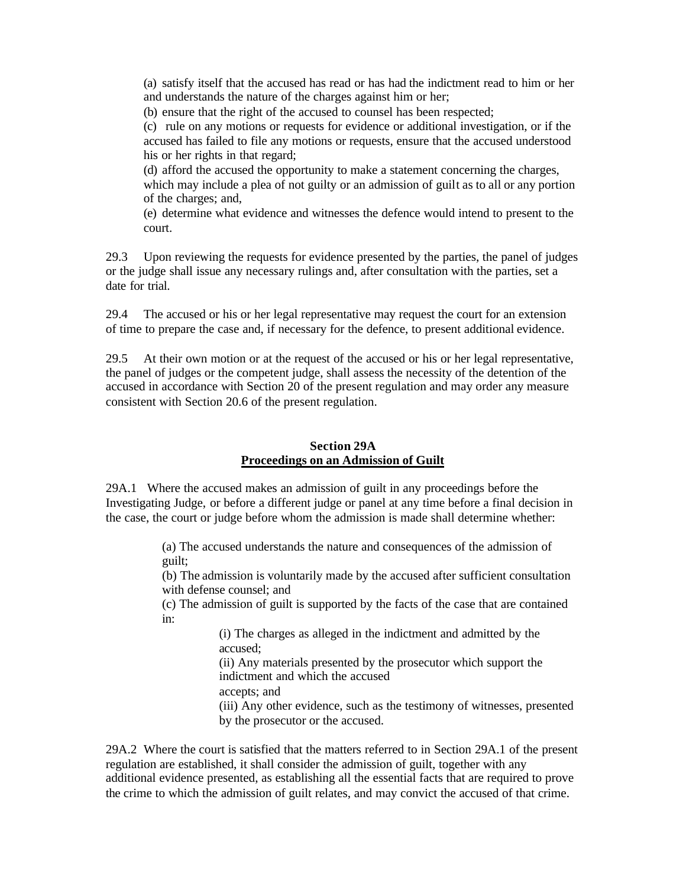(a) satisfy itself that the accused has read or has had the indictment read to him or her and understands the nature of the charges against him or her;

(b) ensure that the right of the accused to counsel has been respected;

(c) rule on any motions or requests for evidence or additional investigation, or if the accused has failed to file any motions or requests, ensure that the accused understood his or her rights in that regard;

(d) afford the accused the opportunity to make a statement concerning the charges, which may include a plea of not guilty or an admission of guilt as to all or any portion of the charges; and,

(e) determine what evidence and witnesses the defence would intend to present to the court.

29.3 Upon reviewing the requests for evidence presented by the parties, the panel of judges or the judge shall issue any necessary rulings and, after consultation with the parties, set a date for trial.

29.4 The accused or his or her legal representative may request the court for an extension of time to prepare the case and, if necessary for the defence, to present additional evidence.

29.5 At their own motion or at the request of the accused or his or her legal representative, the panel of judges or the competent judge, shall assess the necessity of the detention of the accused in accordance with Section 20 of the present regulation and may order any measure consistent with Section 20.6 of the present regulation.

## Section 29A
## Proceedings on an Admission of Guilt

29A.1 Where the accused makes an admission of guilt in any proceedings before the Investigating Judge, or before a different judge or panel at any time before a final decision in the case, the court or judge before whom the admission is made shall determine whether:

(a) The accused understands the nature and consequences of the admission of guilt;

(b) The admission is voluntarily made by the accused after sufficient consultation with defense counsel; and

(c) The admission of guilt is supported by the facts of the case that are contained in:

(i) The charges as alleged in the indictment and admitted by the accused;

(ii) Any materials presented by the prosecutor which support the indictment and which the accused accepts; and

(iii) Any other evidence, such as the testimony of witnesses, presented by the prosecutor or the accused.

29A.2 Where the court is satisfied that the matters referred to in Section 29A.1 of the present regulation are established, it shall consider the admission of guilt, together with any additional evidence presented, as establishing all the essential facts that are required to prove the crime to which the admission of guilt relates, and may convict the accused of that crime.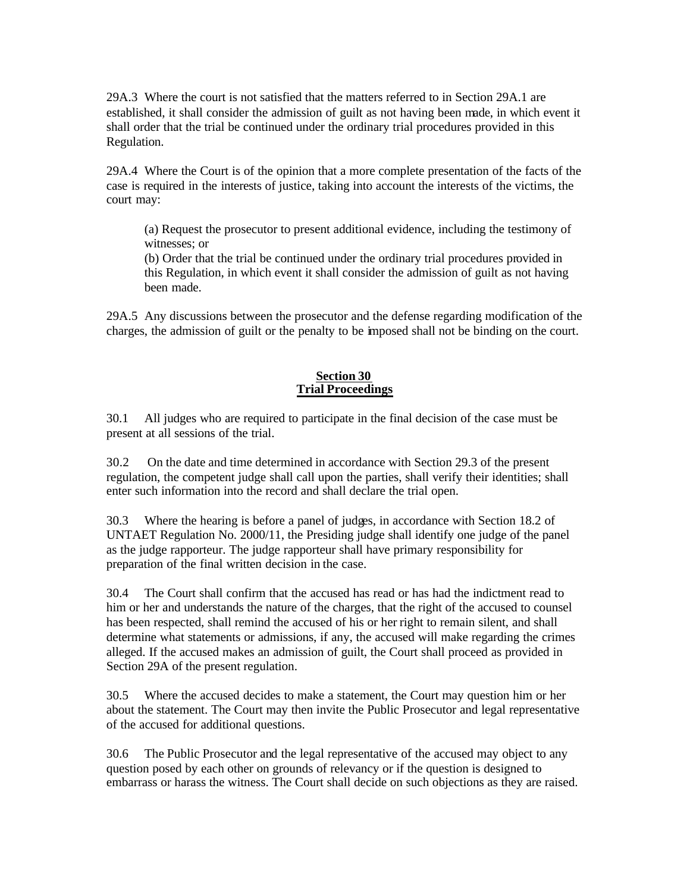29A.3 Where the court is not satisfied that the matters referred to in Section 29A.1 are established, it shall consider the admission of guilt as not having been made, in which event it shall order that the trial be continued under the ordinary trial procedures provided in this Regulation.

29A.4 Where the Court is of the opinion that a more complete presentation of the facts of the case is required in the interests of justice, taking into account the interests of the victims, the court may:

> (a) Request the prosecutor to present additional evidence, including the testimony of witnesses; or
> (b) Order that the trial be continued under the ordinary trial procedures provided in this Regulation, in which event it shall consider the admission of guilt as not having been made.

29A.5 Any discussions between the prosecutor and the defense regarding modification of the charges, the admission of guilt or the penalty to be imposed shall not be binding on the court.

## Section 30
## Trial Proceedings

30.1 All judges who are required to participate in the final decision of the case must be present at all sessions of the trial.

30.2 On the date and time determined in accordance with Section 29.3 of the present regulation, the competent judge shall call upon the parties, shall verify their identities; shall enter such information into the record and shall declare the trial open.

30.3 Where the hearing is before a panel of judges, in accordance with Section 18.2 of UNTAET Regulation No. 2000/11, the Presiding judge shall identify one judge of the panel as the judge rapporteur. The judge rapporteur shall have primary responsibility for preparation of the final written decision in the case.

30.4 The Court shall confirm that the accused has read or has had the indictment read to him or her and understands the nature of the charges, that the right of the accused to counsel has been respected, shall remind the accused of his or her right to remain silent, and shall determine what statements or admissions, if any, the accused will make regarding the crimes alleged. If the accused makes an admission of guilt, the Court shall proceed as provided in Section 29A of the present regulation.

30.5 Where the accused decides to make a statement, the Court may question him or her about the statement. The Court may then invite the Public Prosecutor and legal representative of the accused for additional questions.

30.6 The Public Prosecutor and the legal representative of the accused may object to any question posed by each other on grounds of relevancy or if the question is designed to embarrass or harass the witness. The Court shall decide on such objections as they are raised.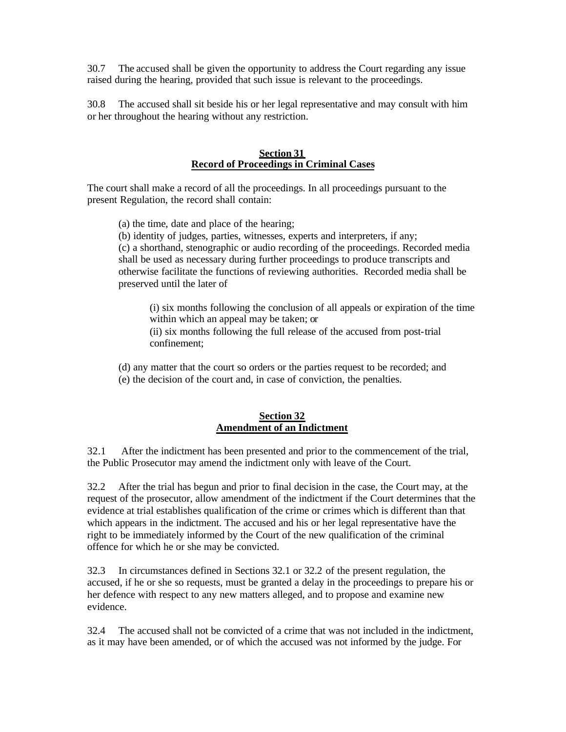30.7 The accused shall be given the opportunity to address the Court regarding any issue raised during the hearing, provided that such issue is relevant to the proceedings.

30.8 The accused shall sit beside his or her legal representative and may consult with him or her throughout the hearing without any restriction.

## Section 31
## Record of Proceedings in Criminal Cases

The court shall make a record of all the proceedings. In all proceedings pursuant to the present Regulation, the record shall contain:

(a) the time, date and place of the hearing;
(b) identity of judges, parties, witnesses, experts and interpreters, if any;
(c) a shorthand, stenographic or audio recording of the proceedings. Recorded media shall be used as necessary during further proceedings to produce transcripts and otherwise facilitate the functions of reviewing authorities. Recorded media shall be preserved until the later of

> (i) six months following the conclusion of all appeals or expiration of the time within which an appeal may be taken; or
> (ii) six months following the full release of the accused from post-trial confinement;

(d) any matter that the court so orders or the parties request to be recorded; and
(e) the decision of the court and, in case of conviction, the penalties.

## Section 32
## Amendment of an Indictment

32.1 After the indictment has been presented and prior to the commencement of the trial, the Public Prosecutor may amend the indictment only with leave of the Court.

32.2 After the trial has begun and prior to final decision in the case, the Court may, at the request of the prosecutor, allow amendment of the indictment if the Court determines that the evidence at trial establishes qualification of the crime or crimes which is different than that which appears in the indictment. The accused and his or her legal representative have the right to be immediately informed by the Court of the new qualification of the criminal offence for which he or she may be convicted.

32.3 In circumstances defined in Sections 32.1 or 32.2 of the present regulation, the accused, if he or she so requests, must be granted a delay in the proceedings to prepare his or her defence with respect to any new matters alleged, and to propose and examine new evidence.

32.4 The accused shall not be convicted of a crime that was not included in the indictment, as it may have been amended, or of which the accused was not informed by the judge. For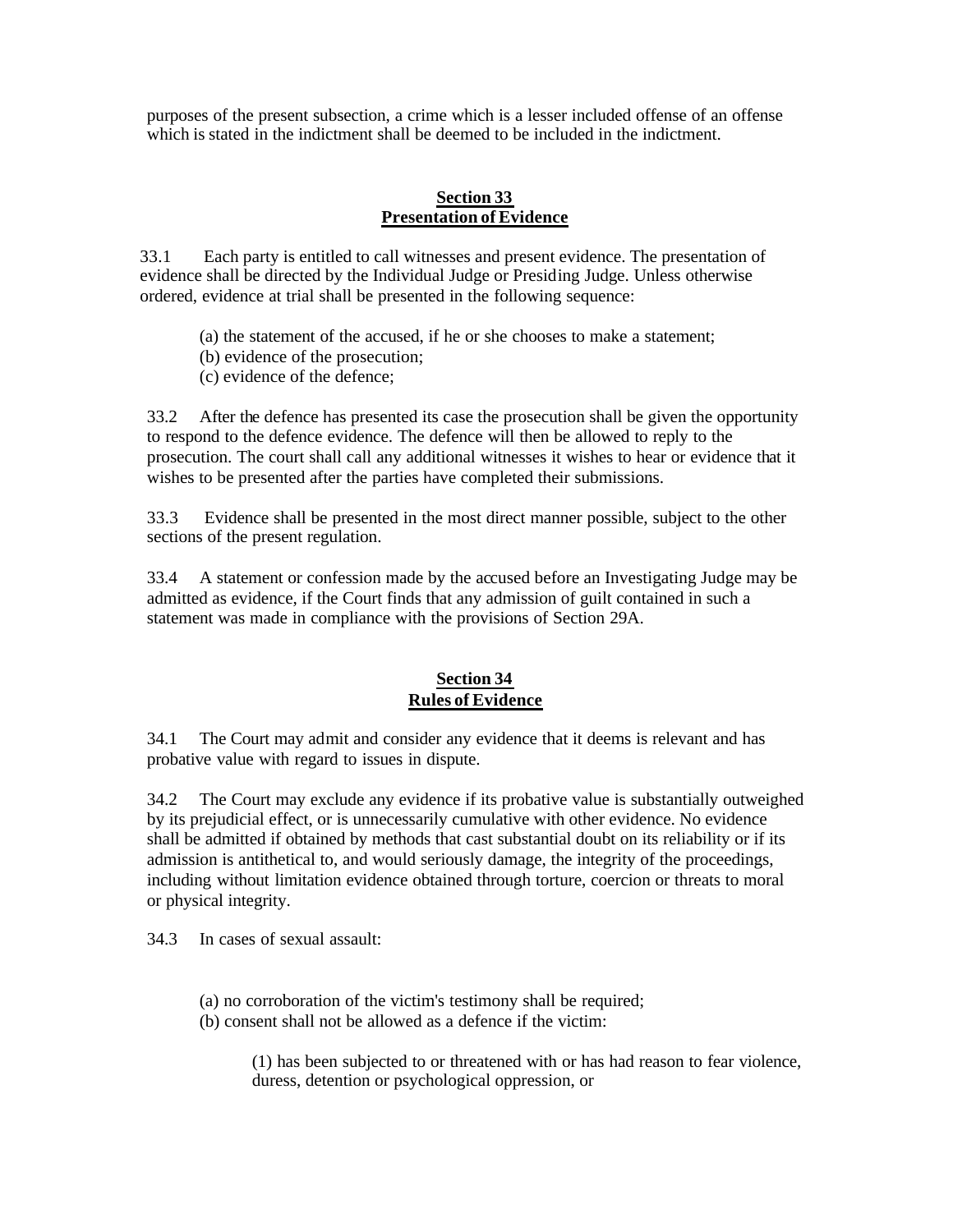purposes of the present subsection, a crime which is a lesser included offense of an offense which is stated in the indictment shall be deemed to be included in the indictment.

## Section 33
## Presentation of Evidence

33.1 Each party is entitled to call witnesses and present evidence. The presentation of evidence shall be directed by the Individual Judge or Presiding Judge. Unless otherwise ordered, evidence at trial shall be presented in the following sequence:

(a) the statement of the accused, if he or she chooses to make a statement;
(b) evidence of the prosecution;
(c) evidence of the defence;

33.2 After the defence has presented its case the prosecution shall be given the opportunity to respond to the defence evidence. The defence will then be allowed to reply to the prosecution. The court shall call any additional witnesses it wishes to hear or evidence that it wishes to be presented after the parties have completed their submissions.

33.3 Evidence shall be presented in the most direct manner possible, subject to the other sections of the present regulation.

33.4 A statement or confession made by the accused before an Investigating Judge may be admitted as evidence, if the Court finds that any admission of guilt contained in such a statement was made in compliance with the provisions of Section 29A.

## Section 34
## Rules of Evidence

34.1 The Court may admit and consider any evidence that it deems is relevant and has probative value with regard to issues in dispute.

34.2 The Court may exclude any evidence if its probative value is substantially outweighed by its prejudicial effect, or is unnecessarily cumulative with other evidence. No evidence shall be admitted if obtained by methods that cast substantial doubt on its reliability or if its admission is antithetical to, and would seriously damage, the integrity of the proceedings, including without limitation evidence obtained through torture, coercion or threats to moral or physical integrity.

34.3 In cases of sexual assault:

(a) no corroboration of the victim's testimony shall be required;
(b) consent shall not be allowed as a defence if the victim:

(1) has been subjected to or threatened with or has had reason to fear violence, duress, detention or psychological oppression, or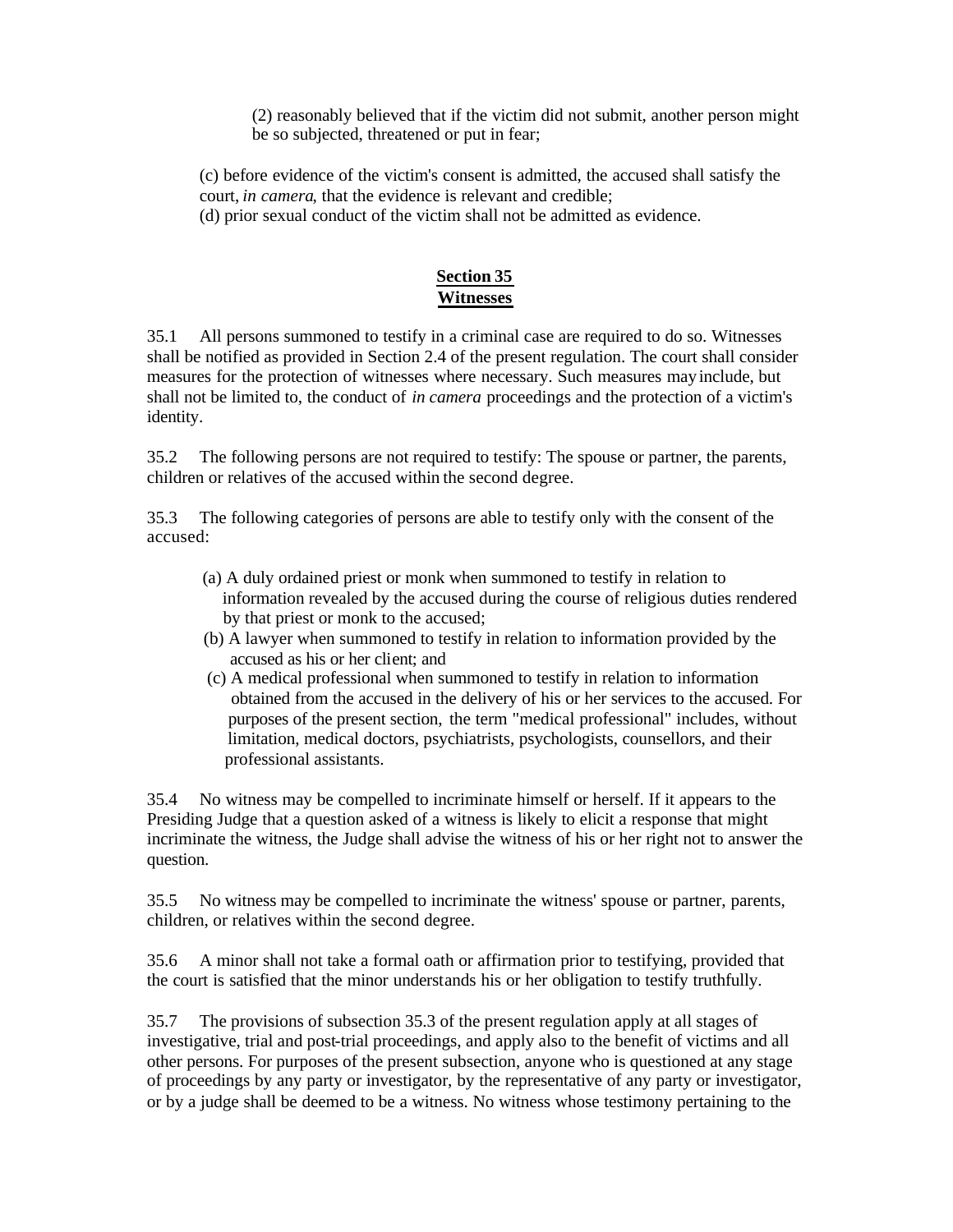(2) reasonably believed that if the victim did not submit, another person might be so subjected, threatened or put in fear;

(c) before evidence of the victim's consent is admitted, the accused shall satisfy the court, *in camera*, that the evidence is relevant and credible;
(d) prior sexual conduct of the victim shall not be admitted as evidence.

## **Section 35**
## **Witnesses**

35.1 All persons summoned to testify in a criminal case are required to do so. Witnesses shall be notified as provided in Section 2.4 of the present regulation. The court shall consider measures for the protection of witnesses where necessary. Such measures may include, but shall not be limited to, the conduct of *in camera* proceedings and the protection of a victim's identity.

35.2 The following persons are not required to testify: The spouse or partner, the parents, children or relatives of the accused within the second degree.

35.3 The following categories of persons are able to testify only with the consent of the accused:

(a) A duly ordained priest or monk when summoned to testify in relation to information revealed by the accused during the course of religious duties rendered by that priest or monk to the accused;
(b) A lawyer when summoned to testify in relation to information provided by the accused as his or her client; and
(c) A medical professional when summoned to testify in relation to information obtained from the accused in the delivery of his or her services to the accused. For purposes of the present section, the term "medical professional" includes, without limitation, medical doctors, psychiatrists, psychologists, counsellors, and their professional assistants.

35.4 No witness may be compelled to incriminate himself or herself. If it appears to the Presiding Judge that a question asked of a witness is likely to elicit a response that might incriminate the witness, the Judge shall advise the witness of his or her right not to answer the question.

35.5 No witness may be compelled to incriminate the witness' spouse or partner, parents, children, or relatives within the second degree.

35.6 A minor shall not take a formal oath or affirmation prior to testifying, provided that the court is satisfied that the minor understands his or her obligation to testify truthfully.

35.7 The provisions of subsection 35.3 of the present regulation apply at all stages of investigative, trial and post-trial proceedings, and apply also to the benefit of victims and all other persons. For purposes of the present subsection, anyone who is questioned at any stage of proceedings by any party or investigator, by the representative of any party or investigator, or by a judge shall be deemed to be a witness. No witness whose testimony pertaining to the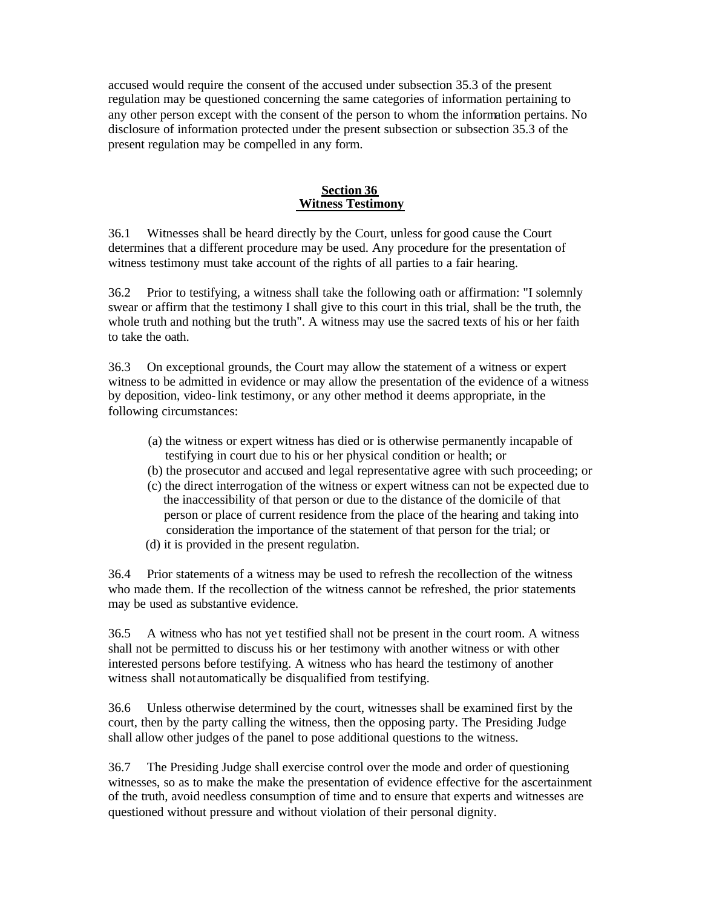accused would require the consent of the accused under subsection 35.3 of the present regulation may be questioned concerning the same categories of information pertaining to any other person except with the consent of the person to whom the information pertains. No disclosure of information protected under the present subsection or subsection 35.3 of the present regulation may be compelled in any form.

## Section 36
## Witness Testimony

36.1 Witnesses shall be heard directly by the Court, unless for good cause the Court determines that a different procedure may be used. Any procedure for the presentation of witness testimony must take account of the rights of all parties to a fair hearing.

36.2 Prior to testifying, a witness shall take the following oath or affirmation: "I solemnly swear or affirm that the testimony I shall give to this court in this trial, shall be the truth, the whole truth and nothing but the truth". A witness may use the sacred texts of his or her faith to take the oath.

36.3 On exceptional grounds, the Court may allow the statement of a witness or expert witness to be admitted in evidence or may allow the presentation of the evidence of a witness by deposition, video-link testimony, or any other method it deems appropriate, in the following circumstances:

(a) the witness or expert witness has died or is otherwise permanently incapable of testifying in court due to his or her physical condition or health; or
(b) the prosecutor and accused and legal representative agree with such proceeding; or
(c) the direct interrogation of the witness or expert witness can not be expected due to the inaccessibility of that person or due to the distance of the domicile of that person or place of current residence from the place of the hearing and taking into consideration the importance of the statement of that person for the trial; or
(d) it is provided in the present regulation.

36.4 Prior statements of a witness may be used to refresh the recollection of the witness who made them. If the recollection of the witness cannot be refreshed, the prior statements may be used as substantive evidence.

36.5 A witness who has not yet testified shall not be present in the court room. A witness shall not be permitted to discuss his or her testimony with another witness or with other interested persons before testifying. A witness who has heard the testimony of another witness shall not automatically be disqualified from testifying.

36.6 Unless otherwise determined by the court, witnesses shall be examined first by the court, then by the party calling the witness, then the opposing party. The Presiding Judge shall allow other judges of the panel to pose additional questions to the witness.

36.7 The Presiding Judge shall exercise control over the mode and order of questioning witnesses, so as to make the make the presentation of evidence effective for the ascertainment of the truth, avoid needless consumption of time and to ensure that experts and witnesses are questioned without pressure and without violation of their personal dignity.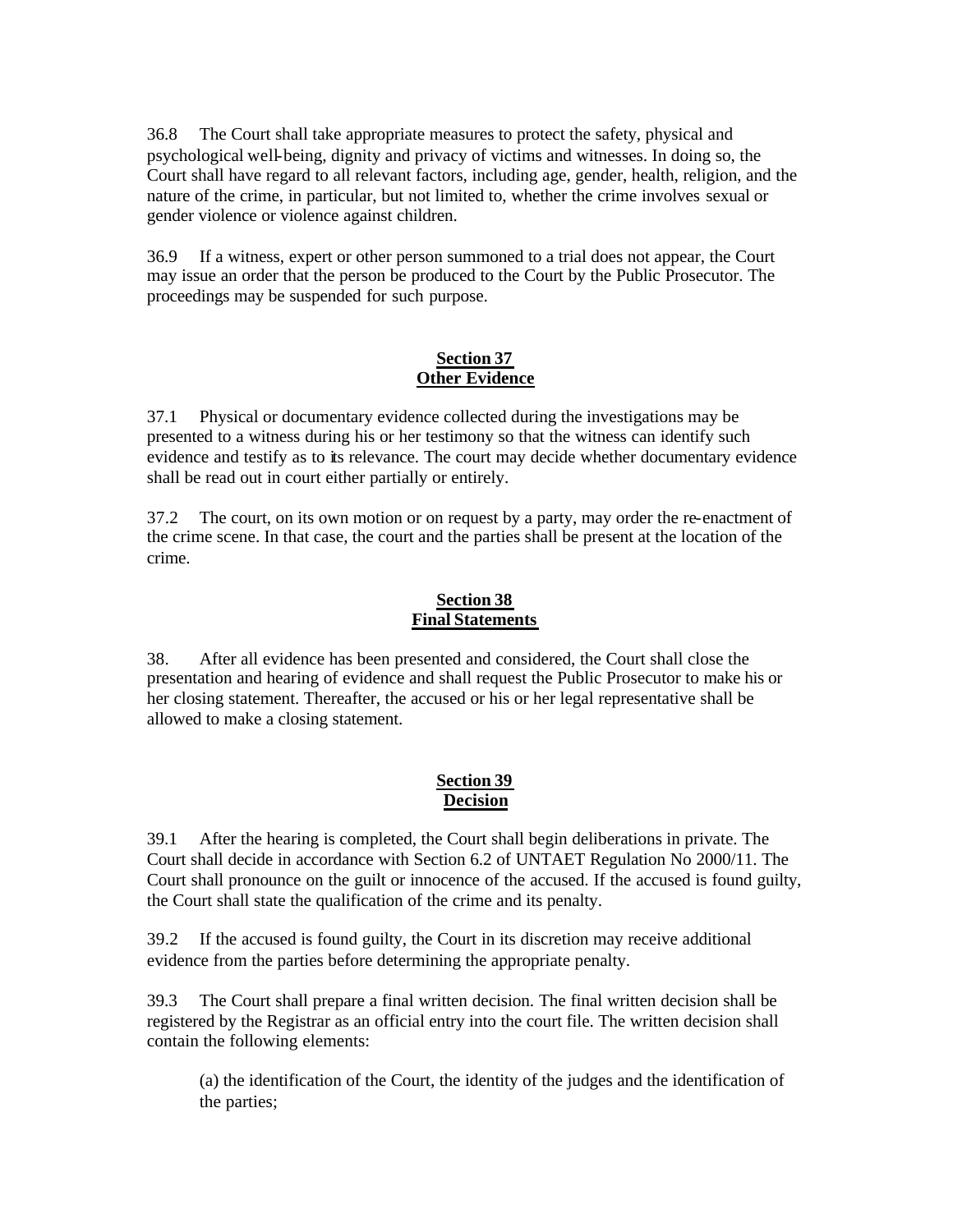36.8 The Court shall take appropriate measures to protect the safety, physical and psychological well-being, dignity and privacy of victims and witnesses. In doing so, the Court shall have regard to all relevant factors, including age, gender, health, religion, and the nature of the crime, in particular, but not limited to, whether the crime involves sexual or gender violence or violence against children.

36.9 If a witness, expert or other person summoned to a trial does not appear, the Court may issue an order that the person be produced to the Court by the Public Prosecutor. The proceedings may be suspended for such purpose.

### Section 37
### Other Evidence

37.1 Physical or documentary evidence collected during the investigations may be presented to a witness during his or her testimony so that the witness can identify such evidence and testify as to its relevance. The court may decide whether documentary evidence shall be read out in court either partially or entirely.

37.2 The court, on its own motion or on request by a party, may order the re-enactment of the crime scene. In that case, the court and the parties shall be present at the location of the crime.

### Section 38
### Final Statements

38. After all evidence has been presented and considered, the Court shall close the presentation and hearing of evidence and shall request the Public Prosecutor to make his or her closing statement. Thereafter, the accused or his or her legal representative shall be allowed to make a closing statement.

### Section 39
### Decision

39.1 After the hearing is completed, the Court shall begin deliberations in private. The Court shall decide in accordance with Section 6.2 of UNTAET Regulation No 2000/11. The Court shall pronounce on the guilt or innocence of the accused. If the accused is found guilty, the Court shall state the qualification of the crime and its penalty.

39.2 If the accused is found guilty, the Court in its discretion may receive additional evidence from the parties before determining the appropriate penalty.

39.3 The Court shall prepare a final written decision. The final written decision shall be registered by the Registrar as an official entry into the court file. The written decision shall contain the following elements:

(a) the identification of the Court, the identity of the judges and the identification of the parties;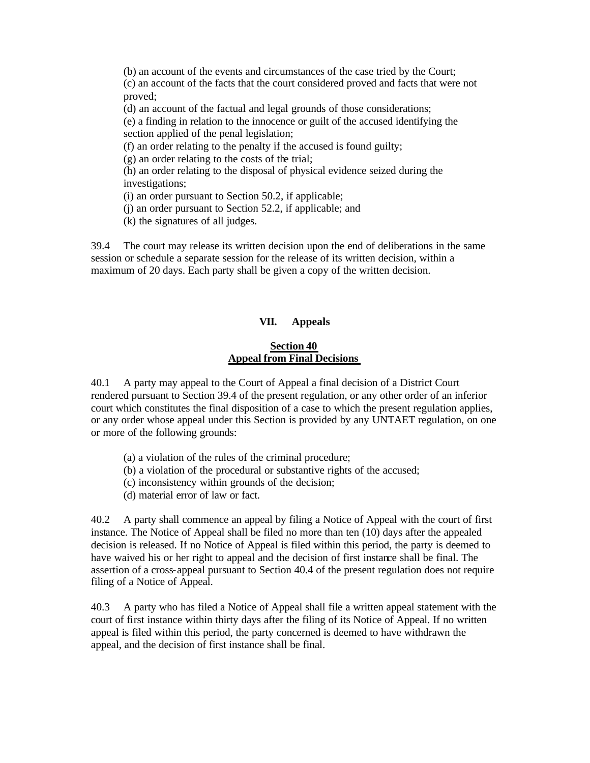(b) an account of the events and circumstances of the case tried by the Court;
(c) an account of the facts that the court considered proved and facts that were not proved;
(d) an account of the factual and legal grounds of those considerations;
(e) a finding in relation to the innocence or guilt of the accused identifying the section applied of the penal legislation;
(f) an order relating to the penalty if the accused is found guilty;
(g) an order relating to the costs of the trial;
(h) an order relating to the disposal of physical evidence seized during the investigations;
(i) an order pursuant to Section 50.2, if applicable;
(j) an order pursuant to Section 52.2, if applicable; and
(k) the signatures of all judges.

39.4 The court may release its written decision upon the end of deliberations in the same session or schedule a separate session for the release of its written decision, within a maximum of 20 days. Each party shall be given a copy of the written decision.

## VII. Appeals

### Section 40
### Appeal from Final Decisions

40.1 A party may appeal to the Court of Appeal a final decision of a District Court rendered pursuant to Section 39.4 of the present regulation, or any other order of an inferior court which constitutes the final disposition of a case to which the present regulation applies, or any order whose appeal under this Section is provided by any UNTAET regulation, on one or more of the following grounds:

(a) a violation of the rules of the criminal procedure;
(b) a violation of the procedural or substantive rights of the accused;
(c) inconsistency within grounds of the decision;
(d) material error of law or fact.

40.2 A party shall commence an appeal by filing a Notice of Appeal with the court of first instance. The Notice of Appeal shall be filed no more than ten (10) days after the appealed decision is released. If no Notice of Appeal is filed within this period, the party is deemed to have waived his or her right to appeal and the decision of first instance shall be final. The assertion of a cross-appeal pursuant to Section 40.4 of the present regulation does not require filing of a Notice of Appeal.

40.3 A party who has filed a Notice of Appeal shall file a written appeal statement with the court of first instance within thirty days after the filing of its Notice of Appeal. If no written appeal is filed within this period, the party concerned is deemed to have withdrawn the appeal, and the decision of first instance shall be final.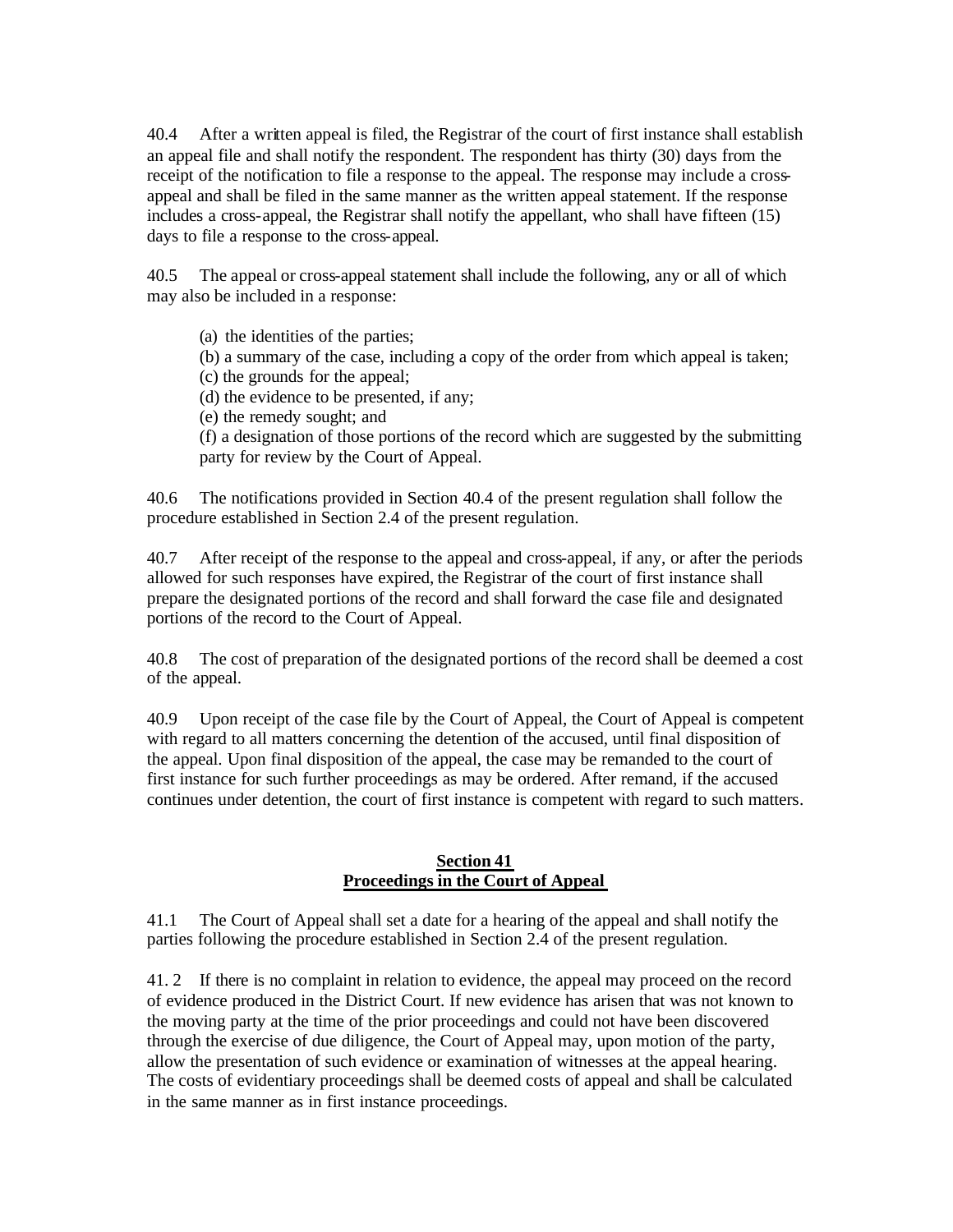40.4 After a written appeal is filed, the Registrar of the court of first instance shall establish an appeal file and shall notify the respondent. The respondent has thirty (30) days from the receipt of the notification to file a response to the appeal. The response may include a cross-appeal and shall be filed in the same manner as the written appeal statement. If the response includes a cross-appeal, the Registrar shall notify the appellant, who shall have fifteen (15) days to file a response to the cross-appeal.

40.5 The appeal or cross-appeal statement shall include the following, any or all of which may also be included in a response:

(a) the identities of the parties;
(b) a summary of the case, including a copy of the order from which appeal is taken;
(c) the grounds for the appeal;
(d) the evidence to be presented, if any;
(e) the remedy sought; and
(f) a designation of those portions of the record which are suggested by the submitting party for review by the Court of Appeal.

40.6 The notifications provided in Section 40.4 of the present regulation shall follow the procedure established in Section 2.4 of the present regulation.

40.7 After receipt of the response to the appeal and cross-appeal, if any, or after the periods allowed for such responses have expired, the Registrar of the court of first instance shall prepare the designated portions of the record and shall forward the case file and designated portions of the record to the Court of Appeal.

40.8 The cost of preparation of the designated portions of the record shall be deemed a cost of the appeal.

40.9 Upon receipt of the case file by the Court of Appeal, the Court of Appeal is competent with regard to all matters concerning the detention of the accused, until final disposition of the appeal. Upon final disposition of the appeal, the case may be remanded to the court of first instance for such further proceedings as may be ordered. After remand, if the accused continues under detention, the court of first instance is competent with regard to such matters.

## Section 41
## Proceedings in the Court of Appeal

41.1 The Court of Appeal shall set a date for a hearing of the appeal and shall notify the parties following the procedure established in Section 2.4 of the present regulation.

41. 2 If there is no complaint in relation to evidence, the appeal may proceed on the record of evidence produced in the District Court. If new evidence has arisen that was not known to the moving party at the time of the prior proceedings and could not have been discovered through the exercise of due diligence, the Court of Appeal may, upon motion of the party, allow the presentation of such evidence or examination of witnesses at the appeal hearing. The costs of evidentiary proceedings shall be deemed costs of appeal and shall be calculated in the same manner as in first instance proceedings.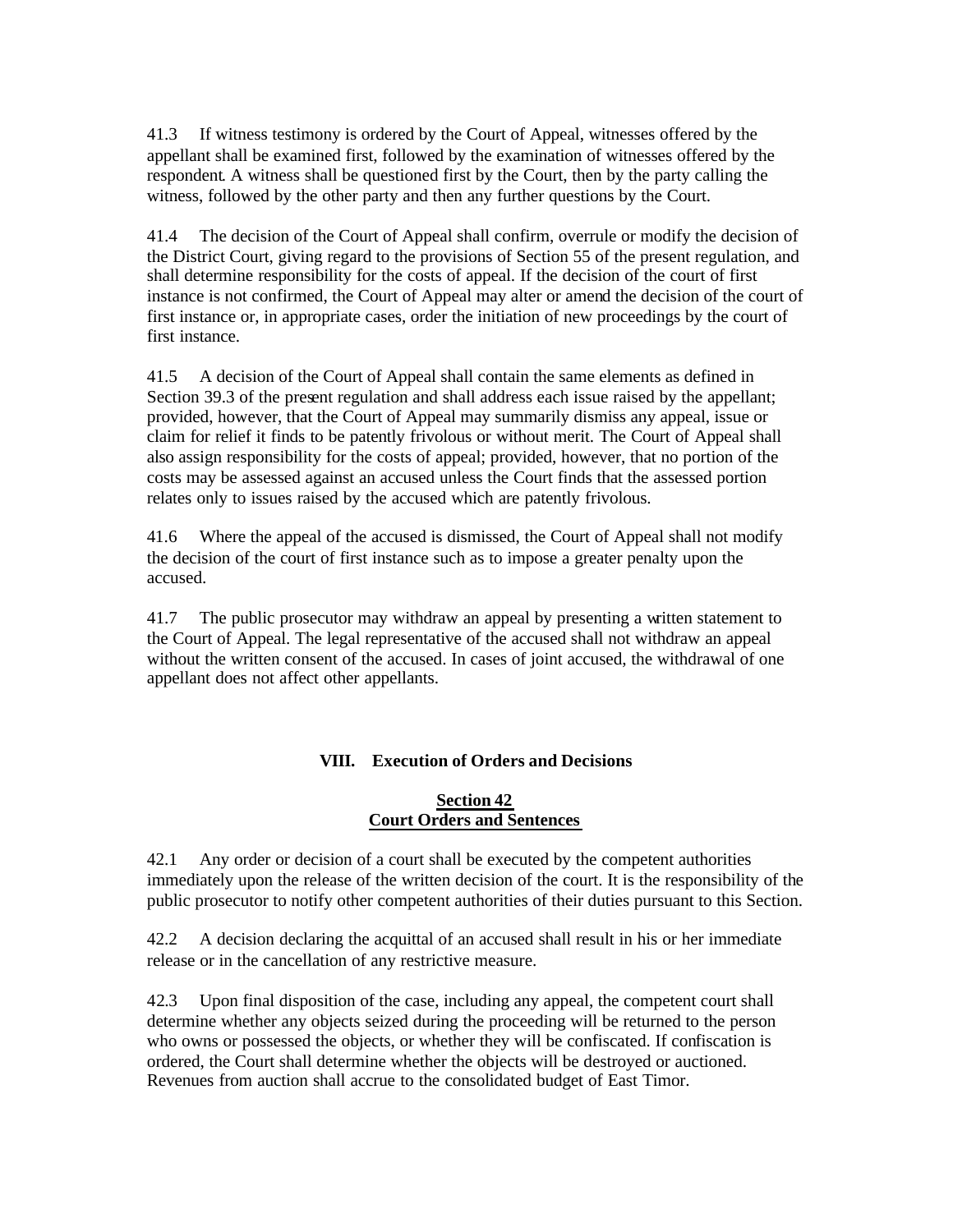41.3 If witness testimony is ordered by the Court of Appeal, witnesses offered by the appellant shall be examined first, followed by the examination of witnesses offered by the respondent. A witness shall be questioned first by the Court, then by the party calling the witness, followed by the other party and then any further questions by the Court.

41.4 The decision of the Court of Appeal shall confirm, overrule or modify the decision of the District Court, giving regard to the provisions of Section 55 of the present regulation, and shall determine responsibility for the costs of appeal. If the decision of the court of first instance is not confirmed, the Court of Appeal may alter or amend the decision of the court of first instance or, in appropriate cases, order the initiation of new proceedings by the court of first instance.

41.5 A decision of the Court of Appeal shall contain the same elements as defined in Section 39.3 of the present regulation and shall address each issue raised by the appellant; provided, however, that the Court of Appeal may summarily dismiss any appeal, issue or claim for relief it finds to be patently frivolous or without merit. The Court of Appeal shall also assign responsibility for the costs of appeal; provided, however, that no portion of the costs may be assessed against an accused unless the Court finds that the assessed portion relates only to issues raised by the accused which are patently frivolous.

41.6 Where the appeal of the accused is dismissed, the Court of Appeal shall not modify the decision of the court of first instance such as to impose a greater penalty upon the accused.

41.7 The public prosecutor may withdraw an appeal by presenting a written statement to the Court of Appeal. The legal representative of the accused shall not withdraw an appeal without the written consent of the accused. In cases of joint accused, the withdrawal of one appellant does not affect other appellants.

## VIII. Execution of Orders and Decisions

### Section 42
### Court Orders and Sentences

42.1 Any order or decision of a court shall be executed by the competent authorities immediately upon the release of the written decision of the court. It is the responsibility of the public prosecutor to notify other competent authorities of their duties pursuant to this Section.

42.2 A decision declaring the acquittal of an accused shall result in his or her immediate release or in the cancellation of any restrictive measure.

42.3 Upon final disposition of the case, including any appeal, the competent court shall determine whether any objects seized during the proceeding will be returned to the person who owns or possessed the objects, or whether they will be confiscated. If confiscation is ordered, the Court shall determine whether the objects will be destroyed or auctioned. Revenues from auction shall accrue to the consolidated budget of East Timor.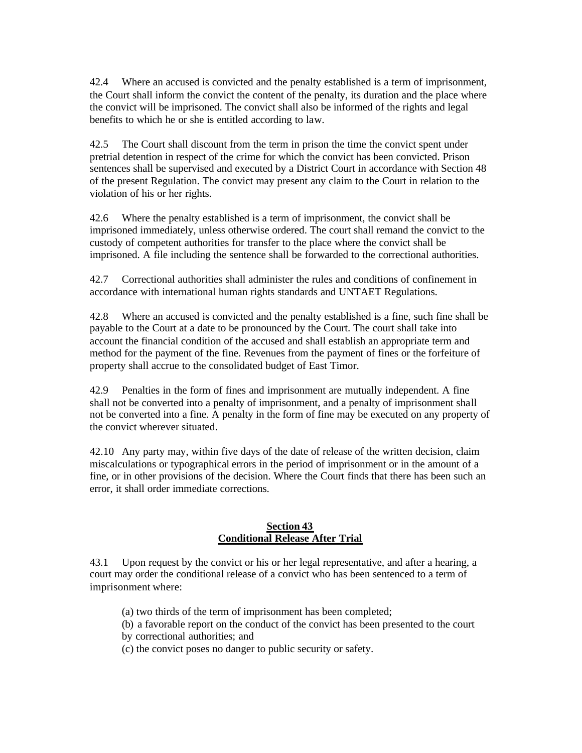42.4 Where an accused is convicted and the penalty established is a term of imprisonment, the Court shall inform the convict the content of the penalty, its duration and the place where the convict will be imprisoned. The convict shall also be informed of the rights and legal benefits to which he or she is entitled according to law.

42.5 The Court shall discount from the term in prison the time the convict spent under pretrial detention in respect of the crime for which the convict has been convicted. Prison sentences shall be supervised and executed by a District Court in accordance with Section 48 of the present Regulation. The convict may present any claim to the Court in relation to the violation of his or her rights.

42.6 Where the penalty established is a term of imprisonment, the convict shall be imprisoned immediately, unless otherwise ordered. The court shall remand the convict to the custody of competent authorities for transfer to the place where the convict shall be imprisoned. A file including the sentence shall be forwarded to the correctional authorities.

42.7 Correctional authorities shall administer the rules and conditions of confinement in accordance with international human rights standards and UNTAET Regulations.

42.8 Where an accused is convicted and the penalty established is a fine, such fine shall be payable to the Court at a date to be pronounced by the Court. The court shall take into account the financial condition of the accused and shall establish an appropriate term and method for the payment of the fine. Revenues from the payment of fines or the forfeiture of property shall accrue to the consolidated budget of East Timor.

42.9 Penalties in the form of fines and imprisonment are mutually independent. A fine shall not be converted into a penalty of imprisonment, and a penalty of imprisonment shall not be converted into a fine. A penalty in the form of fine may be executed on any property of the convict wherever situated.

42.10 Any party may, within five days of the date of release of the written decision, claim miscalculations or typographical errors in the period of imprisonment or in the amount of a fine, or in other provisions of the decision. Where the Court finds that there has been such an error, it shall order immediate corrections.

## Section 43
## Conditional Release After Trial

43.1 Upon request by the convict or his or her legal representative, and after a hearing, a court may order the conditional release of a convict who has been sentenced to a term of imprisonment where:

(a) two thirds of the term of imprisonment has been completed;
(b) a favorable report on the conduct of the convict has been presented to the court by correctional authorities; and
(c) the convict poses no danger to public security or safety.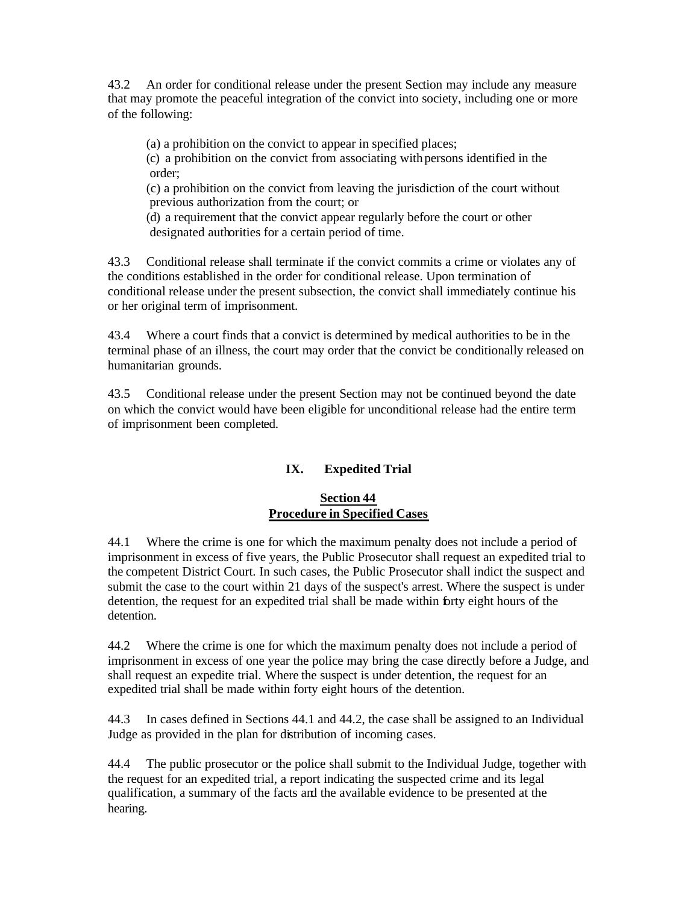43.2 An order for conditional release under the present Section may include any measure that may promote the peaceful integration of the convict into society, including one or more of the following:

(a) a prohibition on the convict to appear in specified places;
(c) a prohibition on the convict from associating with persons identified in the order;
(c) a prohibition on the convict from leaving the jurisdiction of the court without previous authorization from the court; or
(d) a requirement that the convict appear regularly before the court or other designated authorities for a certain period of time.

43.3 Conditional release shall terminate if the convict commits a crime or violates any of the conditions established in the order for conditional release. Upon termination of conditional release under the present subsection, the convict shall immediately continue his or her original term of imprisonment.

43.4 Where a court finds that a convict is determined by medical authorities to be in the terminal phase of an illness, the court may order that the convict be conditionally released on humanitarian grounds.

43.5 Conditional release under the present Section may not be continued beyond the date on which the convict would have been eligible for unconditional release had the entire term of imprisonment been completed.

## IX. Expedited Trial

### Section 44
### Procedure in Specified Cases

44.1 Where the crime is one for which the maximum penalty does not include a period of imprisonment in excess of five years, the Public Prosecutor shall request an expedited trial to the competent District Court. In such cases, the Public Prosecutor shall indict the suspect and submit the case to the court within 21 days of the suspect's arrest. Where the suspect is under detention, the request for an expedited trial shall be made within forty eight hours of the detention.

44.2 Where the crime is one for which the maximum penalty does not include a period of imprisonment in excess of one year the police may bring the case directly before a Judge, and shall request an expedite trial. Where the suspect is under detention, the request for an expedited trial shall be made within forty eight hours of the detention.

44.3 In cases defined in Sections 44.1 and 44.2, the case shall be assigned to an Individual Judge as provided in the plan for distribution of incoming cases.

44.4 The public prosecutor or the police shall submit to the Individual Judge, together with the request for an expedited trial, a report indicating the suspected crime and its legal qualification, a summary of the facts and the available evidence to be presented at the hearing.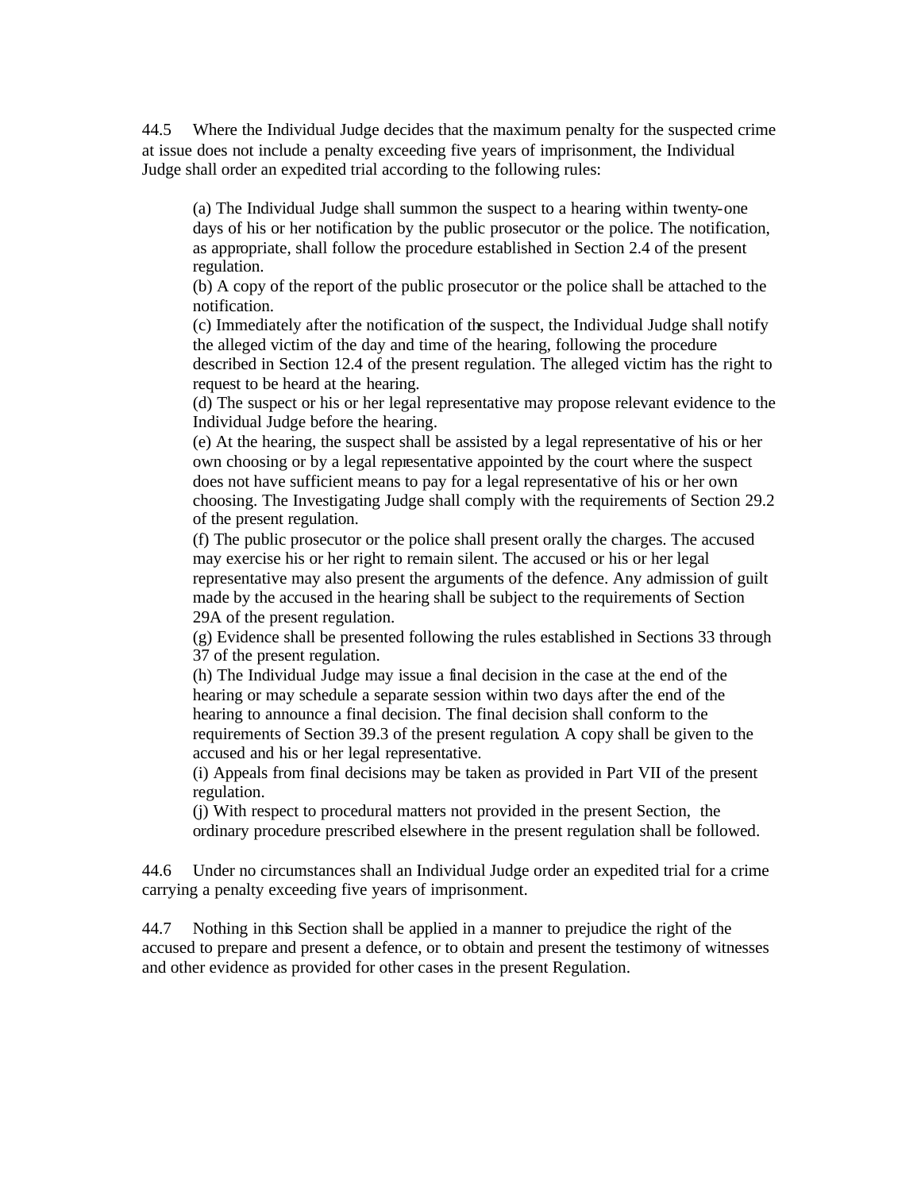44.5 Where the Individual Judge decides that the maximum penalty for the suspected crime at issue does not include a penalty exceeding five years of imprisonment, the Individual Judge shall order an expedited trial according to the following rules:

(a) The Individual Judge shall summon the suspect to a hearing within twenty-one days of his or her notification by the public prosecutor or the police. The notification, as appropriate, shall follow the procedure established in Section 2.4 of the present regulation.
(b) A copy of the report of the public prosecutor or the police shall be attached to the notification.
(c) Immediately after the notification of the suspect, the Individual Judge shall notify the alleged victim of the day and time of the hearing, following the procedure described in Section 12.4 of the present regulation. The alleged victim has the right to request to be heard at the hearing.
(d) The suspect or his or her legal representative may propose relevant evidence to the Individual Judge before the hearing.
(e) At the hearing, the suspect shall be assisted by a legal representative of his or her own choosing or by a legal representative appointed by the court where the suspect does not have sufficient means to pay for a legal representative of his or her own choosing. The Investigating Judge shall comply with the requirements of Section 29.2 of the present regulation.
(f) The public prosecutor or the police shall present orally the charges. The accused may exercise his or her right to remain silent. The accused or his or her legal representative may also present the arguments of the defence. Any admission of guilt made by the accused in the hearing shall be subject to the requirements of Section 29A of the present regulation.
(g) Evidence shall be presented following the rules established in Sections 33 through 37 of the present regulation.
(h) The Individual Judge may issue a final decision in the case at the end of the hearing or may schedule a separate session within two days after the end of the hearing to announce a final decision. The final decision shall conform to the requirements of Section 39.3 of the present regulation. A copy shall be given to the accused and his or her legal representative.
(i) Appeals from final decisions may be taken as provided in Part VII of the present regulation.
(j) With respect to procedural matters not provided in the present Section, the ordinary procedure prescribed elsewhere in the present regulation shall be followed.

44.6 Under no circumstances shall an Individual Judge order an expedited trial for a crime carrying a penalty exceeding five years of imprisonment.

44.7 Nothing in this Section shall be applied in a manner to prejudice the right of the accused to prepare and present a defence, or to obtain and present the testimony of witnesses and other evidence as provided for other cases in the present Regulation.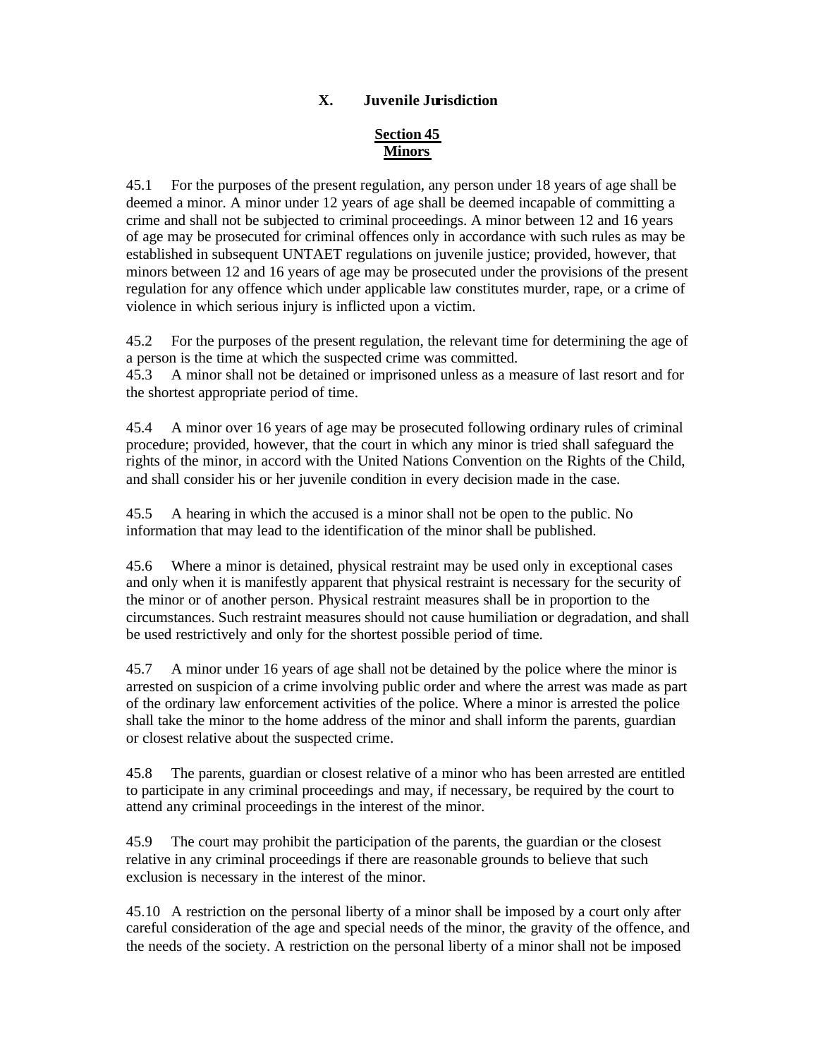## X. Juvenile Jurisdiction

### Section 45
### Minors

45.1 For the purposes of the present regulation, any person under 18 years of age shall be deemed a minor. A minor under 12 years of age shall be deemed incapable of committing a crime and shall not be subjected to criminal proceedings. A minor between 12 and 16 years of age may be prosecuted for criminal offences only in accordance with such rules as may be established in subsequent UNTAET regulations on juvenile justice; provided, however, that minors between 12 and 16 years of age may be prosecuted under the provisions of the present regulation for any offence which under applicable law constitutes murder, rape, or a crime of violence in which serious injury is inflicted upon a victim.

45.2 For the purposes of the present regulation, the relevant time for determining the age of a person is the time at which the suspected crime was committed.

45.3 A minor shall not be detained or imprisoned unless as a measure of last resort and for the shortest appropriate period of time.

45.4 A minor over 16 years of age may be prosecuted following ordinary rules of criminal procedure; provided, however, that the court in which any minor is tried shall safeguard the rights of the minor, in accord with the United Nations Convention on the Rights of the Child, and shall consider his or her juvenile condition in every decision made in the case.

45.5 A hearing in which the accused is a minor shall not be open to the public. No information that may lead to the identification of the minor shall be published.

45.6 Where a minor is detained, physical restraint may be used only in exceptional cases and only when it is manifestly apparent that physical restraint is necessary for the security of the minor or of another person. Physical restraint measures shall be in proportion to the circumstances. Such restraint measures should not cause humiliation or degradation, and shall be used restrictively and only for the shortest possible period of time.

45.7 A minor under 16 years of age shall not be detained by the police where the minor is arrested on suspicion of a crime involving public order and where the arrest was made as part of the ordinary law enforcement activities of the police. Where a minor is arrested the police shall take the minor to the home address of the minor and shall inform the parents, guardian or closest relative about the suspected crime.

45.8 The parents, guardian or closest relative of a minor who has been arrested are entitled to participate in any criminal proceedings and may, if necessary, be required by the court to attend any criminal proceedings in the interest of the minor.

45.9 The court may prohibit the participation of the parents, the guardian or the closest relative in any criminal proceedings if there are reasonable grounds to believe that such exclusion is necessary in the interest of the minor.

45.10 A restriction on the personal liberty of a minor shall be imposed by a court only after careful consideration of the age and special needs of the minor, the gravity of the offence, and the needs of the society. A restriction on the personal liberty of a minor shall not be imposed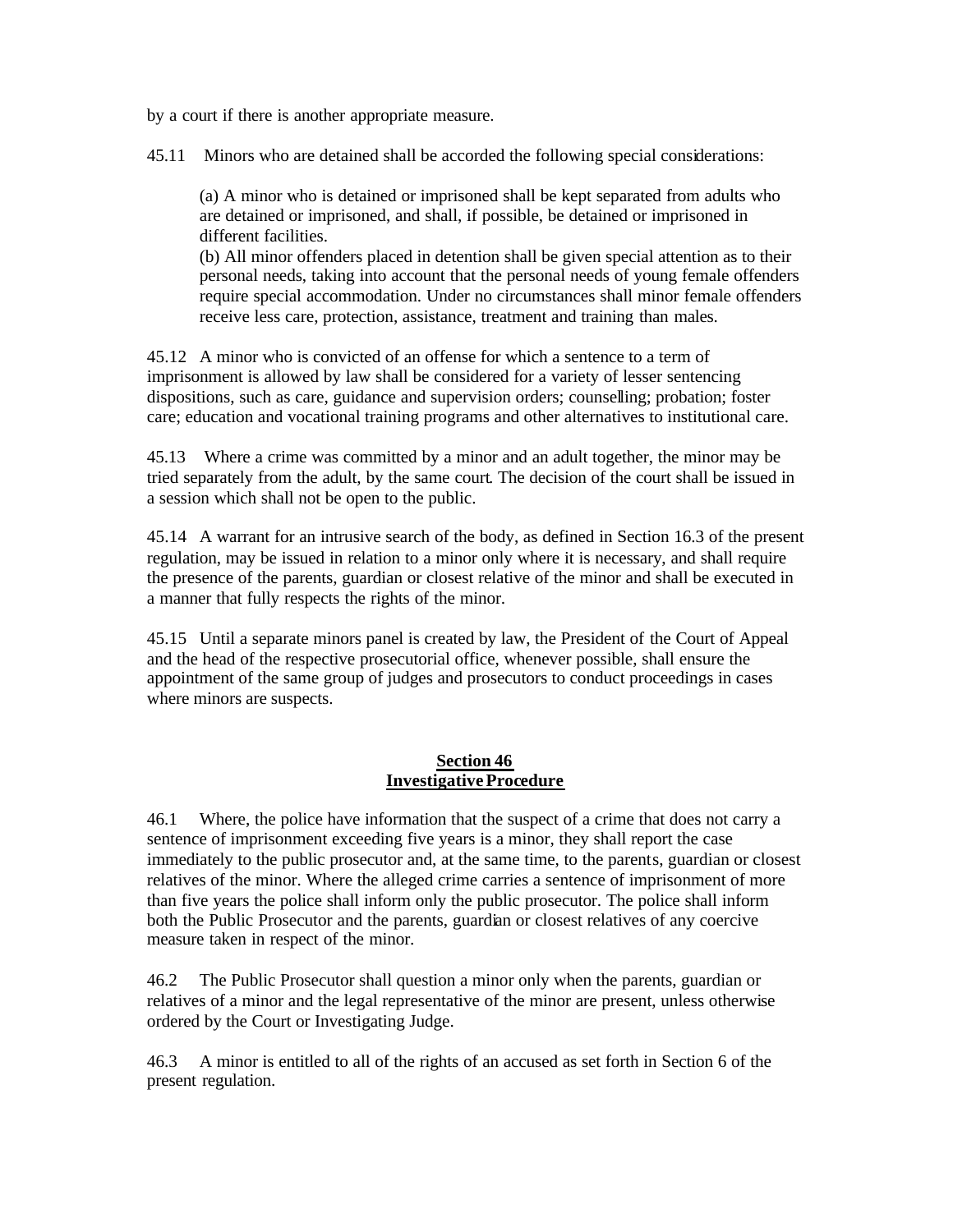by a court if there is another appropriate measure.

45.11 Minors who are detained shall be accorded the following special considerations:

(a) A minor who is detained or imprisoned shall be kept separated from adults who are detained or imprisoned, and shall, if possible, be detained or imprisoned in different facilities.
(b) All minor offenders placed in detention shall be given special attention as to their personal needs, taking into account that the personal needs of young female offenders require special accommodation. Under no circumstances shall minor female offenders receive less care, protection, assistance, treatment and training than males.

45.12 A minor who is convicted of an offense for which a sentence to a term of imprisonment is allowed by law shall be considered for a variety of lesser sentencing dispositions, such as care, guidance and supervision orders; counselling; probation; foster care; education and vocational training programs and other alternatives to institutional care.

45.13 Where a crime was committed by a minor and an adult together, the minor may be tried separately from the adult, by the same court. The decision of the court shall be issued in a session which shall not be open to the public.

45.14 A warrant for an intrusive search of the body, as defined in Section 16.3 of the present regulation, may be issued in relation to a minor only where it is necessary, and shall require the presence of the parents, guardian or closest relative of the minor and shall be executed in a manner that fully respects the rights of the minor.

45.15 Until a separate minors panel is created by law, the President of the Court of Appeal and the head of the respective prosecutorial office, whenever possible, shall ensure the appointment of the same group of judges and prosecutors to conduct proceedings in cases where minors are suspects.

## Section 46
## Investigative Procedure

46.1 Where, the police have information that the suspect of a crime that does not carry a sentence of imprisonment exceeding five years is a minor, they shall report the case immediately to the public prosecutor and, at the same time, to the parents, guardian or closest relatives of the minor. Where the alleged crime carries a sentence of imprisonment of more than five years the police shall inform only the public prosecutor. The police shall inform both the Public Prosecutor and the parents, guardian or closest relatives of any coercive measure taken in respect of the minor.

46.2 The Public Prosecutor shall question a minor only when the parents, guardian or relatives of a minor and the legal representative of the minor are present, unless otherwise ordered by the Court or Investigating Judge.

46.3 A minor is entitled to all of the rights of an accused as set forth in Section 6 of the present regulation.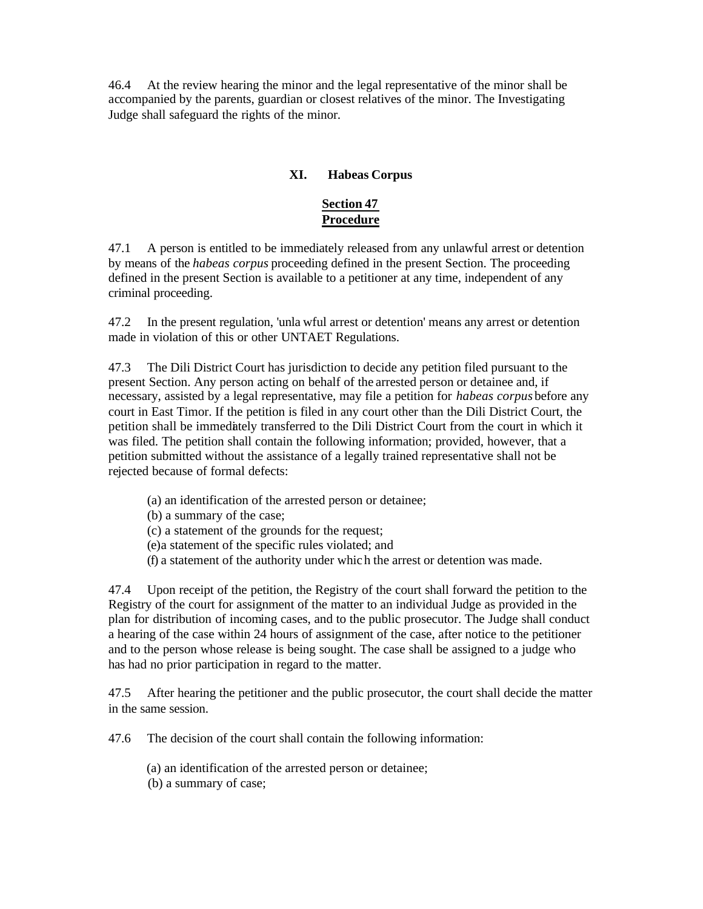46.4 At the review hearing the minor and the legal representative of the minor shall be accompanied by the parents, guardian or closest relatives of the minor. The Investigating Judge shall safeguard the rights of the minor.

## XI. Habeas Corpus

### Section 47
### Procedure

47.1 A person is entitled to be immediately released from any unlawful arrest or detention by means of the *habeas corpus* proceeding defined in the present Section. The proceeding defined in the present Section is available to a petitioner at any time, independent of any criminal proceeding.

47.2 In the present regulation, 'unla wful arrest or detention' means any arrest or detention made in violation of this or other UNTAET Regulations.

47.3 The Dili District Court has jurisdiction to decide any petition filed pursuant to the present Section. Any person acting on behalf of the arrested person or detainee and, if necessary, assisted by a legal representative, may file a petition for *habeas corpus* before any court in East Timor. If the petition is filed in any court other than the Dili District Court, the petition shall be immediately transferred to the Dili District Court from the court in which it was filed. The petition shall contain the following information; provided, however, that a petition submitted without the assistance of a legally trained representative shall not be rejected because of formal defects:

(a) an identification of the arrested person or detainee;
(b) a summary of the case;
(c) a statement of the grounds for the request;
(e)a statement of the specific rules violated; and
(f) a statement of the authority under which the arrest or detention was made.

47.4 Upon receipt of the petition, the Registry of the court shall forward the petition to the Registry of the court for assignment of the matter to an individual Judge as provided in the plan for distribution of incoming cases, and to the public prosecutor. The Judge shall conduct a hearing of the case within 24 hours of assignment of the case, after notice to the petitioner and to the person whose release is being sought. The case shall be assigned to a judge who has had no prior participation in regard to the matter.

47.5 After hearing the petitioner and the public prosecutor, the court shall decide the matter in the same session.

47.6 The decision of the court shall contain the following information:

(a) an identification of the arrested person or detainee;
(b) a summary of case;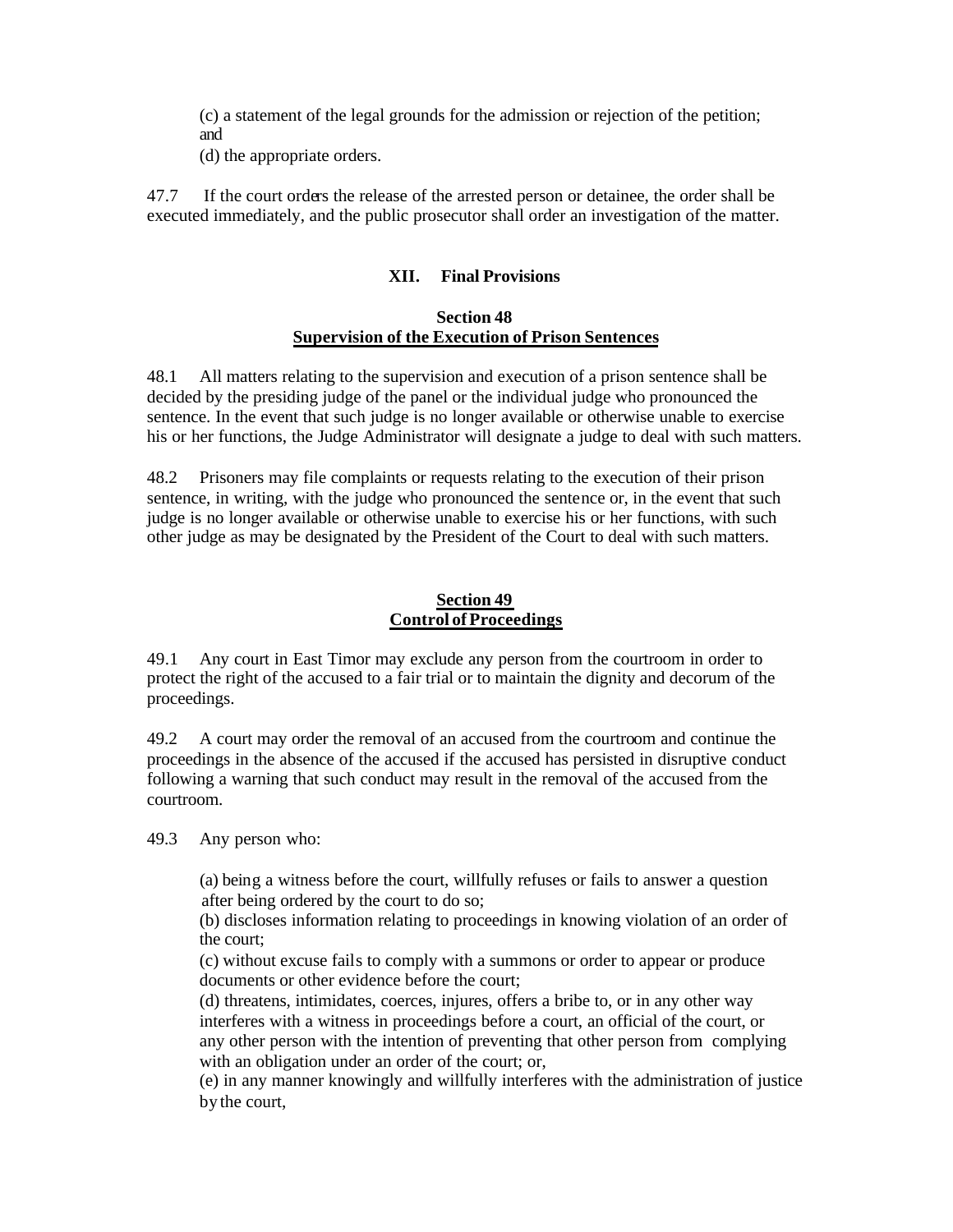(c) a statement of the legal grounds for the admission or rejection of the petition; and

(d) the appropriate orders.

47.7 If the court orders the release of the arrested person or detainee, the order shall be executed immediately, and the public prosecutor shall order an investigation of the matter.

## XII. Final Provisions

### Section 48
### Supervision of the Execution of Prison Sentences

48.1 All matters relating to the supervision and execution of a prison sentence shall be decided by the presiding judge of the panel or the individual judge who pronounced the sentence. In the event that such judge is no longer available or otherwise unable to exercise his or her functions, the Judge Administrator will designate a judge to deal with such matters.

48.2 Prisoners may file complaints or requests relating to the execution of their prison sentence, in writing, with the judge who pronounced the sentence or, in the event that such judge is no longer available or otherwise unable to exercise his or her functions, with such other judge as may be designated by the President of the Court to deal with such matters.

### Section 49
### Control of Proceedings

49.1 Any court in East Timor may exclude any person from the courtroom in order to protect the right of the accused to a fair trial or to maintain the dignity and decorum of the proceedings.

49.2 A court may order the removal of an accused from the courtroom and continue the proceedings in the absence of the accused if the accused has persisted in disruptive conduct following a warning that such conduct may result in the removal of the accused from the courtroom.

49.3 Any person who:

(a) being a witness before the court, willfully refuses or fails to answer a question after being ordered by the court to do so;

(b) discloses information relating to proceedings in knowing violation of an order of the court;

(c) without excuse fails to comply with a summons or order to appear or produce documents or other evidence before the court;

(d) threatens, intimidates, coerces, injures, offers a bribe to, or in any other way interferes with a witness in proceedings before a court, an official of the court, or any other person with the intention of preventing that other person from complying with an obligation under an order of the court; or,

(e) in any manner knowingly and willfully interferes with the administration of justice by the court,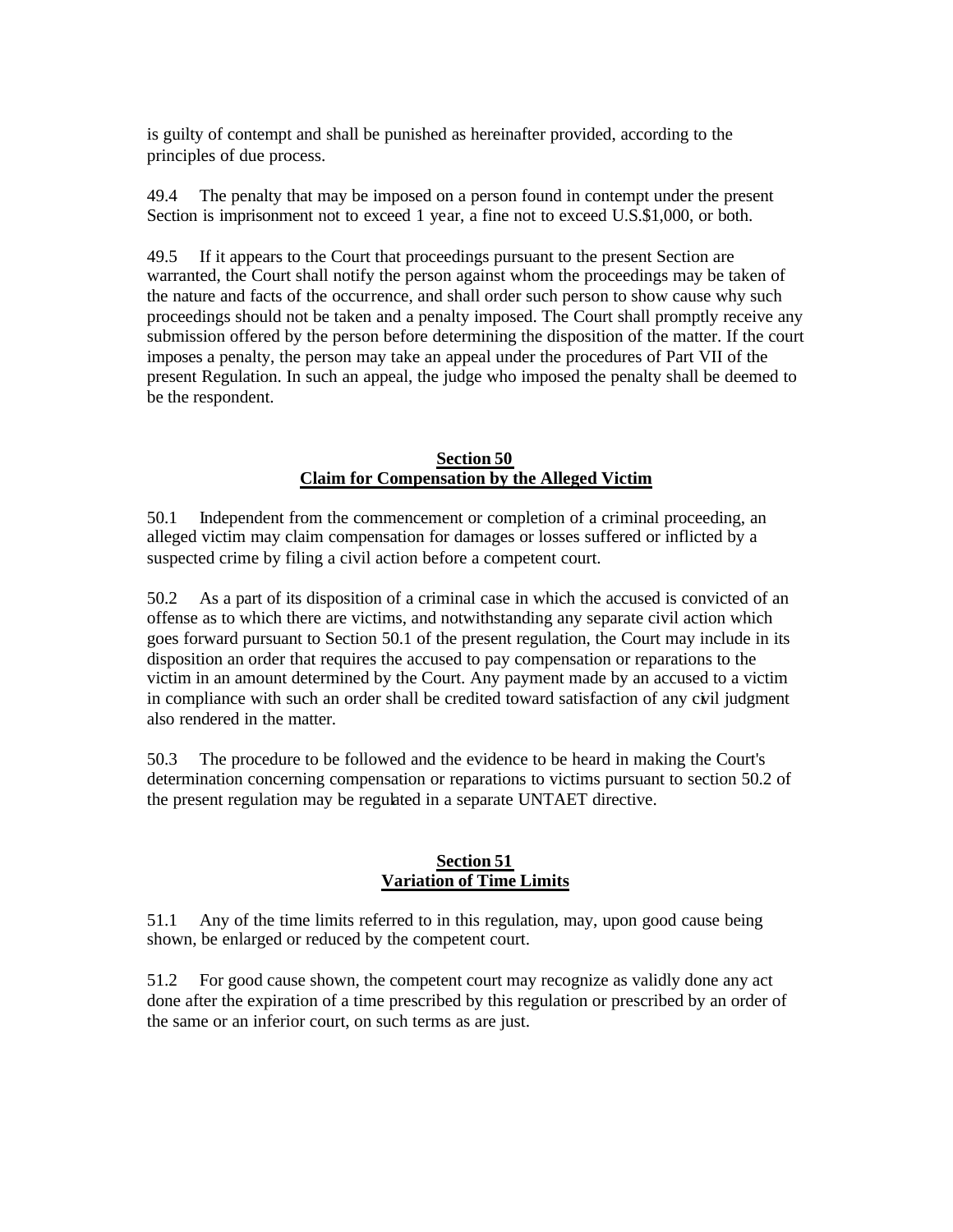is guilty of contempt and shall be punished as hereinafter provided, according to the principles of due process.

49.4 The penalty that may be imposed on a person found in contempt under the present Section is imprisonment not to exceed 1 year, a fine not to exceed U.S.$1,000, or both.

49.5 If it appears to the Court that proceedings pursuant to the present Section are warranted, the Court shall notify the person against whom the proceedings may be taken of the nature and facts of the occurrence, and shall order such person to show cause why such proceedings should not be taken and a penalty imposed. The Court shall promptly receive any submission offered by the person before determining the disposition of the matter. If the court imposes a penalty, the person may take an appeal under the procedures of Part VII of the present Regulation. In such an appeal, the judge who imposed the penalty shall be deemed to be the respondent.

**Section 50**
**Claim for Compensation by the Alleged Victim**

50.1 Independent from the commencement or completion of a criminal proceeding, an alleged victim may claim compensation for damages or losses suffered or inflicted by a suspected crime by filing a civil action before a competent court.

50.2 As a part of its disposition of a criminal case in which the accused is convicted of an offense as to which there are victims, and notwithstanding any separate civil action which goes forward pursuant to Section 50.1 of the present regulation, the Court may include in its disposition an order that requires the accused to pay compensation or reparations to the victim in an amount determined by the Court. Any payment made by an accused to a victim in compliance with such an order shall be credited toward satisfaction of any civil judgment also rendered in the matter.

50.3 The procedure to be followed and the evidence to be heard in making the Court's determination concerning compensation or reparations to victims pursuant to section 50.2 of the present regulation may be regulated in a separate UNTAET directive.

**Section 51**
**Variation of Time Limits**

51.1 Any of the time limits referred to in this regulation, may, upon good cause being shown, be enlarged or reduced by the competent court.

51.2 For good cause shown, the competent court may recognize as validly done any act done after the expiration of a time prescribed by this regulation or prescribed by an order of the same or an inferior court, on such terms as are just.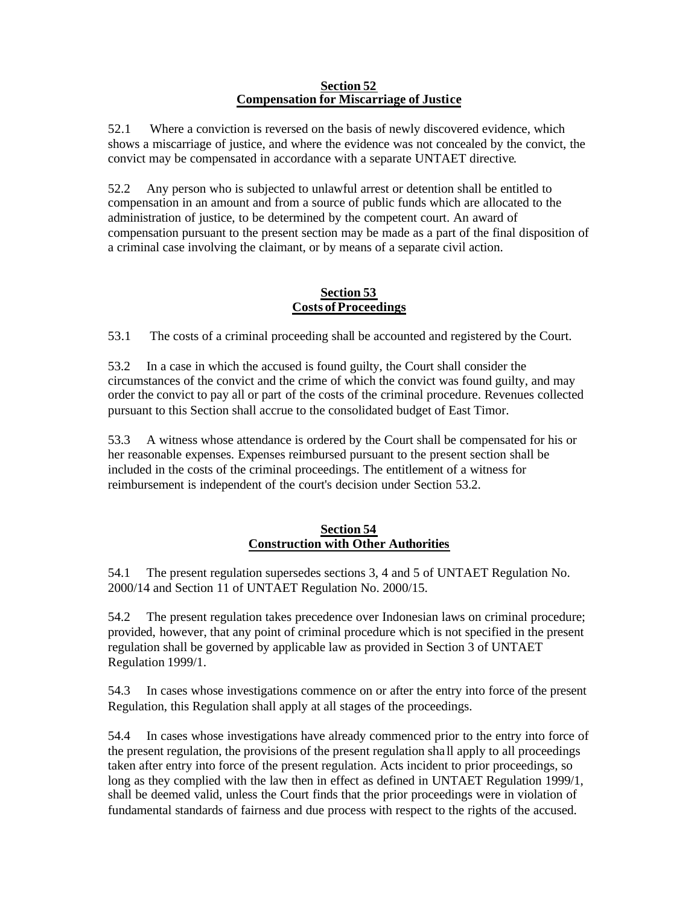## Section 52
## Compensation for Miscarriage of Justice

52.1 Where a conviction is reversed on the basis of newly discovered evidence, which shows a miscarriage of justice, and where the evidence was not concealed by the convict, the convict may be compensated in accordance with a separate UNTAET directive.

52.2 Any person who is subjected to unlawful arrest or detention shall be entitled to compensation in an amount and from a source of public funds which are allocated to the administration of justice, to be determined by the competent court. An award of compensation pursuant to the present section may be made as a part of the final disposition of a criminal case involving the claimant, or by means of a separate civil action.

## Section 53
## Costs of Proceedings

53.1 The costs of a criminal proceeding shall be accounted and registered by the Court.

53.2 In a case in which the accused is found guilty, the Court shall consider the circumstances of the convict and the crime of which the convict was found guilty, and may order the convict to pay all or part of the costs of the criminal procedure. Revenues collected pursuant to this Section shall accrue to the consolidated budget of East Timor.

53.3 A witness whose attendance is ordered by the Court shall be compensated for his or her reasonable expenses. Expenses reimbursed pursuant to the present section shall be included in the costs of the criminal proceedings. The entitlement of a witness for reimbursement is independent of the court's decision under Section 53.2.

## Section 54
## Construction with Other Authorities

54.1 The present regulation supersedes sections 3, 4 and 5 of UNTAET Regulation No. 2000/14 and Section 11 of UNTAET Regulation No. 2000/15.

54.2 The present regulation takes precedence over Indonesian laws on criminal procedure; provided, however, that any point of criminal procedure which is not specified in the present regulation shall be governed by applicable law as provided in Section 3 of UNTAET Regulation 1999/1.

54.3 In cases whose investigations commence on or after the entry into force of the present Regulation, this Regulation shall apply at all stages of the proceedings.

54.4 In cases whose investigations have already commenced prior to the entry into force of the present regulation, the provisions of the present regulation shall apply to all proceedings taken after entry into force of the present regulation. Acts incident to prior proceedings, so long as they complied with the law then in effect as defined in UNTAET Regulation 1999/1, shall be deemed valid, unless the Court finds that the prior proceedings were in violation of fundamental standards of fairness and due process with respect to the rights of the accused.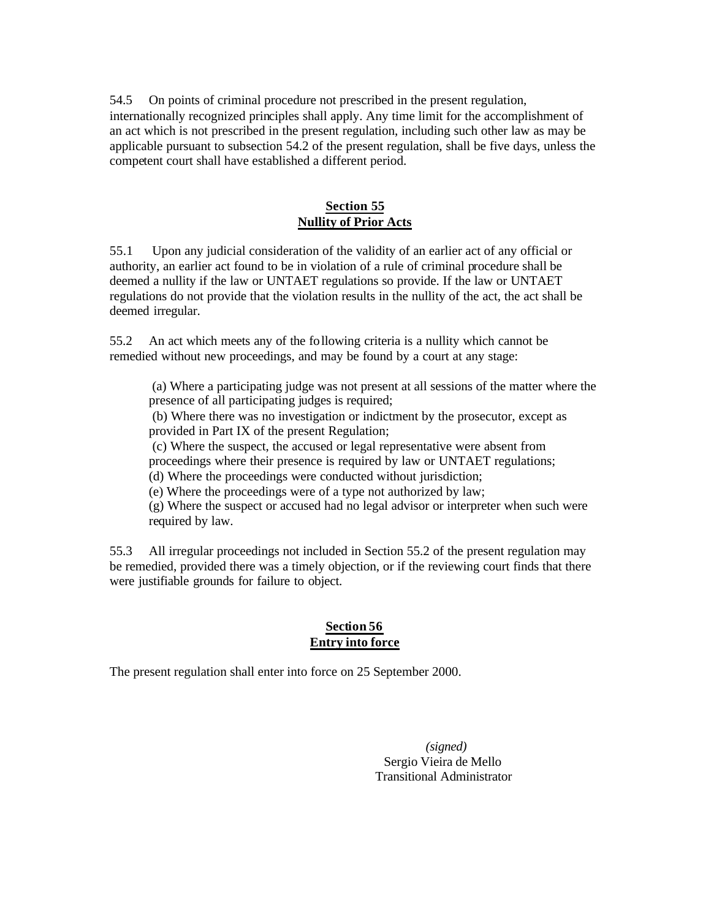54.5 On points of criminal procedure not prescribed in the present regulation, internationally recognized principles shall apply. Any time limit for the accomplishment of an act which is not prescribed in the present regulation, including such other law as may be applicable pursuant to subsection 54.2 of the present regulation, shall be five days, unless the competent court shall have established a different period.

## Section 55
## Nullity of Prior Acts

55.1 Upon any judicial consideration of the validity of an earlier act of any official or authority, an earlier act found to be in violation of a rule of criminal procedure shall be deemed a nullity if the law or UNTAET regulations so provide. If the law or UNTAET regulations do not provide that the violation results in the nullity of the act, the act shall be deemed irregular.

55.2 An act which meets any of the following criteria is a nullity which cannot be remedied without new proceedings, and may be found by a court at any stage:

(a) Where a participating judge was not present at all sessions of the matter where the presence of all participating judges is required;
(b) Where there was no investigation or indictment by the prosecutor, except as provided in Part IX of the present Regulation;
(c) Where the suspect, the accused or legal representative were absent from proceedings where their presence is required by law or UNTAET regulations;
(d) Where the proceedings were conducted without jurisdiction;
(e) Where the proceedings were of a type not authorized by law;
(g) Where the suspect or accused had no legal advisor or interpreter when such were required by law.

55.3 All irregular proceedings not included in Section 55.2 of the present regulation may be remedied, provided there was a timely objection, or if the reviewing court finds that there were justifiable grounds for failure to object.

## Section 56
## Entry into force

The present regulation shall enter into force on 25 September 2000.

*(signed)*
Sergio Vieira de Mello
Transitional Administrator